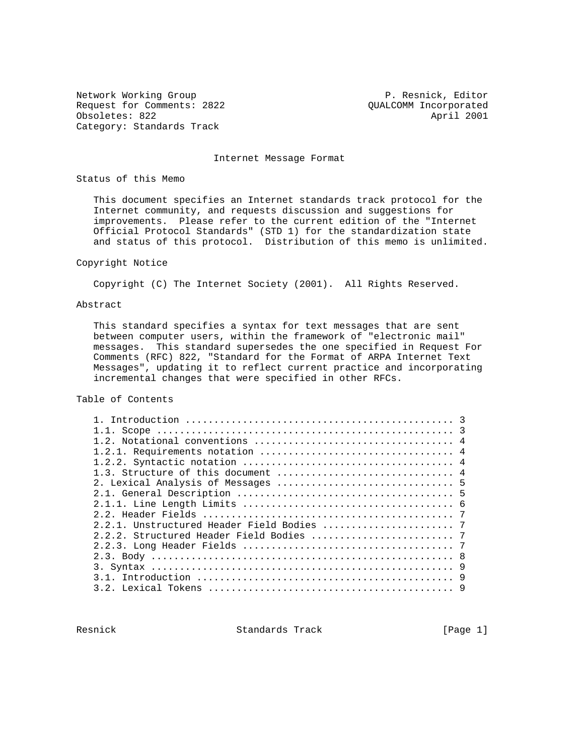Network Working Group P. Resnick, Editor
Request for Comments: 2822 QUALCOMM Incorporated
Obsoletes: 822 April 2001
Category: Standards Track

# Internet Message Format

## Status of this Memo

This document specifies an Internet standards track protocol for the Internet community, and requests discussion and suggestions for improvements. Please refer to the current edition of the "Internet Official Protocol Standards" (STD 1) for the standardization state and status of this protocol. Distribution of this memo is unlimited.

## Copyright Notice

Copyright (C) The Internet Society (2001). All Rights Reserved.

## Abstract

This standard specifies a syntax for text messages that are sent between computer users, within the framework of "electronic mail" messages. This standard supersedes the one specified in Request For Comments (RFC) 822, "Standard for the Format of ARPA Internet Text Messages", updating it to reflect current practice and incorporating incremental changes that were specified in other RFCs.

## Table of Contents

```
1. Introduction ............................................... 3
1.1. Scope .................................................... 3
1.2. Notational conventions ................................... 4
1.2.1. Requirements notation .................................. 4
1.2.2. Syntactic notation ..................................... 4
1.3. Structure of this document ............................... 4
2. Lexical Analysis of Messages ............................... 5
2.1. General Description ...................................... 5
2.1.1. Line Length Limits ..................................... 6
2.2. Header Fields ............................................ 7
2.2.1. Unstructured Header Field Bodies ....................... 7
2.2.2. Structured Header Field Bodies ......................... 7
2.2.3. Long Header Fields ..................................... 7
2.3. Body ..................................................... 8
3. Syntax ..................................................... 9
3.1. Introduction ............................................. 9
3.2. Lexical Tokens ........................................... 9
```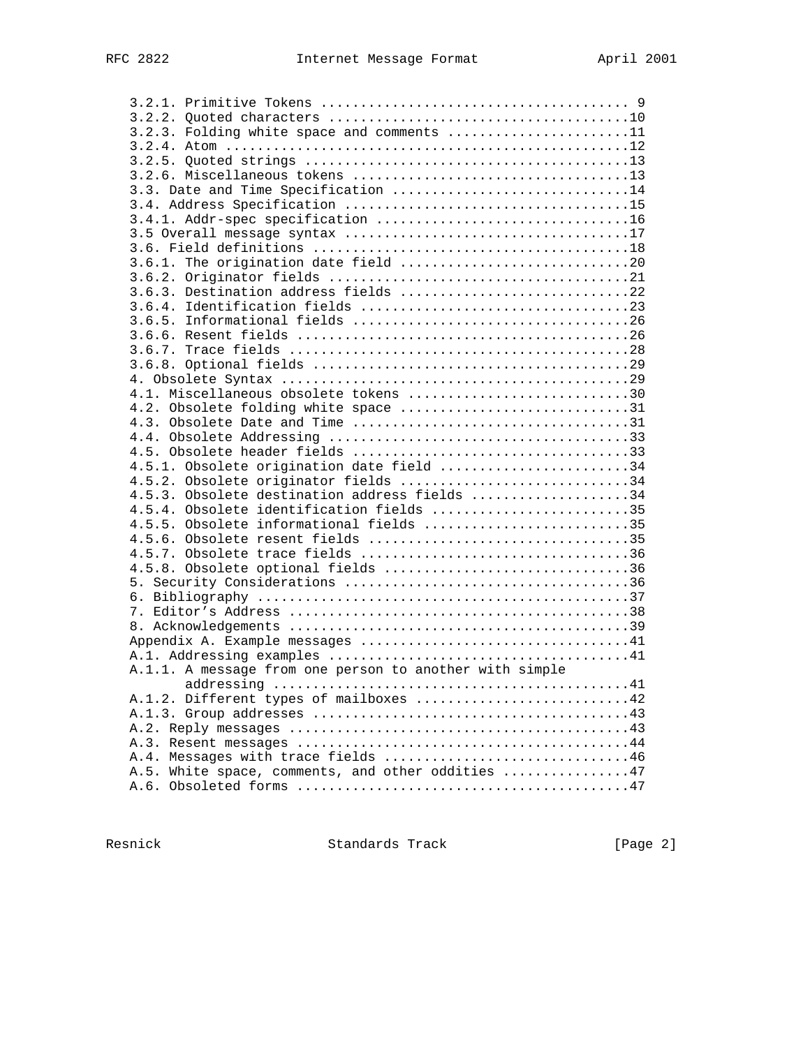```
   3.2.1. Primitive Tokens ....................................... 9
   3.2.2. Quoted characters ......................................10
   3.2.3. Folding white space and comments .......................11
   3.2.4. Atom ...................................................12
   3.2.5. Quoted strings .........................................13
   3.2.6. Miscellaneous tokens ...................................13
   3.3. Date and Time Specification ..............................14
   3.4. Address Specification ....................................15
   3.4.1. Addr-spec specification ................................16
   3.5 Overall message syntax ....................................17
   3.6. Field definitions ........................................18
   3.6.1. The origination date field .............................20
   3.6.2. Originator fields ......................................21
   3.6.3. Destination address fields .............................22
   3.6.4. Identification fields ..................................23
   3.6.5. Informational fields ...................................26
   3.6.6. Resent fields ..........................................26
   3.6.7. Trace fields ...........................................28
   3.6.8. Optional fields ........................................29
   4. Obsolete Syntax ............................................29
   4.1. Miscellaneous obsolete tokens ............................30
   4.2. Obsolete folding white space .............................31
   4.3. Obsolete Date and Time ...................................31
   4.4. Obsolete Addressing ......................................33
   4.5. Obsolete header fields ...................................33
   4.5.1. Obsolete origination date field ........................34
   4.5.2. Obsolete originator fields .............................34
   4.5.3. Obsolete destination address fields ....................34
   4.5.4. Obsolete identification fields .........................35
   4.5.5. Obsolete informational fields ..........................35
   4.5.6. Obsolete resent fields .................................35
   4.5.7. Obsolete trace fields ..................................36
   4.5.8. Obsolete optional fields ...............................36
   5. Security Considerations ....................................36
   6. Bibliography ...............................................37
   7. Editor's Address ...........................................38
   8. Acknowledgements ...........................................39
   Appendix A. Example messages ..................................41
   A.1. Addressing examples ......................................41
   A.1.1. A message from one person to another with simple
          addressing .............................................41
   A.1.2. Different types of mailboxes ...........................42
   A.1.3. Group addresses ........................................43
   A.2. Reply messages ...........................................43
   A.3. Resent messages ..........................................44
   A.4. Messages with trace fields ...............................46
   A.5. White space, comments, and other oddities ................47
   A.6. Obsoleted forms ..........................................47
```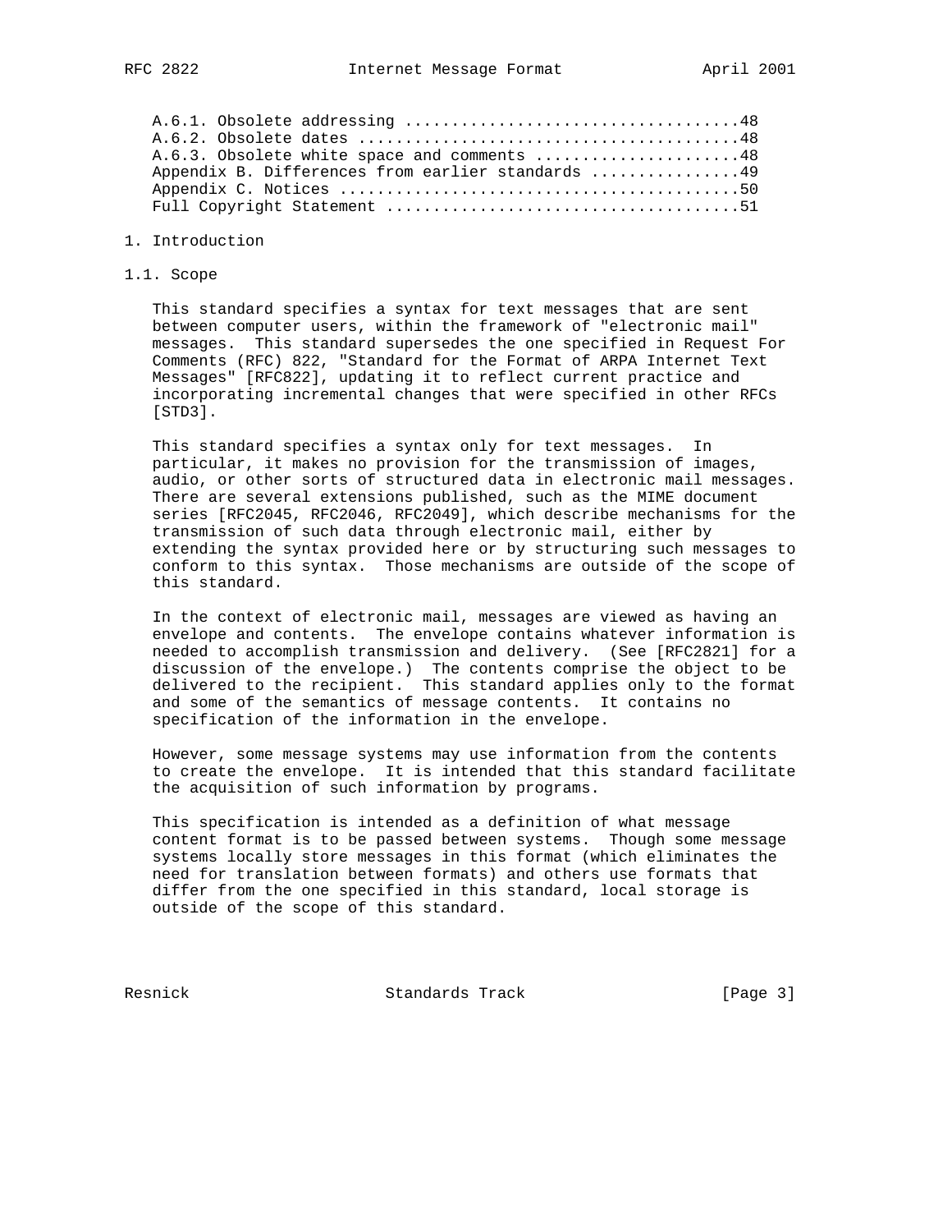A.6.1. Obsolete addressing ....................................48
A.6.2. Obsolete dates .........................................48
A.6.3. Obsolete white space and comments ......................48
Appendix B. Differences from earlier standards ................49
Appendix C. Notices ...........................................50
Full Copyright Statement ......................................51

# 1. Introduction

## 1.1. Scope

This standard specifies a syntax for text messages that are sent between computer users, within the framework of "electronic mail" messages. This standard supersedes the one specified in Request For Comments (RFC) 822, "Standard for the Format of ARPA Internet Text Messages" [RFC822], updating it to reflect current practice and incorporating incremental changes that were specified in other RFCs [STD3].

This standard specifies a syntax only for text messages. In particular, it makes no provision for the transmission of images, audio, or other sorts of structured data in electronic mail messages. There are several extensions published, such as the MIME document series [RFC2045, RFC2046, RFC2049], which describe mechanisms for the transmission of such data through electronic mail, either by extending the syntax provided here or by structuring such messages to conform to this syntax. Those mechanisms are outside of the scope of this standard.

In the context of electronic mail, messages are viewed as having an envelope and contents. The envelope contains whatever information is needed to accomplish transmission and delivery. (See [RFC2821] for a discussion of the envelope.) The contents comprise the object to be delivered to the recipient. This standard applies only to the format and some of the semantics of message contents. It contains no specification of the information in the envelope.

However, some message systems may use information from the contents to create the envelope. It is intended that this standard facilitate the acquisition of such information by programs.

This specification is intended as a definition of what message content format is to be passed between systems. Though some message systems locally store messages in this format (which eliminates the need for translation between formats) and others use formats that differ from the one specified in this standard, local storage is outside of the scope of this standard.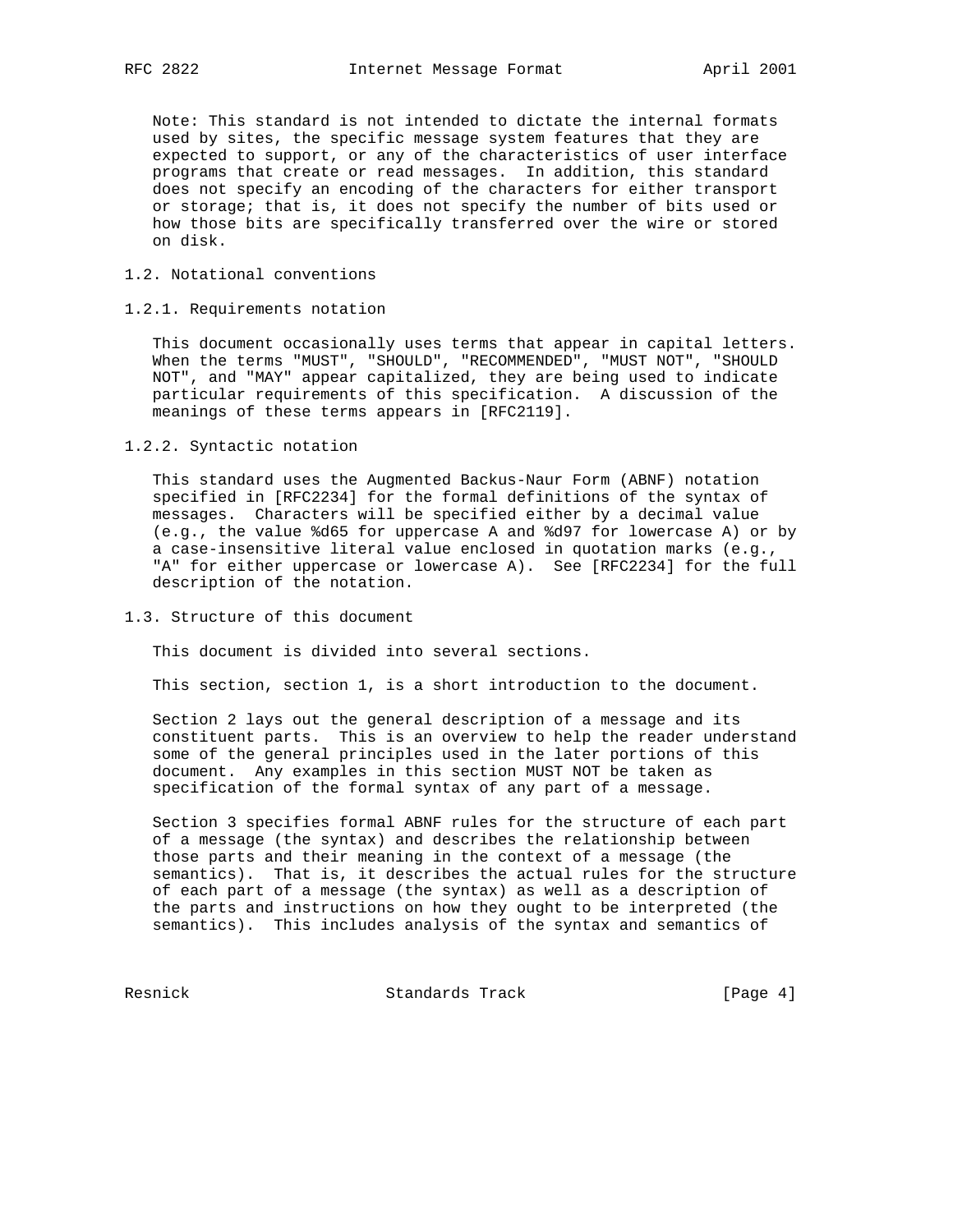Note: This standard is not intended to dictate the internal formats used by sites, the specific message system features that they are expected to support, or any of the characteristics of user interface programs that create or read messages. In addition, this standard does not specify an encoding of the characters for either transport or storage; that is, it does not specify the number of bits used or how those bits are specifically transferred over the wire or stored on disk.

## 1.2. Notational conventions

### 1.2.1. Requirements notation

This document occasionally uses terms that appear in capital letters. When the terms "MUST", "SHOULD", "RECOMMENDED", "MUST NOT", "SHOULD NOT", and "MAY" appear capitalized, they are being used to indicate particular requirements of this specification. A discussion of the meanings of these terms appears in [RFC2119].

### 1.2.2. Syntactic notation

This standard uses the Augmented Backus-Naur Form (ABNF) notation specified in [RFC2234] for the formal definitions of the syntax of messages. Characters will be specified either by a decimal value (e.g., the value %d65 for uppercase A and %d97 for lowercase A) or by a case-insensitive literal value enclosed in quotation marks (e.g., "A" for either uppercase or lowercase A). See [RFC2234] for the full description of the notation.

## 1.3. Structure of this document

This document is divided into several sections.

This section, section 1, is a short introduction to the document.

Section 2 lays out the general description of a message and its constituent parts. This is an overview to help the reader understand some of the general principles used in the later portions of this document. Any examples in this section MUST NOT be taken as specification of the formal syntax of any part of a message.

Section 3 specifies formal ABNF rules for the structure of each part of a message (the syntax) and describes the relationship between those parts and their meaning in the context of a message (the semantics). That is, it describes the actual rules for the structure of each part of a message (the syntax) as well as a description of the parts and instructions on how they ought to be interpreted (the semantics). This includes analysis of the syntax and semantics of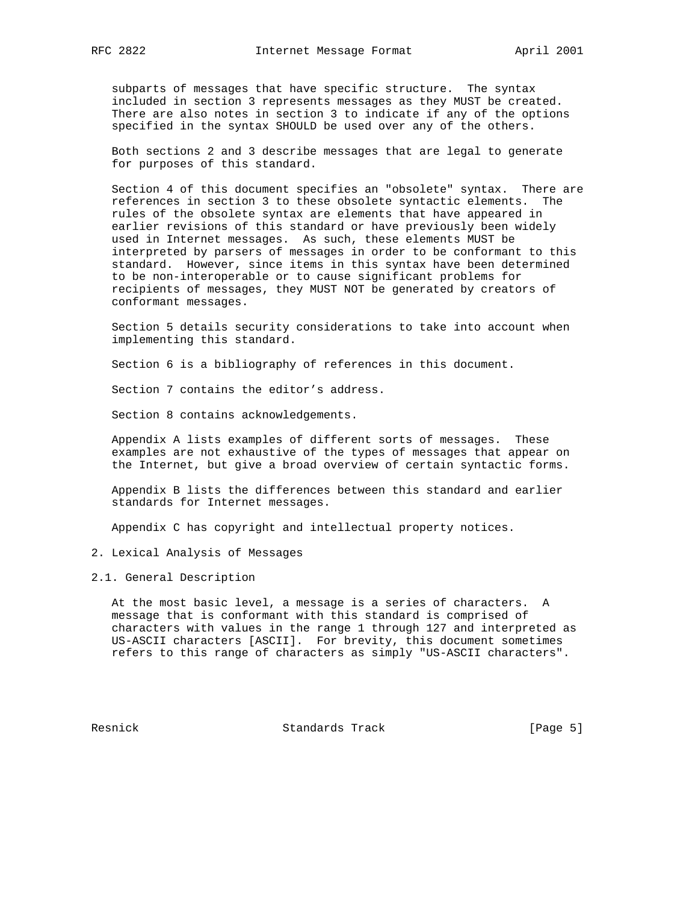subparts of messages that have specific structure. The syntax included in section 3 represents messages as they MUST be created. There are also notes in section 3 to indicate if any of the options specified in the syntax SHOULD be used over any of the others.

Both sections 2 and 3 describe messages that are legal to generate for purposes of this standard.

Section 4 of this document specifies an "obsolete" syntax. There are references in section 3 to these obsolete syntactic elements. The rules of the obsolete syntax are elements that have appeared in earlier revisions of this standard or have previously been widely used in Internet messages. As such, these elements MUST be interpreted by parsers of messages in order to be conformant to this standard. However, since items in this syntax have been determined to be non-interoperable or to cause significant problems for recipients of messages, they MUST NOT be generated by creators of conformant messages.

Section 5 details security considerations to take into account when implementing this standard.

Section 6 is a bibliography of references in this document.

Section 7 contains the editor's address.

Section 8 contains acknowledgements.

Appendix A lists examples of different sorts of messages. These examples are not exhaustive of the types of messages that appear on the Internet, but give a broad overview of certain syntactic forms.

Appendix B lists the differences between this standard and earlier standards for Internet messages.

Appendix C has copyright and intellectual property notices.

## 2. Lexical Analysis of Messages

### 2.1. General Description

At the most basic level, a message is a series of characters. A message that is conformant with this standard is comprised of characters with values in the range 1 through 127 and interpreted as US-ASCII characters [ASCII]. For brevity, this document sometimes refers to this range of characters as simply "US-ASCII characters".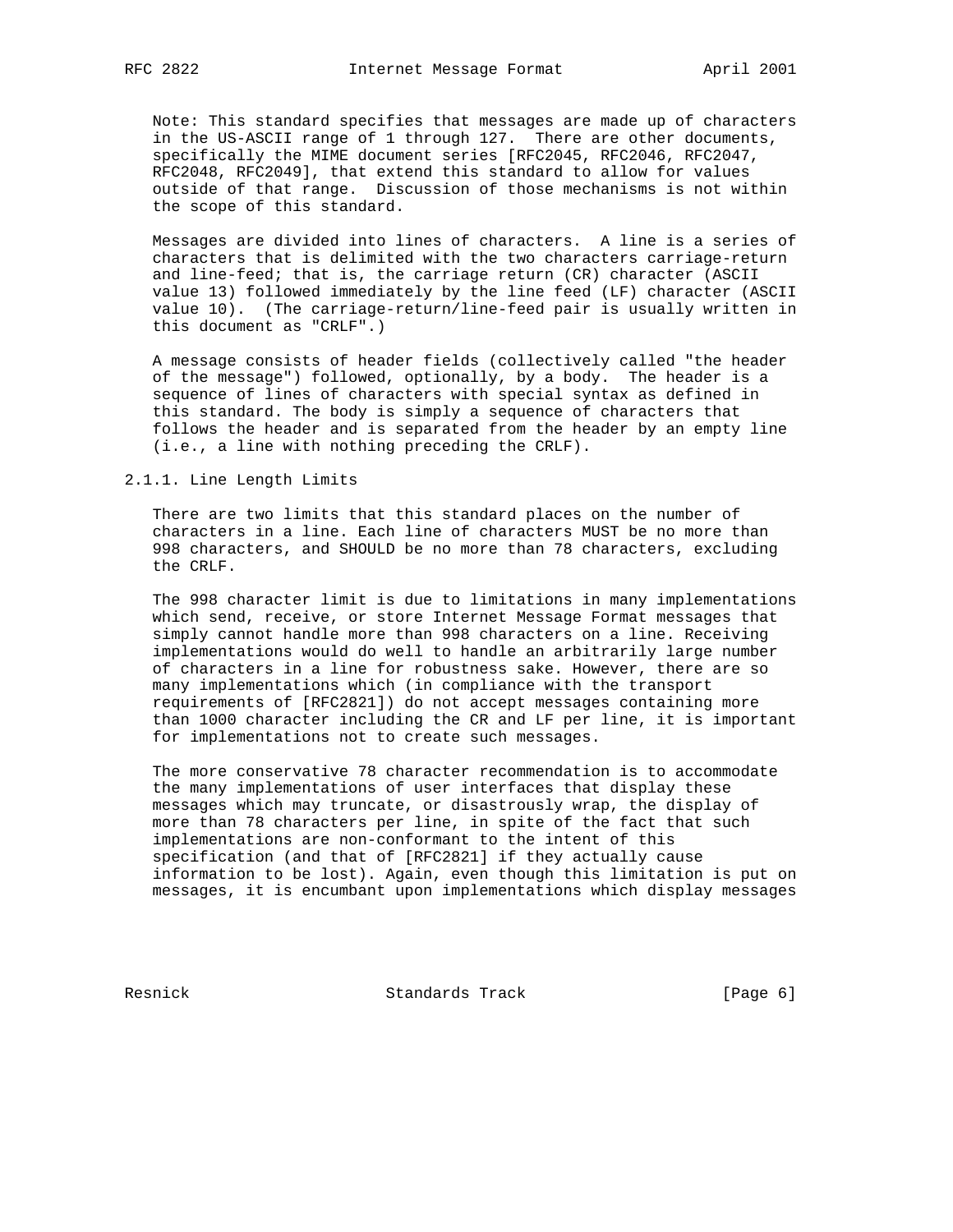Note: This standard specifies that messages are made up of characters in the US-ASCII range of 1 through 127. There are other documents, specifically the MIME document series [RFC2045, RFC2046, RFC2047, RFC2048, RFC2049], that extend this standard to allow for values outside of that range. Discussion of those mechanisms is not within the scope of this standard.

Messages are divided into lines of characters. A line is a series of characters that is delimited with the two characters carriage-return and line-feed; that is, the carriage return (CR) character (ASCII value 13) followed immediately by the line feed (LF) character (ASCII value 10). (The carriage-return/line-feed pair is usually written in this document as "CRLF".)

A message consists of header fields (collectively called "the header of the message") followed, optionally, by a body. The header is a sequence of lines of characters with special syntax as defined in this standard. The body is simply a sequence of characters that follows the header and is separated from the header by an empty line (i.e., a line with nothing preceding the CRLF).

### 2.1.1. Line Length Limits

There are two limits that this standard places on the number of characters in a line. Each line of characters MUST be no more than 998 characters, and SHOULD be no more than 78 characters, excluding the CRLF.

The 998 character limit is due to limitations in many implementations which send, receive, or store Internet Message Format messages that simply cannot handle more than 998 characters on a line. Receiving implementations would do well to handle an arbitrarily large number of characters in a line for robustness sake. However, there are so many implementations which (in compliance with the transport requirements of [RFC2821]) do not accept messages containing more than 1000 character including the CR and LF per line, it is important for implementations not to create such messages.

The more conservative 78 character recommendation is to accommodate the many implementations of user interfaces that display these messages which may truncate, or disastrously wrap, the display of more than 78 characters per line, in spite of the fact that such implementations are non-conformant to the intent of this specification (and that of [RFC2821] if they actually cause information to be lost). Again, even though this limitation is put on messages, it is encumbant upon implementations which display messages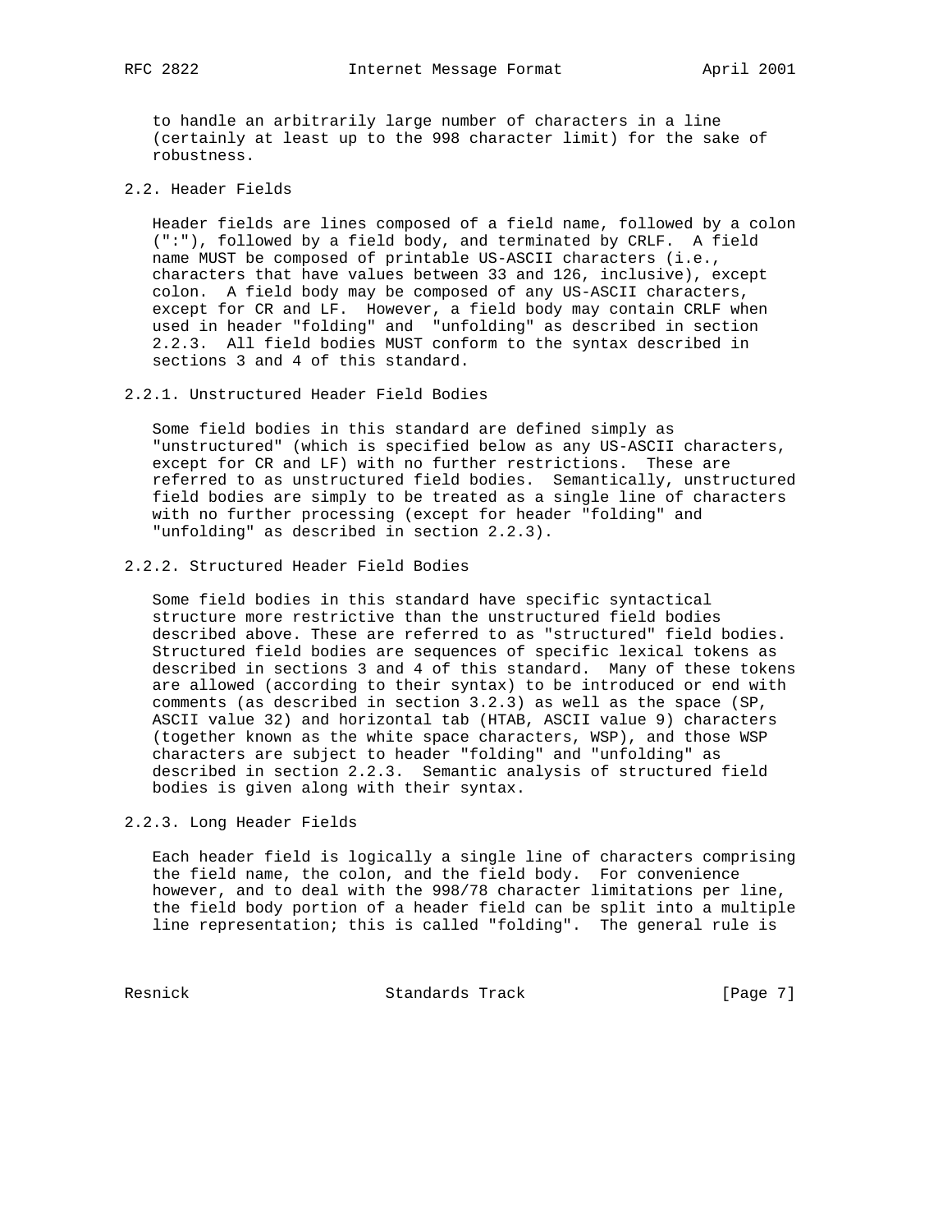to handle an arbitrarily large number of characters in a line (certainly at least up to the 998 character limit) for the sake of robustness.

## 2.2. Header Fields

Header fields are lines composed of a field name, followed by a colon (":"), followed by a field body, and terminated by CRLF. A field name MUST be composed of printable US-ASCII characters (i.e., characters that have values between 33 and 126, inclusive), except colon. A field body may be composed of any US-ASCII characters, except for CR and LF. However, a field body may contain CRLF when used in header "folding" and "unfolding" as described in section 2.2.3. All field bodies MUST conform to the syntax described in sections 3 and 4 of this standard.

### 2.2.1. Unstructured Header Field Bodies

Some field bodies in this standard are defined simply as "unstructured" (which is specified below as any US-ASCII characters, except for CR and LF) with no further restrictions. These are referred to as unstructured field bodies. Semantically, unstructured field bodies are simply to be treated as a single line of characters with no further processing (except for header "folding" and "unfolding" as described in section 2.2.3).

### 2.2.2. Structured Header Field Bodies

Some field bodies in this standard have specific syntactical structure more restrictive than the unstructured field bodies described above. These are referred to as "structured" field bodies. Structured field bodies are sequences of specific lexical tokens as described in sections 3 and 4 of this standard. Many of these tokens are allowed (according to their syntax) to be introduced or end with comments (as described in section 3.2.3) as well as the space (SP, ASCII value 32) and horizontal tab (HTAB, ASCII value 9) characters (together known as the white space characters, WSP), and those WSP characters are subject to header "folding" and "unfolding" as described in section 2.2.3. Semantic analysis of structured field bodies is given along with their syntax.

### 2.2.3. Long Header Fields

Each header field is logically a single line of characters comprising the field name, the colon, and the field body. For convenience however, and to deal with the 998/78 character limitations per line, the field body portion of a header field can be split into a multiple line representation; this is called "folding". The general rule is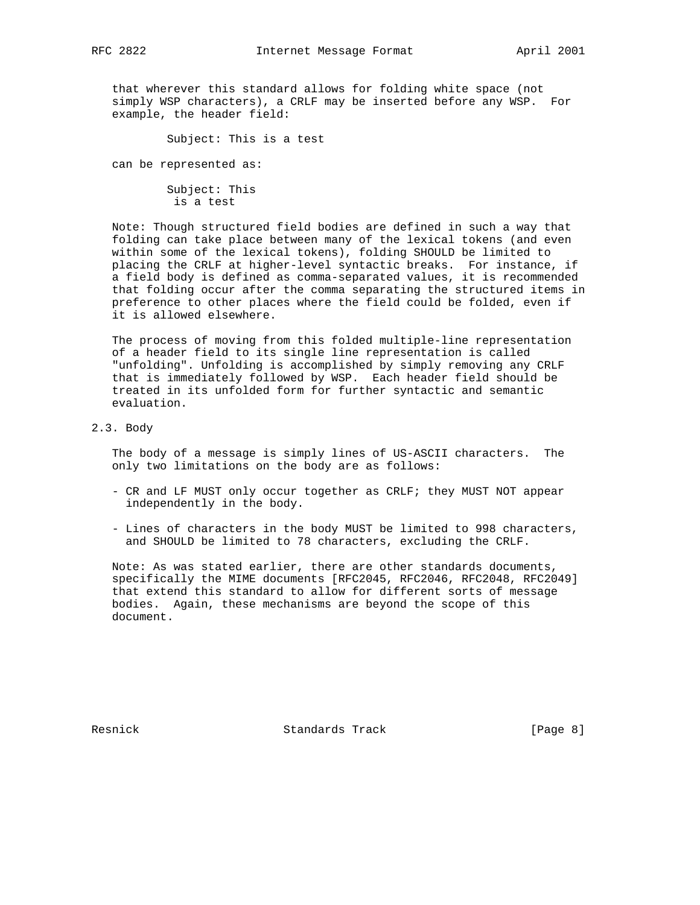that wherever this standard allows for folding white space (not simply WSP characters), a CRLF may be inserted before any WSP. For example, the header field:

```
Subject: This is a test
```

can be represented as:

```
Subject: This
 is a test
```

Note: Though structured field bodies are defined in such a way that folding can take place between many of the lexical tokens (and even within some of the lexical tokens), folding SHOULD be limited to placing the CRLF at higher-level syntactic breaks. For instance, if a field body is defined as comma-separated values, it is recommended that folding occur after the comma separating the structured items in preference to other places where the field could be folded, even if it is allowed elsewhere.

The process of moving from this folded multiple-line representation of a header field to its single line representation is called "unfolding". Unfolding is accomplished by simply removing any CRLF that is immediately followed by WSP. Each header field should be treated in its unfolded form for further syntactic and semantic evaluation.

## 2.3. Body

The body of a message is simply lines of US-ASCII characters. The only two limitations on the body are as follows:

- CR and LF MUST only occur together as CRLF; they MUST NOT appear independently in the body.

- Lines of characters in the body MUST be limited to 998 characters, and SHOULD be limited to 78 characters, excluding the CRLF.

Note: As was stated earlier, there are other standards documents, specifically the MIME documents [RFC2045, RFC2046, RFC2048, RFC2049] that extend this standard to allow for different sorts of message bodies. Again, these mechanisms are beyond the scope of this document.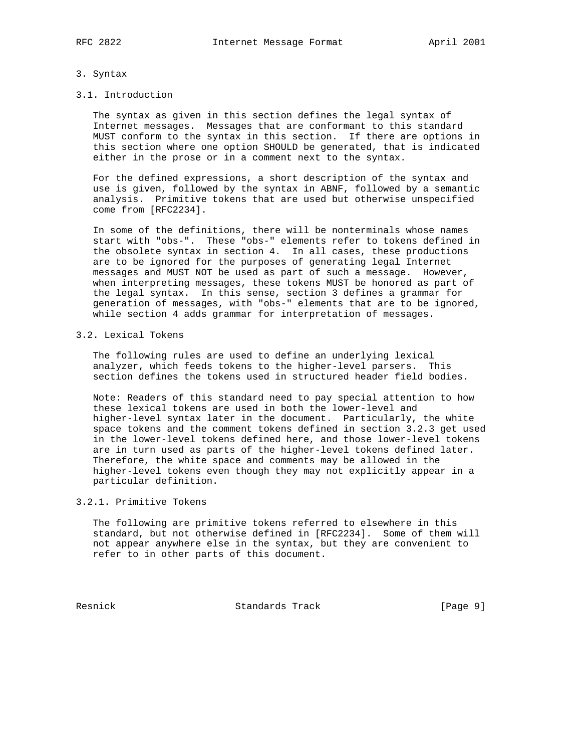# 3. Syntax

## 3.1. Introduction

The syntax as given in this section defines the legal syntax of Internet messages. Messages that are conformant to this standard MUST conform to the syntax in this section. If there are options in this section where one option SHOULD be generated, that is indicated either in the prose or in a comment next to the syntax.

For the defined expressions, a short description of the syntax and use is given, followed by the syntax in ABNF, followed by a semantic analysis. Primitive tokens that are used but otherwise unspecified come from [RFC2234].

In some of the definitions, there will be nonterminals whose names start with "obs-". These "obs-" elements refer to tokens defined in the obsolete syntax in section 4. In all cases, these productions are to be ignored for the purposes of generating legal Internet messages and MUST NOT be used as part of such a message. However, when interpreting messages, these tokens MUST be honored as part of the legal syntax. In this sense, section 3 defines a grammar for generation of messages, with "obs-" elements that are to be ignored, while section 4 adds grammar for interpretation of messages.

## 3.2. Lexical Tokens

The following rules are used to define an underlying lexical analyzer, which feeds tokens to the higher-level parsers. This section defines the tokens used in structured header field bodies.

Note: Readers of this standard need to pay special attention to how these lexical tokens are used in both the lower-level and higher-level syntax later in the document. Particularly, the white space tokens and the comment tokens defined in section 3.2.3 get used in the lower-level tokens defined here, and those lower-level tokens are in turn used as parts of the higher-level tokens defined later. Therefore, the white space and comments may be allowed in the higher-level tokens even though they may not explicitly appear in a particular definition.

### 3.2.1. Primitive Tokens

The following are primitive tokens referred to elsewhere in this standard, but not otherwise defined in [RFC2234]. Some of them will not appear anywhere else in the syntax, but they are convenient to refer to in other parts of this document.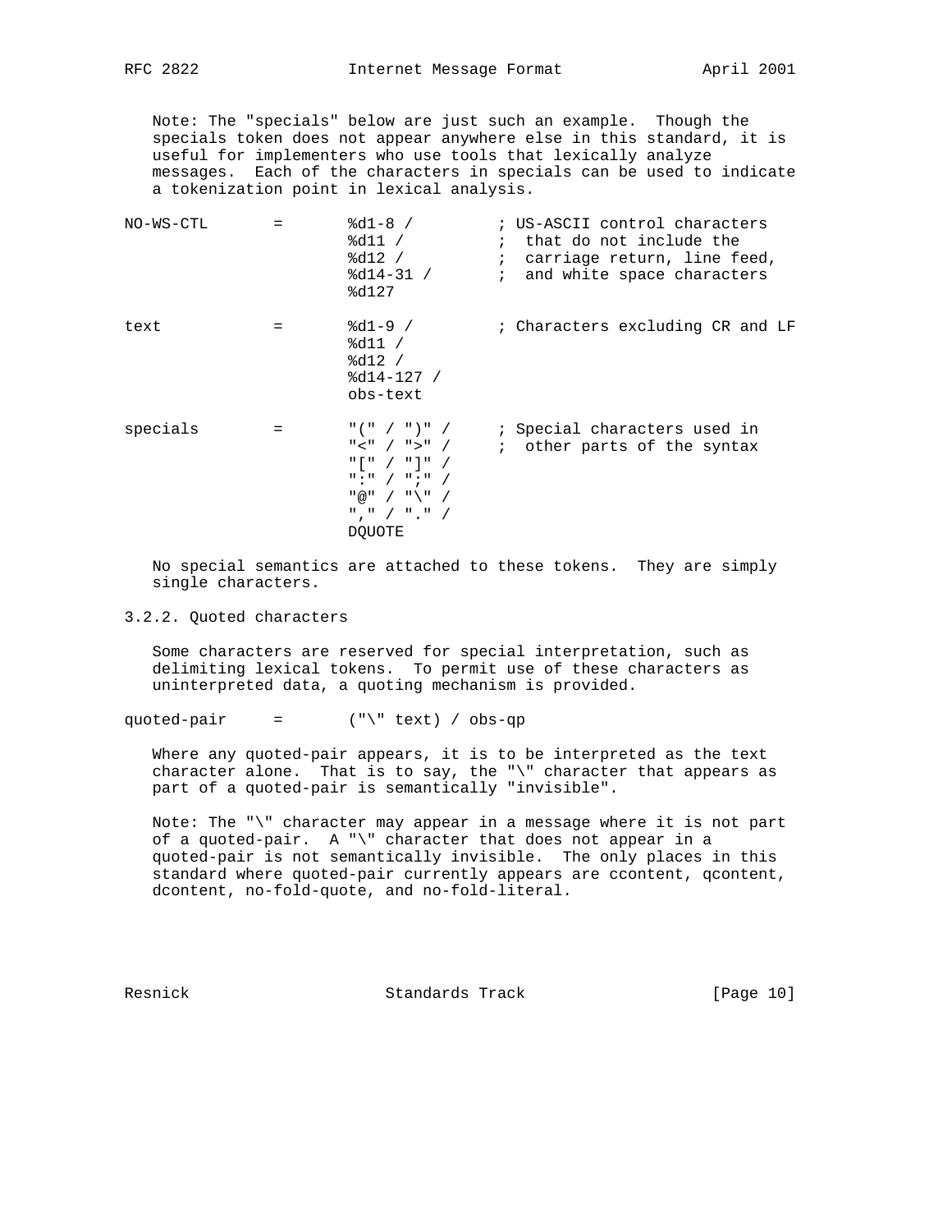Note: The "specials" below are just such an example. Though the specials token does not appear anywhere else in this standard, it is useful for implementers who use tools that lexically analyze messages. Each of the characters in specials can be used to indicate a tokenization point in lexical analysis.

```
NO-WS-CTL       =       %d1-8 /         ; US-ASCII control characters
                        %d11 /          ;  that do not include the
                        %d12 /          ;  carriage return, line feed,
                        %d14-31 /       ;  and white space characters
                        %d127

text            =       %d1-9 /         ; Characters excluding CR and LF
                        %d11 /
                        %d12 /
                        %d14-127 /
                        obs-text

specials        =       "(" / ")" /     ; Special characters used in
                        "<" / ">" /     ;  other parts of the syntax
                        "[" / "]" /
                        ":" / ";" /
                        "@" / "\" /
                        "," / "." /
                        DQUOTE
```

No special semantics are attached to these tokens. They are simply single characters.

### 3.2.2. Quoted characters

Some characters are reserved for special interpretation, such as delimiting lexical tokens. To permit use of these characters as uninterpreted data, a quoting mechanism is provided.

```
quoted-pair     =       ("\" text) / obs-qp
```

Where any quoted-pair appears, it is to be interpreted as the text character alone. That is to say, the "\" character that appears as part of a quoted-pair is semantically "invisible".

Note: The "\" character may appear in a message where it is not part of a quoted-pair. A "\" character that does not appear in a quoted-pair is not semantically invisible. The only places in this standard where quoted-pair currently appears are ccontent, qcontent, dcontent, no-fold-quote, and no-fold-literal.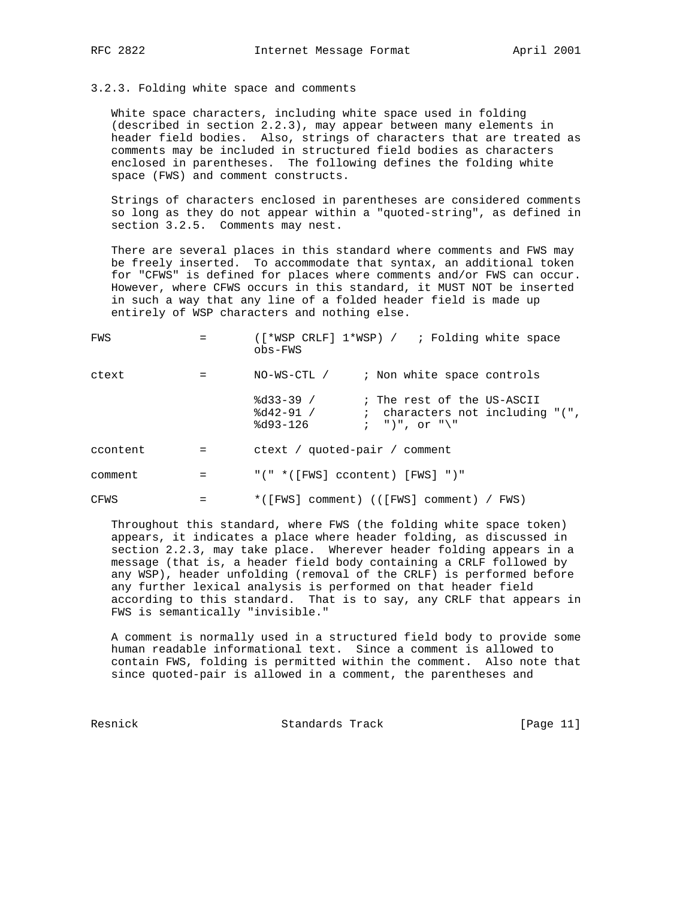### 3.2.3. Folding white space and comments

White space characters, including white space used in folding (described in section 2.2.3), may appear between many elements in header field bodies. Also, strings of characters that are treated as comments may be included in structured field bodies as characters enclosed in parentheses. The following defines the folding white space (FWS) and comment constructs.

Strings of characters enclosed in parentheses are considered comments so long as they do not appear within a "quoted-string", as defined in section 3.2.5. Comments may nest.

There are several places in this standard where comments and FWS may be freely inserted. To accommodate that syntax, an additional token for "CFWS" is defined for places where comments and/or FWS can occur. However, where CFWS occurs in this standard, it MUST NOT be inserted in such a way that any line of a folded header field is made up entirely of WSP characters and nothing else.

```
FWS             =       ([*WSP CRLF] 1*WSP) /   ; Folding white space
                        obs-FWS

ctext           =       NO-WS-CTL /     ; Non white space controls

                        %d33-39 /       ; The rest of the US-ASCII
                        %d42-91 /       ;  characters not including "(",
                        %d93-126        ;  ")", or "\"

ccontent        =       ctext / quoted-pair / comment

comment         =       "(" *([FWS] ccontent) [FWS] ")"

CFWS            =       *([FWS] comment) (([FWS] comment) / FWS)
```

Throughout this standard, where FWS (the folding white space token) appears, it indicates a place where header folding, as discussed in section 2.2.3, may take place. Wherever header folding appears in a message (that is, a header field body containing a CRLF followed by any WSP), header unfolding (removal of the CRLF) is performed before any further lexical analysis is performed on that header field according to this standard. That is to say, any CRLF that appears in FWS is semantically "invisible."

A comment is normally used in a structured field body to provide some human readable informational text. Since a comment is allowed to contain FWS, folding is permitted within the comment. Also note that since quoted-pair is allowed in a comment, the parentheses and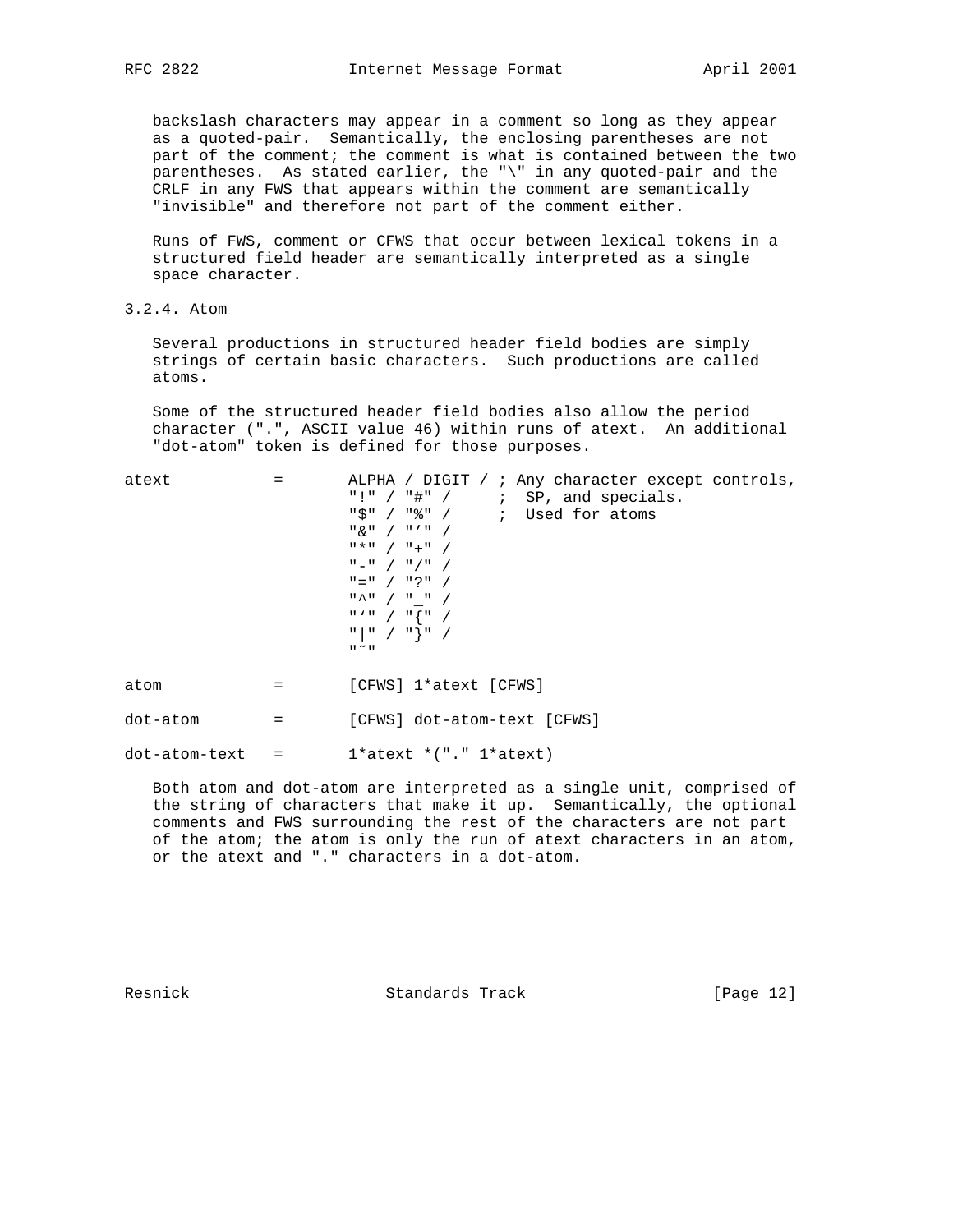backslash characters may appear in a comment so long as they appear as a quoted-pair. Semantically, the enclosing parentheses are not part of the comment; the comment is what is contained between the two parentheses. As stated earlier, the "\" in any quoted-pair and the CRLF in any FWS that appears within the comment are semantically "invisible" and therefore not part of the comment either.

Runs of FWS, comment or CFWS that occur between lexical tokens in a structured field header are semantically interpreted as a single space character.

### 3.2.4. Atom

Several productions in structured header field bodies are simply strings of certain basic characters. Such productions are called atoms.

Some of the structured header field bodies also allow the period character (".", ASCII value 46) within runs of atext. An additional "dot-atom" token is defined for those purposes.

```
atext           =       ALPHA / DIGIT / ; Any character except controls,
                        "!" / "#" /     ;  SP, and specials.
                        "$" / "%" /     ;  Used for atoms
                        "&" / "'" /
                        "*" / "+" /
                        "-" / "/" /
                        "=" / "?" /
                        "^" / "_" /
                        "`" / "{" /
                        "|" / "}" /
                        "~"

atom            =       [CFWS] 1*atext [CFWS]

dot-atom        =       [CFWS] dot-atom-text [CFWS]

dot-atom-text   =       1*atext *("." 1*atext)
```

Both atom and dot-atom are interpreted as a single unit, comprised of the string of characters that make it up. Semantically, the optional comments and FWS surrounding the rest of the characters are not part of the atom; the atom is only the run of atext characters in an atom, or the atext and "." characters in a dot-atom.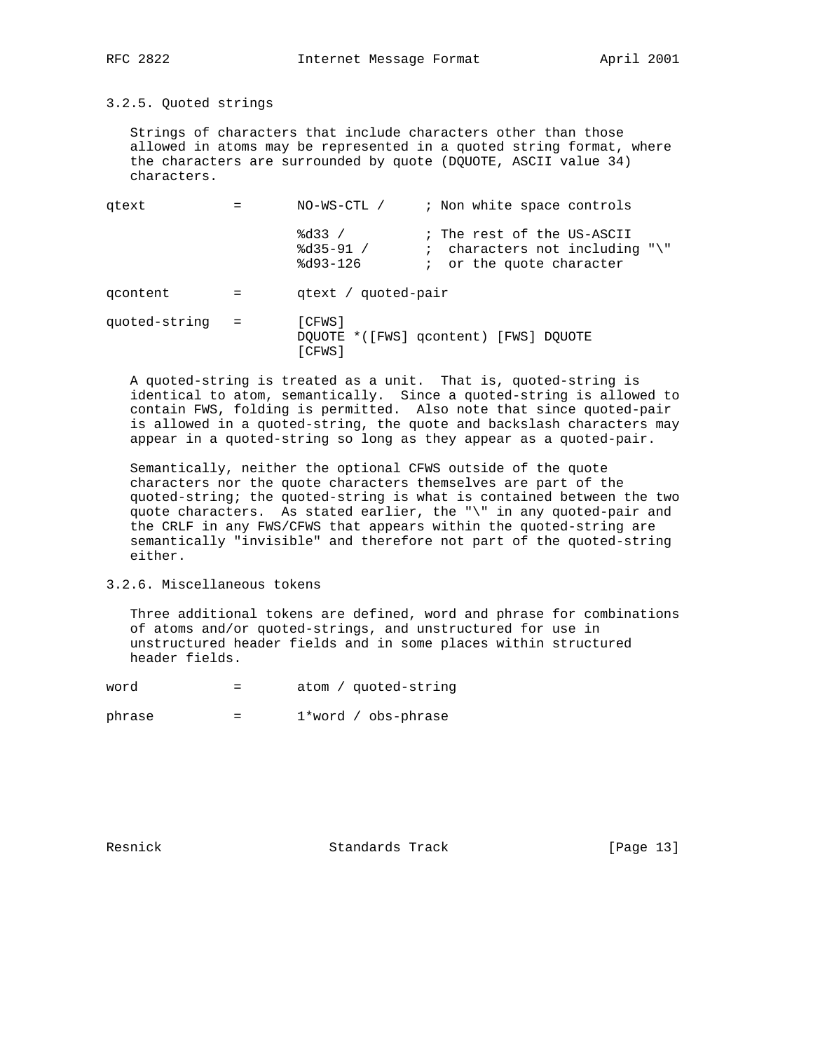### 3.2.5. Quoted strings

Strings of characters that include characters other than those allowed in atoms may be represented in a quoted string format, where the characters are surrounded by quote (DQUOTE, ASCII value 34) characters.

```
qtext           =       NO-WS-CTL /     ; Non white space controls

                        %d33 /          ; The rest of the US-ASCII
                        %d35-91 /       ;  characters not including "\"
                        %d93-126        ;  or the quote character

qcontent        =       qtext / quoted-pair

quoted-string   =       [CFWS]
                        DQUOTE *([FWS] qcontent) [FWS] DQUOTE
                        [CFWS]
```

A quoted-string is treated as a unit. That is, quoted-string is identical to atom, semantically. Since a quoted-string is allowed to contain FWS, folding is permitted. Also note that since quoted-pair is allowed in a quoted-string, the quote and backslash characters may appear in a quoted-string so long as they appear as a quoted-pair.

Semantically, neither the optional CFWS outside of the quote characters nor the quote characters themselves are part of the quoted-string; the quoted-string is what is contained between the two quote characters. As stated earlier, the "\" in any quoted-pair and the CRLF in any FWS/CFWS that appears within the quoted-string are semantically "invisible" and therefore not part of the quoted-string either.

### 3.2.6. Miscellaneous tokens

Three additional tokens are defined, word and phrase for combinations of atoms and/or quoted-strings, and unstructured for use in unstructured header fields and in some places within structured header fields.

```
word            =       atom / quoted-string

phrase          =       1*word / obs-phrase
```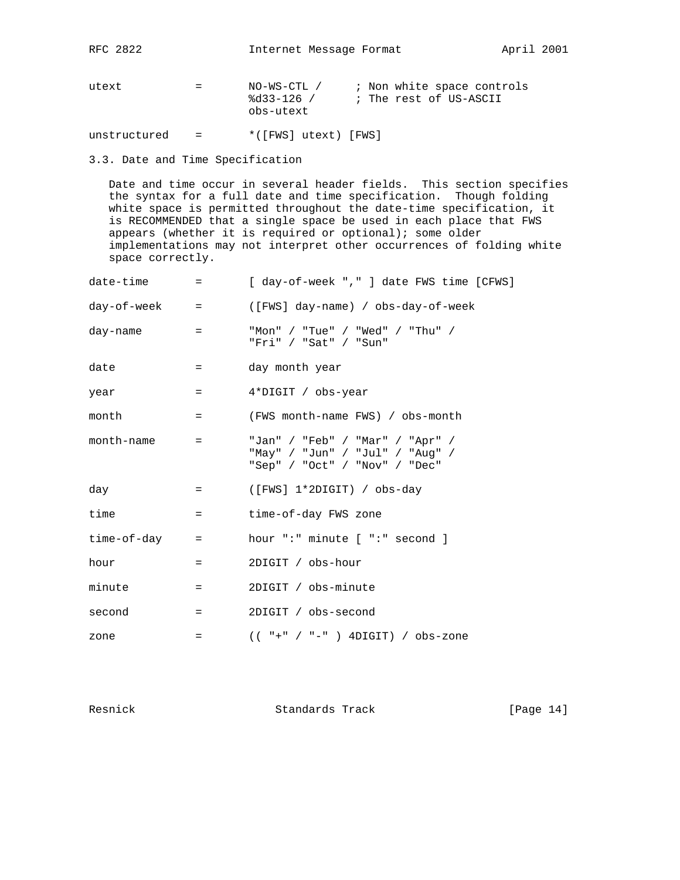```
utext           =       NO-WS-CTL /     ; Non white space controls
                        %d33-126 /      ; The rest of US-ASCII
                        obs-utext

unstructured    =       *([FWS] utext) [FWS]
```

## 3.3. Date and Time Specification

Date and time occur in several header fields. This section specifies the syntax for a full date and time specification. Though folding white space is permitted throughout the date-time specification, it is RECOMMENDED that a single space be used in each place that FWS appears (whether it is required or optional); some older implementations may not interpret other occurrences of folding white space correctly.

```
date-time       =       [ day-of-week "," ] date FWS time [CFWS]

day-of-week     =       ([FWS] day-name) / obs-day-of-week

day-name        =       "Mon" / "Tue" / "Wed" / "Thu" /
                        "Fri" / "Sat" / "Sun"

date            =       day month year

year            =       4*DIGIT / obs-year

month           =       (FWS month-name FWS) / obs-month

month-name      =       "Jan" / "Feb" / "Mar" / "Apr" /
                        "May" / "Jun" / "Jul" / "Aug" /
                        "Sep" / "Oct" / "Nov" / "Dec"

day             =       ([FWS] 1*2DIGIT) / obs-day

time            =       time-of-day FWS zone

time-of-day     =       hour ":" minute [ ":" second ]

hour            =       2DIGIT / obs-hour

minute          =       2DIGIT / obs-minute

second          =       2DIGIT / obs-second

zone            =       (( "+" / "-" ) 4DIGIT) / obs-zone
```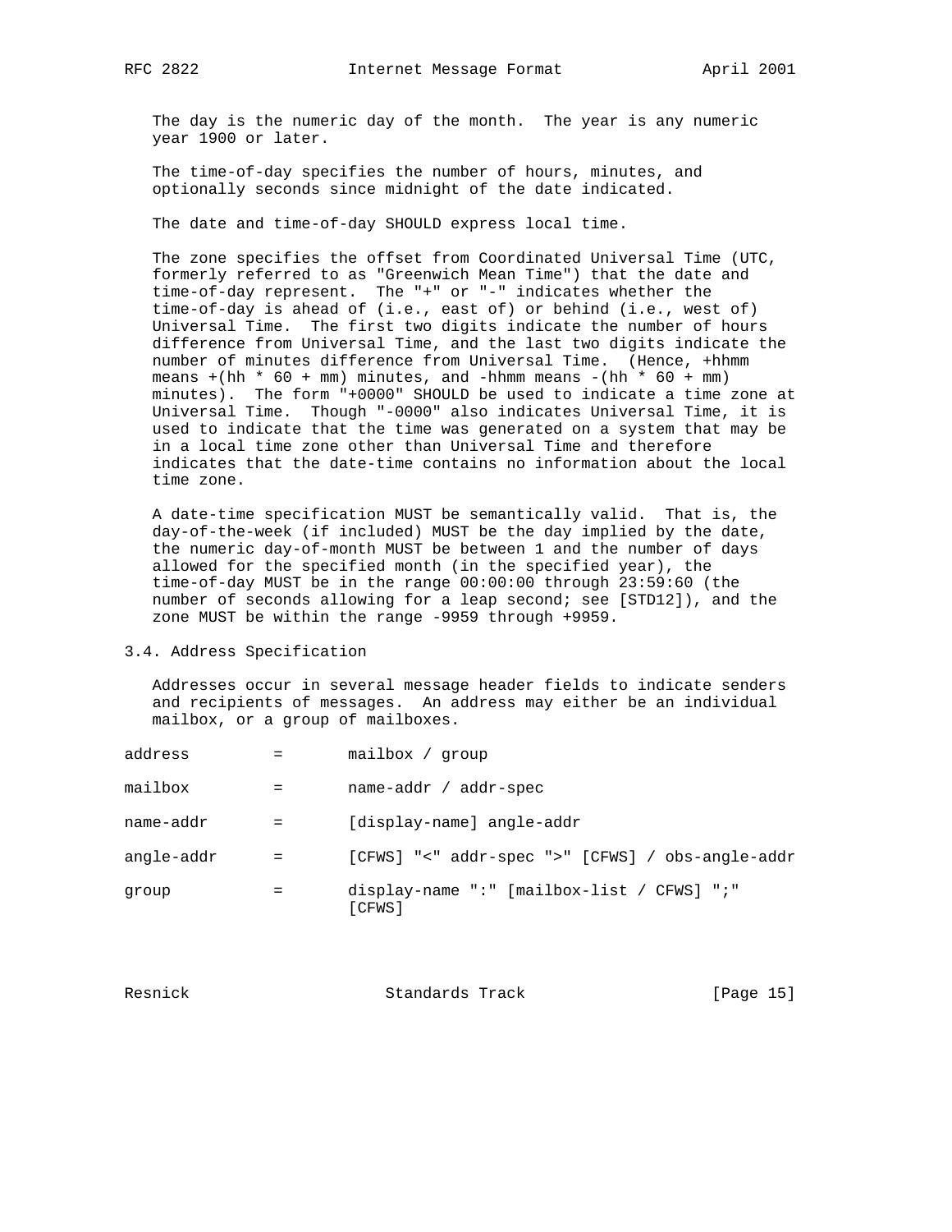The day is the numeric day of the month. The year is any numeric year 1900 or later.

The time-of-day specifies the number of hours, minutes, and optionally seconds since midnight of the date indicated.

The date and time-of-day SHOULD express local time.

The zone specifies the offset from Coordinated Universal Time (UTC, formerly referred to as "Greenwich Mean Time") that the date and time-of-day represent. The "+" or "-" indicates whether the time-of-day is ahead of (i.e., east of) or behind (i.e., west of) Universal Time. The first two digits indicate the number of hours difference from Universal Time, and the last two digits indicate the number of minutes difference from Universal Time. (Hence, +hhmm means +(hh * 60 + mm) minutes, and -hhmm means -(hh * 60 + mm) minutes). The form "+0000" SHOULD be used to indicate a time zone at Universal Time. Though "-0000" also indicates Universal Time, it is used to indicate that the time was generated on a system that may be in a local time zone other than Universal Time and therefore indicates that the date-time contains no information about the local time zone.

A date-time specification MUST be semantically valid. That is, the day-of-the-week (if included) MUST be the day implied by the date, the numeric day-of-month MUST be between 1 and the number of days allowed for the specified month (in the specified year), the time-of-day MUST be in the range 00:00:00 through 23:59:60 (the number of seconds allowing for a leap second; see [STD12]), and the zone MUST be within the range -9959 through +9959.

## 3.4. Address Specification

Addresses occur in several message header fields to indicate senders and recipients of messages. An address may either be an individual mailbox, or a group of mailboxes.

```
address         =       mailbox / group

mailbox         =       name-addr / addr-spec

name-addr       =       [display-name] angle-addr

angle-addr      =       [CFWS] "<" addr-spec ">" [CFWS] / obs-angle-addr

group           =       display-name ":" [mailbox-list / CFWS] ";"
                        [CFWS]
```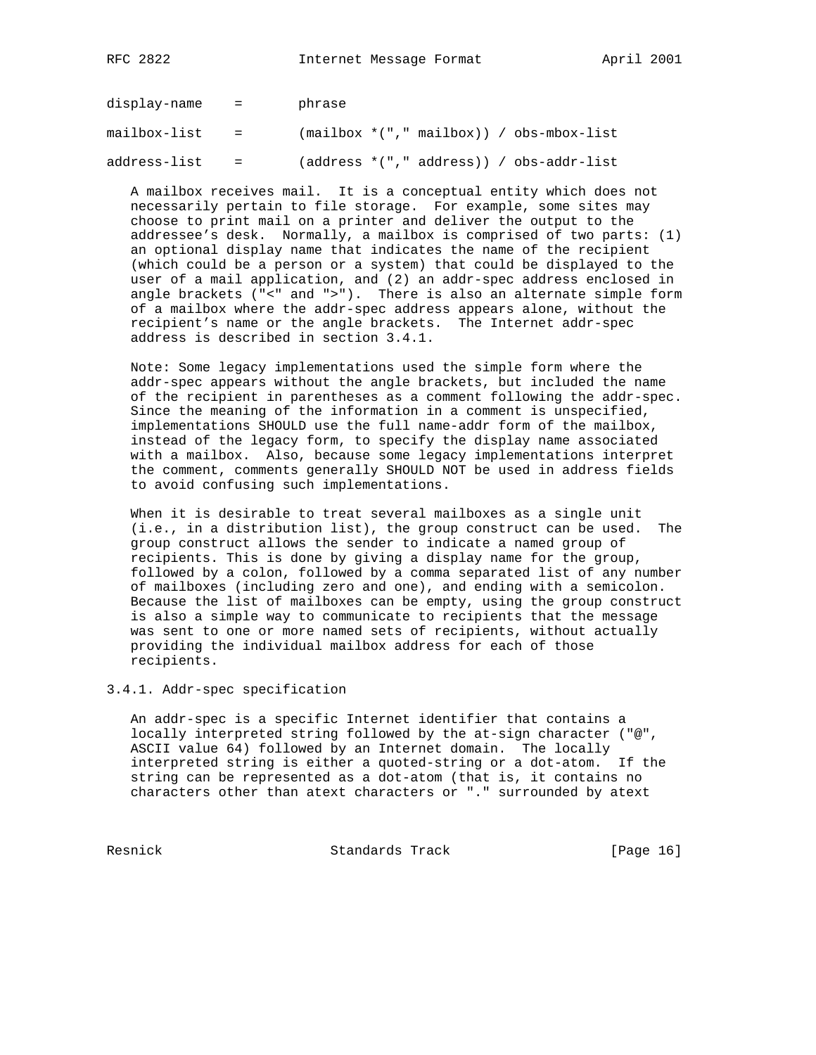```
display-name    =       phrase

mailbox-list    =       (mailbox *("," mailbox)) / obs-mbox-list

address-list    =       (address *("," address)) / obs-addr-list
```

A mailbox receives mail. It is a conceptual entity which does not necessarily pertain to file storage. For example, some sites may choose to print mail on a printer and deliver the output to the addressee's desk. Normally, a mailbox is comprised of two parts: (1) an optional display name that indicates the name of the recipient (which could be a person or a system) that could be displayed to the user of a mail application, and (2) an addr-spec address enclosed in angle brackets ("<" and ">"). There is also an alternate simple form of a mailbox where the addr-spec address appears alone, without the recipient's name or the angle brackets. The Internet addr-spec address is described in section 3.4.1.

Note: Some legacy implementations used the simple form where the addr-spec appears without the angle brackets, but included the name of the recipient in parentheses as a comment following the addr-spec. Since the meaning of the information in a comment is unspecified, implementations SHOULD use the full name-addr form of the mailbox, instead of the legacy form, to specify the display name associated with a mailbox. Also, because some legacy implementations interpret the comment, comments generally SHOULD NOT be used in address fields to avoid confusing such implementations.

When it is desirable to treat several mailboxes as a single unit (i.e., in a distribution list), the group construct can be used. The group construct allows the sender to indicate a named group of recipients. This is done by giving a display name for the group, followed by a colon, followed by a comma separated list of any number of mailboxes (including zero and one), and ending with a semicolon. Because the list of mailboxes can be empty, using the group construct is also a simple way to communicate to recipients that the message was sent to one or more named sets of recipients, without actually providing the individual mailbox address for each of those recipients.

### 3.4.1. Addr-spec specification

An addr-spec is a specific Internet identifier that contains a locally interpreted string followed by the at-sign character ("@", ASCII value 64) followed by an Internet domain. The locally interpreted string is either a quoted-string or a dot-atom. If the string can be represented as a dot-atom (that is, it contains no characters other than atext characters or "." surrounded by atext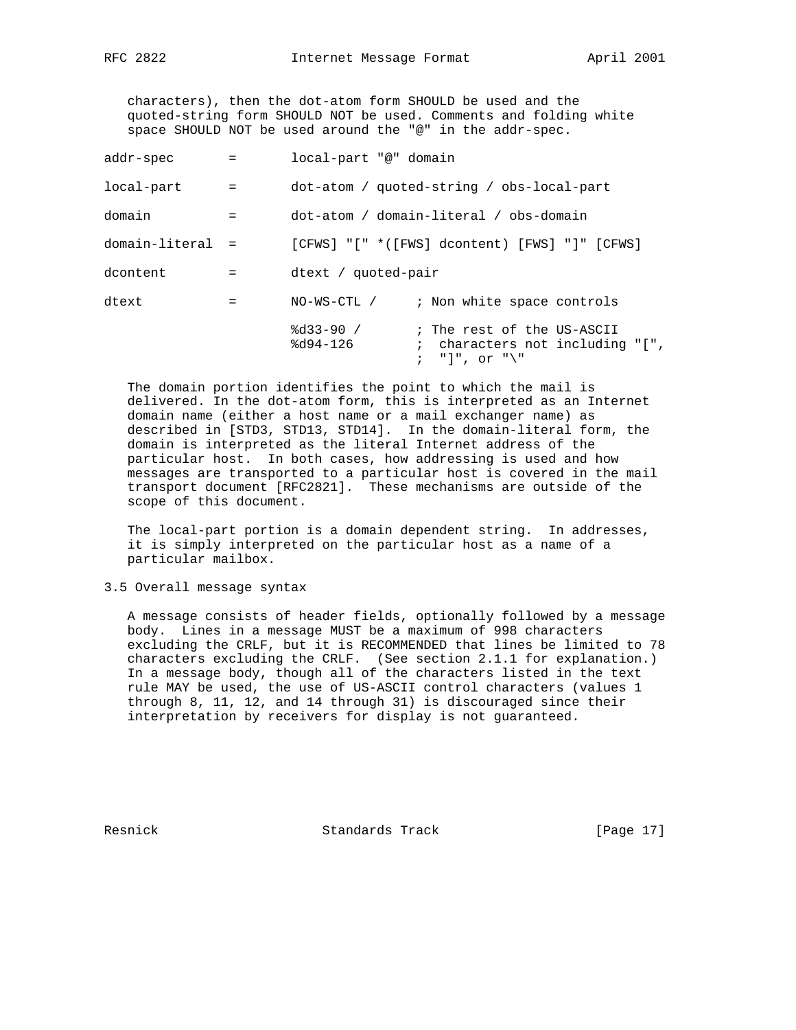characters), then the dot-atom form SHOULD be used and the quoted-string form SHOULD NOT be used. Comments and folding white space SHOULD NOT be used around the "@" in the addr-spec.

```
addr-spec       =       local-part "@" domain

local-part      =       dot-atom / quoted-string / obs-local-part

domain          =       dot-atom / domain-literal / obs-domain

domain-literal  =       [CFWS] "[" *([FWS] dcontent) [FWS] "]" [CFWS]

dcontent        =       dtext / quoted-pair

dtext           =       NO-WS-CTL /     ; Non white space controls

                        %d33-90 /       ; The rest of the US-ASCII
                        %d94-126        ;  characters not including "[",
                                        ;  "]", or "\"
```

The domain portion identifies the point to which the mail is delivered. In the dot-atom form, this is interpreted as an Internet domain name (either a host name or a mail exchanger name) as described in [STD3, STD13, STD14]. In the domain-literal form, the domain is interpreted as the literal Internet address of the particular host. In both cases, how addressing is used and how messages are transported to a particular host is covered in the mail transport document [RFC2821]. These mechanisms are outside of the scope of this document.

The local-part portion is a domain dependent string. In addresses, it is simply interpreted on the particular host as a name of a particular mailbox.

## 3.5 Overall message syntax

A message consists of header fields, optionally followed by a message body. Lines in a message MUST be a maximum of 998 characters excluding the CRLF, but it is RECOMMENDED that lines be limited to 78 characters excluding the CRLF. (See section 2.1.1 for explanation.) In a message body, though all of the characters listed in the text rule MAY be used, the use of US-ASCII control characters (values 1 through 8, 11, 12, and 14 through 31) is discouraged since their interpretation by receivers for display is not guaranteed.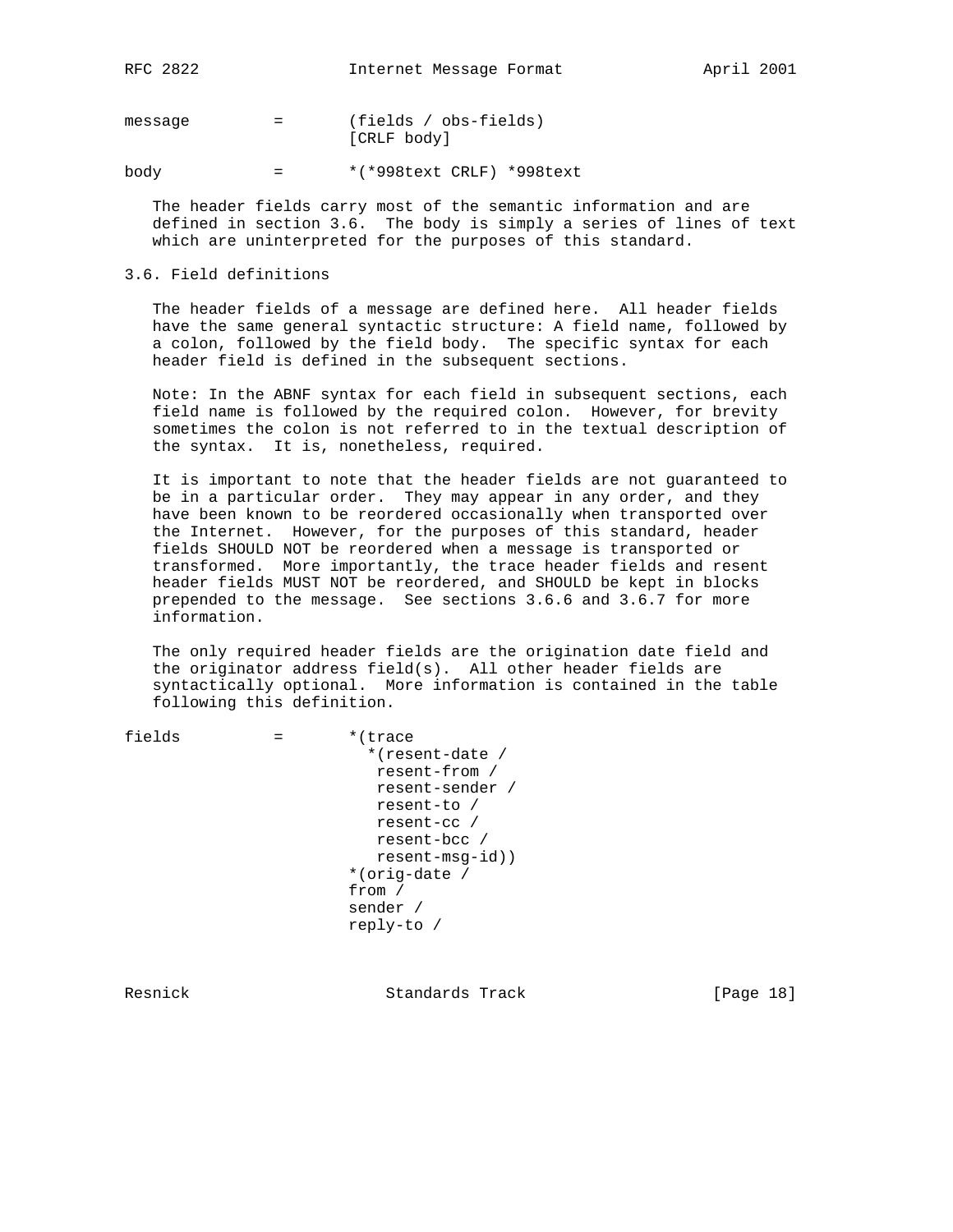```
message         =       (fields / obs-fields)
                        [CRLF body]

body            =       *(*998text CRLF) *998text
```

The header fields carry most of the semantic information and are defined in section 3.6. The body is simply a series of lines of text which are uninterpreted for the purposes of this standard.

## 3.6. Field definitions

The header fields of a message are defined here. All header fields have the same general syntactic structure: A field name, followed by a colon, followed by the field body. The specific syntax for each header field is defined in the subsequent sections.

Note: In the ABNF syntax for each field in subsequent sections, each field name is followed by the required colon. However, for brevity sometimes the colon is not referred to in the textual description of the syntax. It is, nonetheless, required.

It is important to note that the header fields are not guaranteed to be in a particular order. They may appear in any order, and they have been known to be reordered occasionally when transported over the Internet. However, for the purposes of this standard, header fields SHOULD NOT be reordered when a message is transported or transformed. More importantly, the trace header fields and resent header fields MUST NOT be reordered, and SHOULD be kept in blocks prepended to the message. See sections 3.6.6 and 3.6.7 for more information.

The only required header fields are the origination date field and the originator address field(s). All other header fields are syntactically optional. More information is contained in the table following this definition.

```
fields          =       *(trace
                          *(resent-date /
                           resent-from /
                           resent-sender /
                           resent-to /
                           resent-cc /
                           resent-bcc /
                           resent-msg-id))
                        *(orig-date /
                        from /
                        sender /
                        reply-to /
```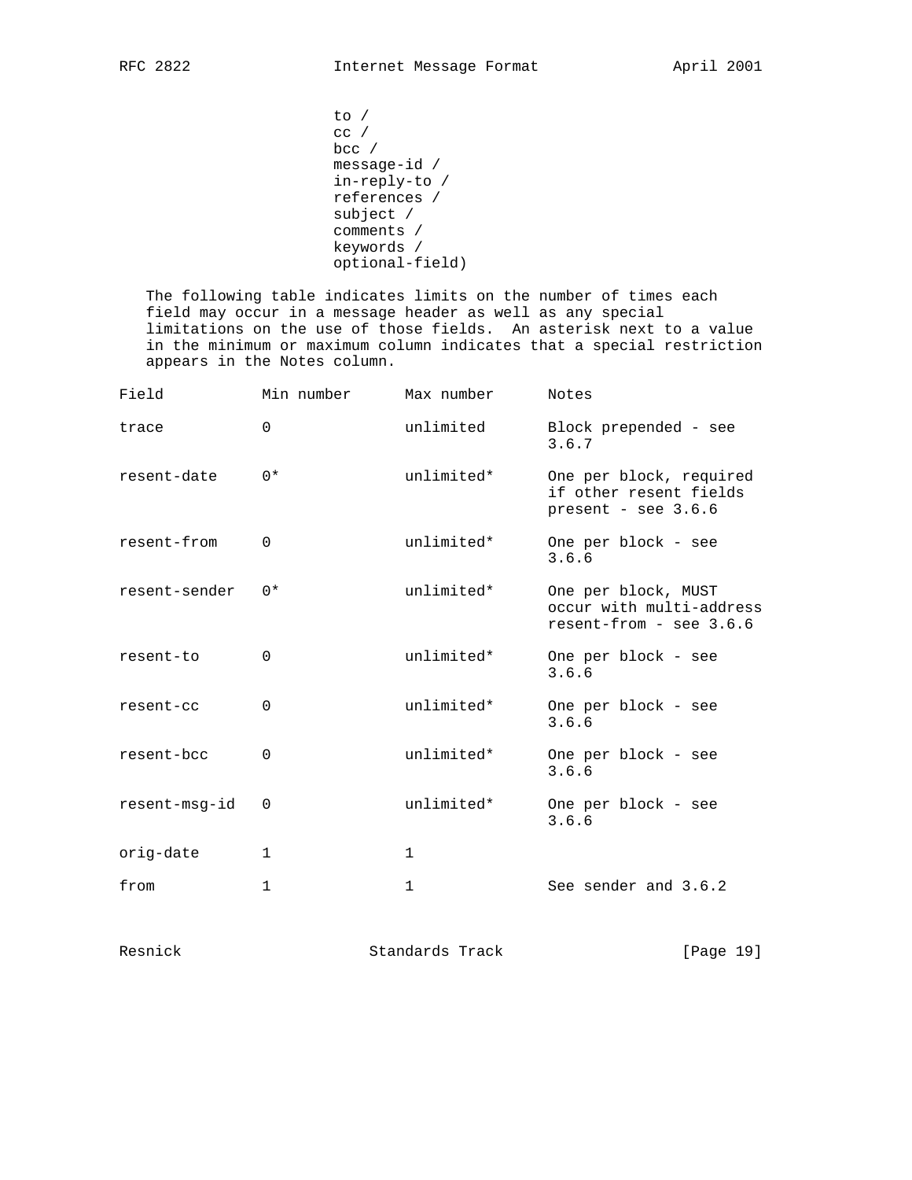```
                      to /
                      cc /
                      bcc /
                      message-id /
                      in-reply-to /
                      references /
                      subject /
                      comments /
                      keywords /
                      optional-field)
```

The following table indicates limits on the number of times each field may occur in a message header as well as any special limitations on the use of those fields. An asterisk next to a value in the minimum or maximum column indicates that a special restriction appears in the Notes column.

| Field | Min number | Max number | Notes |
| --- | --- | --- | --- |
| trace | 0 | unlimited | Block prepended - see 3.6.7 |
| resent-date | 0* | unlimited* | One per block, required if other resent fields present - see 3.6.6 |
| resent-from | 0 | unlimited* | One per block - see 3.6.6 |
| resent-sender | 0* | unlimited* | One per block, MUST occur with multi-address resent-from - see 3.6.6 |
| resent-to | 0 | unlimited* | One per block - see 3.6.6 |
| resent-cc | 0 | unlimited* | One per block - see 3.6.6 |
| resent-bcc | 0 | unlimited* | One per block - see 3.6.6 |
| resent-msg-id | 0 | unlimited* | One per block - see 3.6.6 |
| orig-date | 1 | 1 | |
| from | 1 | 1 | See sender and 3.6.2 |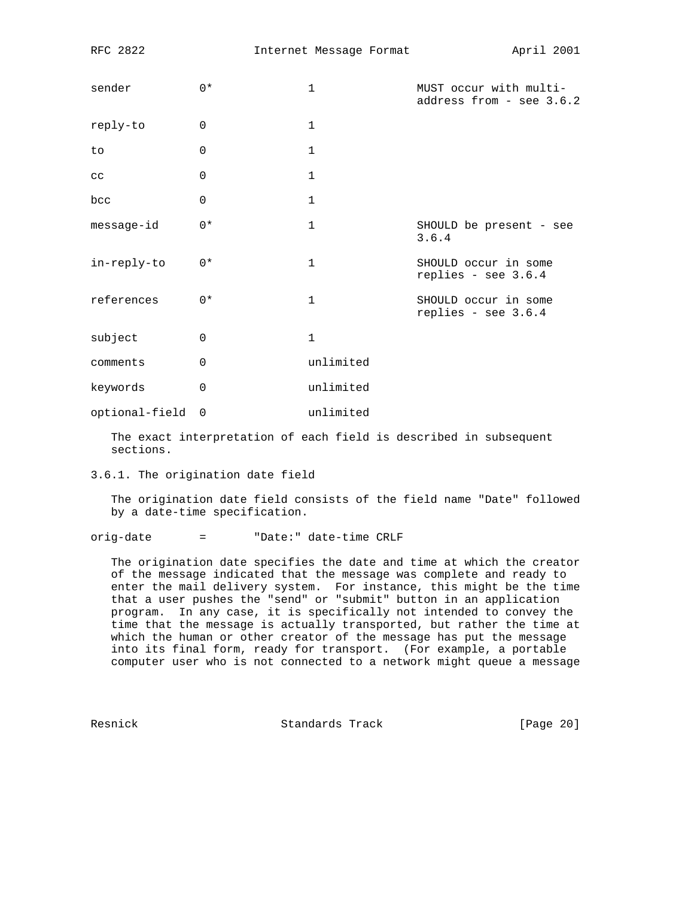| Field | Min number | Max number | Notes |
|---|---|---|---|
| sender | 0* | 1 | MUST occur with multi-address from - see 3.6.2 |
| reply-to | 0 | 1 | |
| to | 0 | 1 | |
| cc | 0 | 1 | |
| bcc | 0 | 1 | |
| message-id | 0* | 1 | SHOULD be present - see 3.6.4 |
| in-reply-to | 0* | 1 | SHOULD occur in some replies - see 3.6.4 |
| references | 0* | 1 | SHOULD occur in some replies - see 3.6.4 |
| subject | 0 | 1 | |
| comments | 0 | unlimited | |
| keywords | 0 | unlimited | |
| optional-field | 0 | unlimited | |

The exact interpretation of each field is described in subsequent sections.

### 3.6.1. The origination date field

The origination date field consists of the field name "Date" followed by a date-time specification.

```
orig-date       =       "Date:" date-time CRLF
```

The origination date specifies the date and time at which the creator of the message indicated that the message was complete and ready to enter the mail delivery system. For instance, this might be the time that a user pushes the "send" or "submit" button in an application program. In any case, it is specifically not intended to convey the time that the message is actually transported, but rather the time at which the human or other creator of the message has put the message into its final form, ready for transport. (For example, a portable computer user who is not connected to a network might queue a message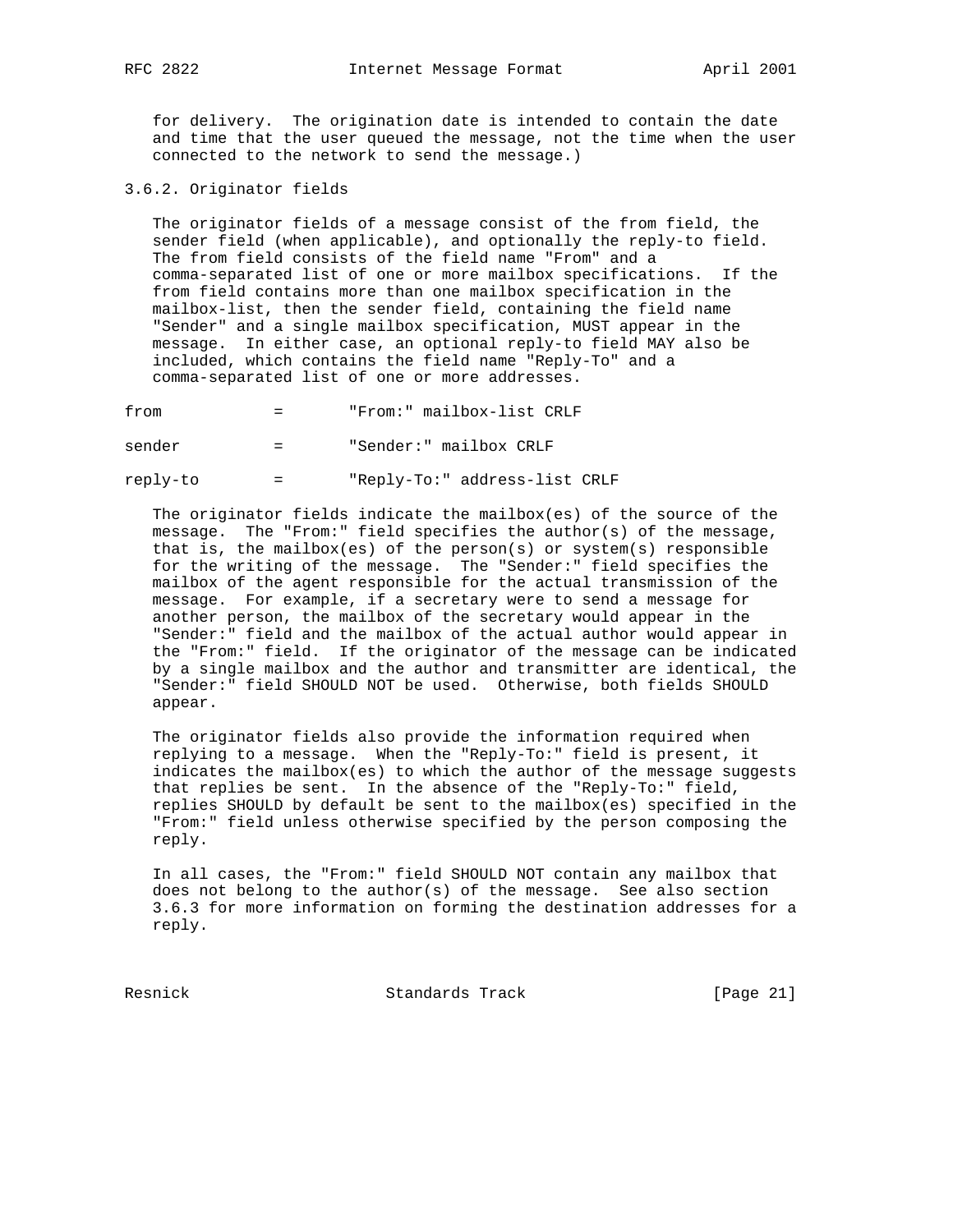for delivery. The origination date is intended to contain the date and time that the user queued the message, not the time when the user connected to the network to send the message.)

### 3.6.2. Originator fields

The originator fields of a message consist of the from field, the sender field (when applicable), and optionally the reply-to field. The from field consists of the field name "From" and a comma-separated list of one or more mailbox specifications. If the from field contains more than one mailbox specification in the mailbox-list, then the sender field, containing the field name "Sender" and a single mailbox specification, MUST appear in the message. In either case, an optional reply-to field MAY also be included, which contains the field name "Reply-To" and a comma-separated list of one or more addresses.

```
from            =       "From:" mailbox-list CRLF

sender          =       "Sender:" mailbox CRLF

reply-to        =       "Reply-To:" address-list CRLF
```

The originator fields indicate the mailbox(es) of the source of the message. The "From:" field specifies the author(s) of the message, that is, the mailbox(es) of the person(s) or system(s) responsible for the writing of the message. The "Sender:" field specifies the mailbox of the agent responsible for the actual transmission of the message. For example, if a secretary were to send a message for another person, the mailbox of the secretary would appear in the "Sender:" field and the mailbox of the actual author would appear in the "From:" field. If the originator of the message can be indicated by a single mailbox and the author and transmitter are identical, the "Sender:" field SHOULD NOT be used. Otherwise, both fields SHOULD appear.

The originator fields also provide the information required when replying to a message. When the "Reply-To:" field is present, it indicates the mailbox(es) to which the author of the message suggests that replies be sent. In the absence of the "Reply-To:" field, replies SHOULD by default be sent to the mailbox(es) specified in the "From:" field unless otherwise specified by the person composing the reply.

In all cases, the "From:" field SHOULD NOT contain any mailbox that does not belong to the author(s) of the message. See also section 3.6.3 for more information on forming the destination addresses for a reply.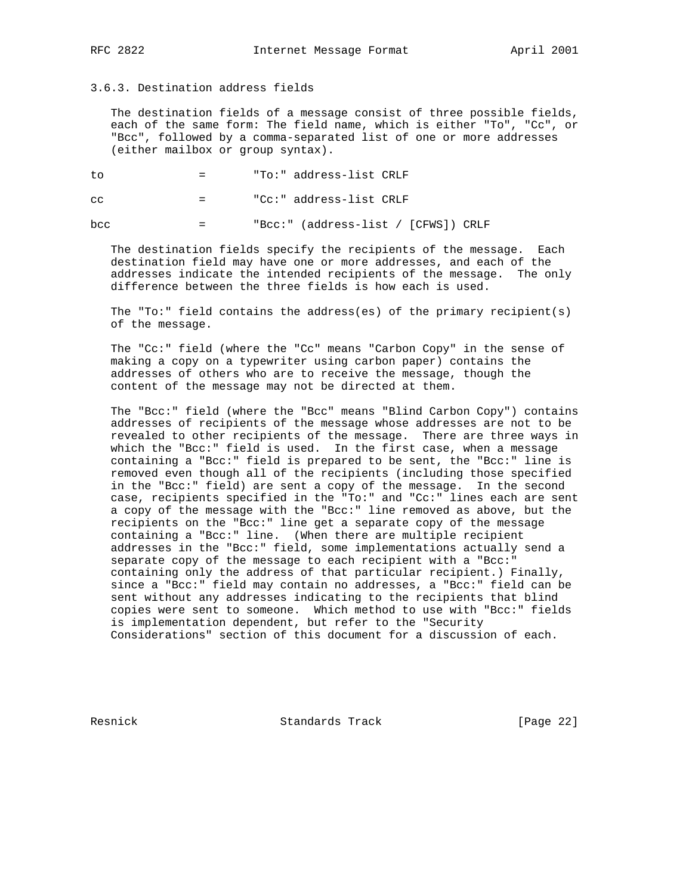### 3.6.3. Destination address fields

The destination fields of a message consist of three possible fields, each of the same form: The field name, which is either "To", "Cc", or "Bcc", followed by a comma-separated list of one or more addresses (either mailbox or group syntax).

```
to              =       "To:" address-list CRLF

cc              =       "Cc:" address-list CRLF

bcc             =       "Bcc:" (address-list / [CFWS]) CRLF
```

The destination fields specify the recipients of the message. Each destination field may have one or more addresses, and each of the addresses indicate the intended recipients of the message. The only difference between the three fields is how each is used.

The "To:" field contains the address(es) of the primary recipient(s) of the message.

The "Cc:" field (where the "Cc" means "Carbon Copy" in the sense of making a copy on a typewriter using carbon paper) contains the addresses of others who are to receive the message, though the content of the message may not be directed at them.

The "Bcc:" field (where the "Bcc" means "Blind Carbon Copy") contains addresses of recipients of the message whose addresses are not to be revealed to other recipients of the message. There are three ways in which the "Bcc:" field is used. In the first case, when a message containing a "Bcc:" field is prepared to be sent, the "Bcc:" line is removed even though all of the recipients (including those specified in the "Bcc:" field) are sent a copy of the message. In the second case, recipients specified in the "To:" and "Cc:" lines each are sent a copy of the message with the "Bcc:" line removed as above, but the recipients on the "Bcc:" line get a separate copy of the message containing a "Bcc:" line. (When there are multiple recipient addresses in the "Bcc:" field, some implementations actually send a separate copy of the message to each recipient with a "Bcc:" containing only the address of that particular recipient.) Finally, since a "Bcc:" field may contain no addresses, a "Bcc:" field can be sent without any addresses indicating to the recipients that blind copies were sent to someone. Which method to use with "Bcc:" fields is implementation dependent, but refer to the "Security Considerations" section of this document for a discussion of each.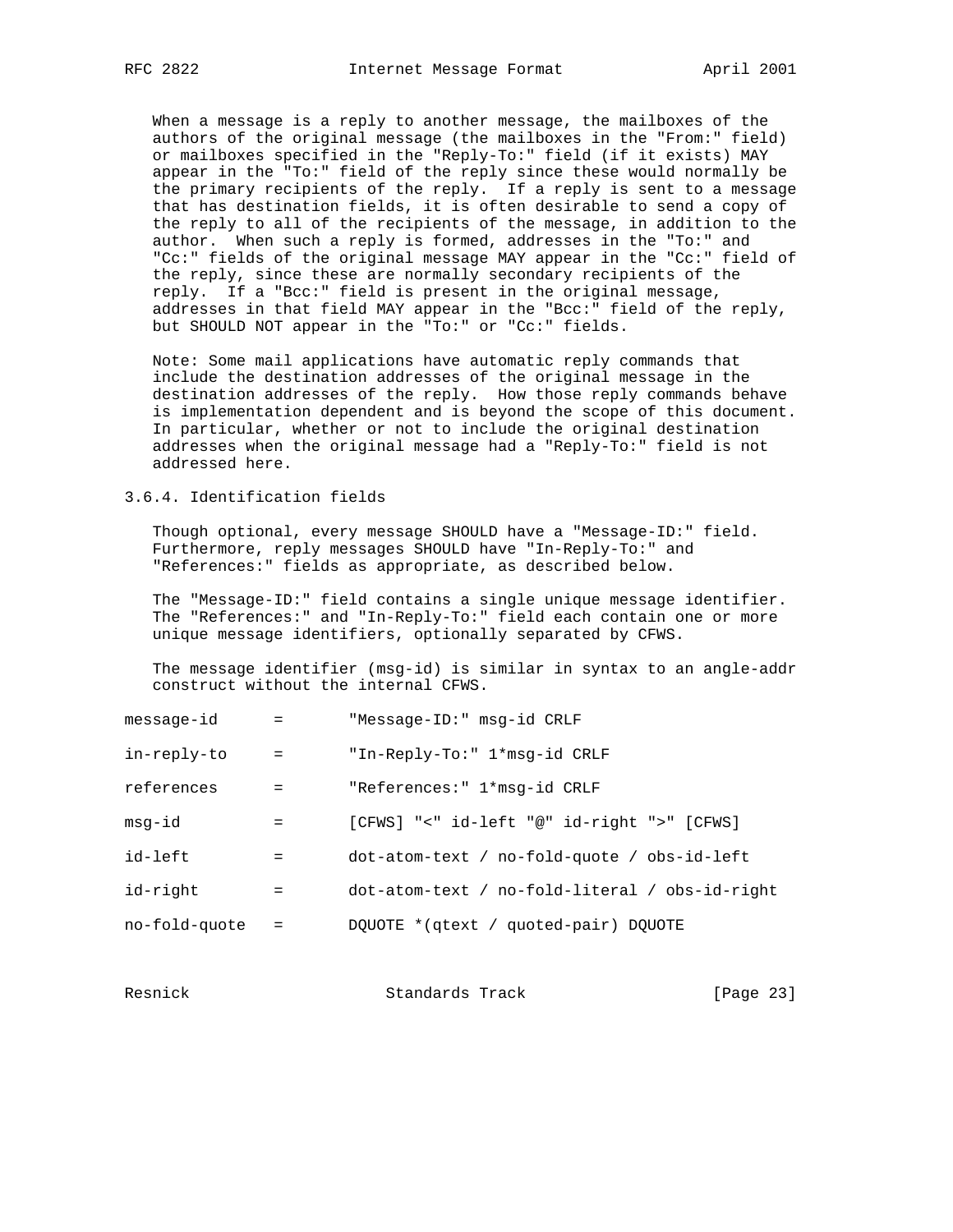When a message is a reply to another message, the mailboxes of the authors of the original message (the mailboxes in the "From:" field) or mailboxes specified in the "Reply-To:" field (if it exists) MAY appear in the "To:" field of the reply since these would normally be the primary recipients of the reply. If a reply is sent to a message that has destination fields, it is often desirable to send a copy of the reply to all of the recipients of the message, in addition to the author. When such a reply is formed, addresses in the "To:" and "Cc:" fields of the original message MAY appear in the "Cc:" field of the reply, since these are normally secondary recipients of the reply. If a "Bcc:" field is present in the original message, addresses in that field MAY appear in the "Bcc:" field of the reply, but SHOULD NOT appear in the "To:" or "Cc:" fields.

Note: Some mail applications have automatic reply commands that include the destination addresses of the original message in the destination addresses of the reply. How those reply commands behave is implementation dependent and is beyond the scope of this document. In particular, whether or not to include the original destination addresses when the original message had a "Reply-To:" field is not addressed here.

### 3.6.4. Identification fields

Though optional, every message SHOULD have a "Message-ID:" field. Furthermore, reply messages SHOULD have "In-Reply-To:" and "References:" fields as appropriate, as described below.

The "Message-ID:" field contains a single unique message identifier. The "References:" and "In-Reply-To:" field each contain one or more unique message identifiers, optionally separated by CFWS.

The message identifier (msg-id) is similar in syntax to an angle-addr construct without the internal CFWS.

```
message-id      =       "Message-ID:" msg-id CRLF

in-reply-to     =       "In-Reply-To:" 1*msg-id CRLF

references      =       "References:" 1*msg-id CRLF

msg-id          =       [CFWS] "<" id-left "@" id-right ">" [CFWS]

id-left         =       dot-atom-text / no-fold-quote / obs-id-left

id-right        =       dot-atom-text / no-fold-literal / obs-id-right

no-fold-quote   =       DQUOTE *(qtext / quoted-pair) DQUOTE
```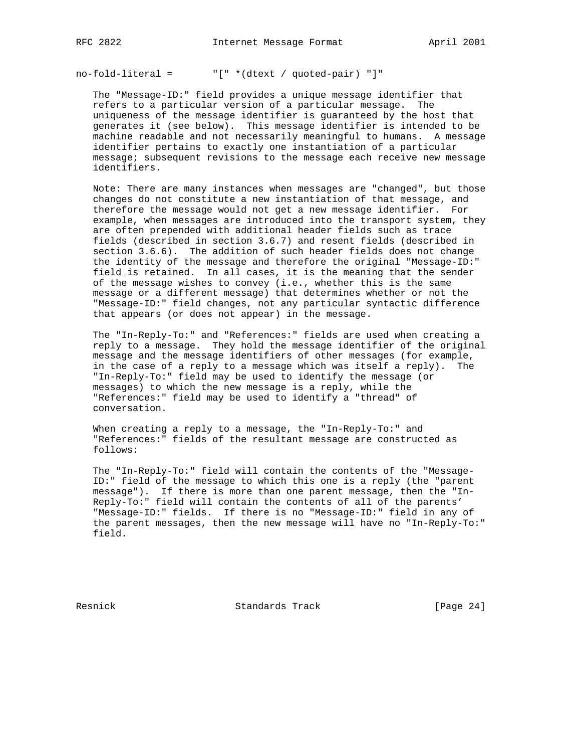```
no-fold-literal =       "[" *(dtext / quoted-pair) "]"
```

The "Message-ID:" field provides a unique message identifier that refers to a particular version of a particular message. The uniqueness of the message identifier is guaranteed by the host that generates it (see below). This message identifier is intended to be machine readable and not necessarily meaningful to humans. A message identifier pertains to exactly one instantiation of a particular message; subsequent revisions to the message each receive new message identifiers.

Note: There are many instances when messages are "changed", but those changes do not constitute a new instantiation of that message, and therefore the message would not get a new message identifier. For example, when messages are introduced into the transport system, they are often prepended with additional header fields such as trace fields (described in section 3.6.7) and resent fields (described in section 3.6.6). The addition of such header fields does not change the identity of the message and therefore the original "Message-ID:" field is retained. In all cases, it is the meaning that the sender of the message wishes to convey (i.e., whether this is the same message or a different message) that determines whether or not the "Message-ID:" field changes, not any particular syntactic difference that appears (or does not appear) in the message.

The "In-Reply-To:" and "References:" fields are used when creating a reply to a message. They hold the message identifier of the original message and the message identifiers of other messages (for example, in the case of a reply to a message which was itself a reply). The "In-Reply-To:" field may be used to identify the message (or messages) to which the new message is a reply, while the "References:" field may be used to identify a "thread" of conversation.

When creating a reply to a message, the "In-Reply-To:" and "References:" fields of the resultant message are constructed as follows:

The "In-Reply-To:" field will contain the contents of the "Message-ID:" field of the message to which this one is a reply (the "parent message"). If there is more than one parent message, then the "In-Reply-To:" field will contain the contents of all of the parents' "Message-ID:" fields. If there is no "Message-ID:" field in any of the parent messages, then the new message will have no "In-Reply-To:" field.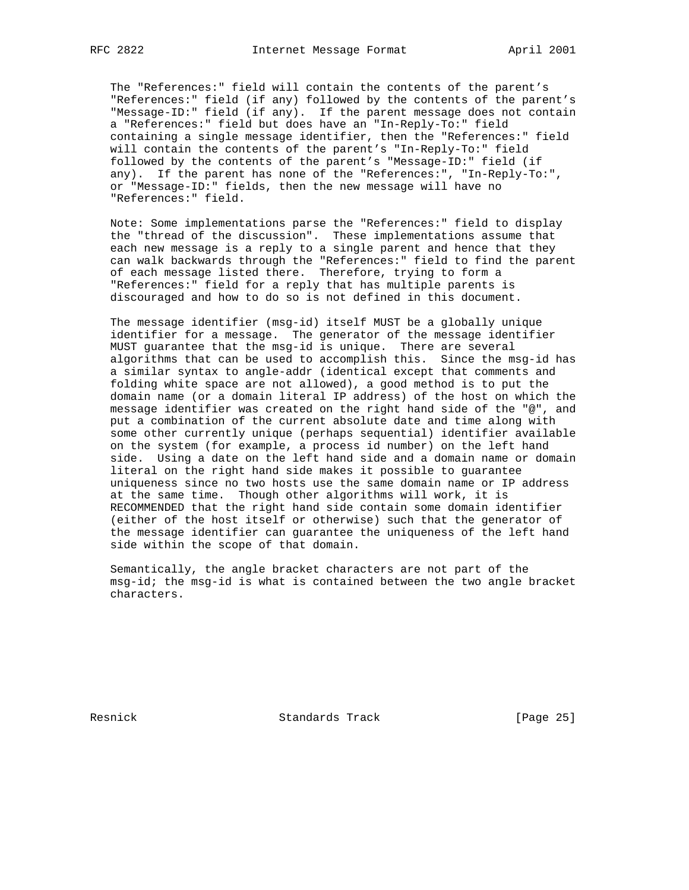The "References:" field will contain the contents of the parent's "References:" field (if any) followed by the contents of the parent's "Message-ID:" field (if any). If the parent message does not contain a "References:" field but does have an "In-Reply-To:" field containing a single message identifier, then the "References:" field will contain the contents of the parent's "In-Reply-To:" field followed by the contents of the parent's "Message-ID:" field (if any). If the parent has none of the "References:", "In-Reply-To:", or "Message-ID:" fields, then the new message will have no "References:" field.

Note: Some implementations parse the "References:" field to display the "thread of the discussion". These implementations assume that each new message is a reply to a single parent and hence that they can walk backwards through the "References:" field to find the parent of each message listed there. Therefore, trying to form a "References:" field for a reply that has multiple parents is discouraged and how to do so is not defined in this document.

The message identifier (msg-id) itself MUST be a globally unique identifier for a message. The generator of the message identifier MUST guarantee that the msg-id is unique. There are several algorithms that can be used to accomplish this. Since the msg-id has a similar syntax to angle-addr (identical except that comments and folding white space are not allowed), a good method is to put the domain name (or a domain literal IP address) of the host on which the message identifier was created on the right hand side of the "@", and put a combination of the current absolute date and time along with some other currently unique (perhaps sequential) identifier available on the system (for example, a process id number) on the left hand side. Using a date on the left hand side and a domain name or domain literal on the right hand side makes it possible to guarantee uniqueness since no two hosts use the same domain name or IP address at the same time. Though other algorithms will work, it is RECOMMENDED that the right hand side contain some domain identifier (either of the host itself or otherwise) such that the generator of the message identifier can guarantee the uniqueness of the left hand side within the scope of that domain.

Semantically, the angle bracket characters are not part of the msg-id; the msg-id is what is contained between the two angle bracket characters.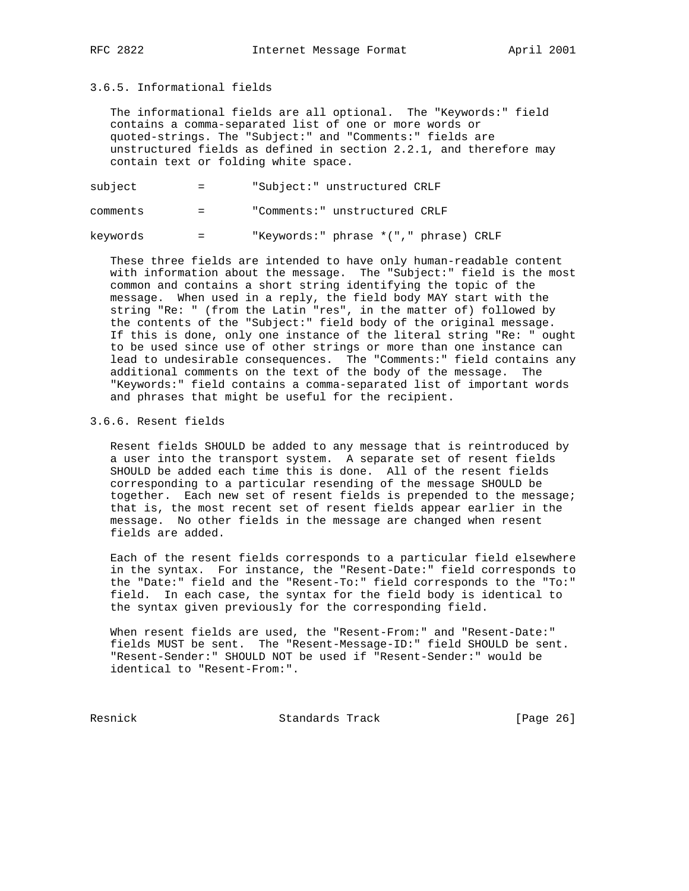### 3.6.5. Informational fields

The informational fields are all optional. The "Keywords:" field contains a comma-separated list of one or more words or quoted-strings. The "Subject:" and "Comments:" fields are unstructured fields as defined in section 2.2.1, and therefore may contain text or folding white space.

```
subject         =       "Subject:" unstructured CRLF

comments        =       "Comments:" unstructured CRLF

keywords        =       "Keywords:" phrase *("," phrase) CRLF
```

These three fields are intended to have only human-readable content with information about the message. The "Subject:" field is the most common and contains a short string identifying the topic of the message. When used in a reply, the field body MAY start with the string "Re: " (from the Latin "res", in the matter of) followed by the contents of the "Subject:" field body of the original message. If this is done, only one instance of the literal string "Re: " ought to be used since use of other strings or more than one instance can lead to undesirable consequences. The "Comments:" field contains any additional comments on the text of the body of the message. The "Keywords:" field contains a comma-separated list of important words and phrases that might be useful for the recipient.

### 3.6.6. Resent fields

Resent fields SHOULD be added to any message that is reintroduced by a user into the transport system. A separate set of resent fields SHOULD be added each time this is done. All of the resent fields corresponding to a particular resending of the message SHOULD be together. Each new set of resent fields is prepended to the message; that is, the most recent set of resent fields appear earlier in the message. No other fields in the message are changed when resent fields are added.

Each of the resent fields corresponds to a particular field elsewhere in the syntax. For instance, the "Resent-Date:" field corresponds to the "Date:" field and the "Resent-To:" field corresponds to the "To:" field. In each case, the syntax for the field body is identical to the syntax given previously for the corresponding field.

When resent fields are used, the "Resent-From:" and "Resent-Date:" fields MUST be sent. The "Resent-Message-ID:" field SHOULD be sent. "Resent-Sender:" SHOULD NOT be used if "Resent-Sender:" would be identical to "Resent-From:".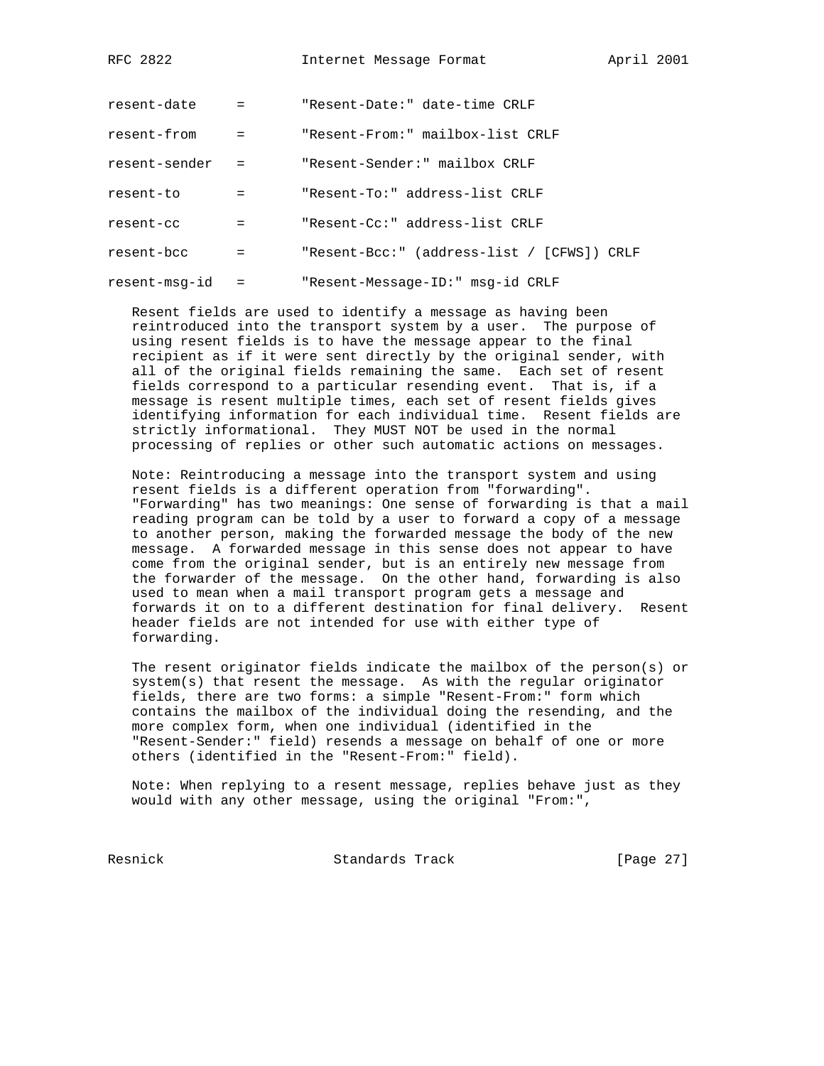```
resent-date     =       "Resent-Date:" date-time CRLF

resent-from     =       "Resent-From:" mailbox-list CRLF

resent-sender   =       "Resent-Sender:" mailbox CRLF

resent-to       =       "Resent-To:" address-list CRLF

resent-cc       =       "Resent-Cc:" address-list CRLF

resent-bcc      =       "Resent-Bcc:" (address-list / [CFWS]) CRLF

resent-msg-id   =       "Resent-Message-ID:" msg-id CRLF
```

Resent fields are used to identify a message as having been reintroduced into the transport system by a user. The purpose of using resent fields is to have the message appear to the final recipient as if it were sent directly by the original sender, with all of the original fields remaining the same. Each set of resent fields correspond to a particular resending event. That is, if a message is resent multiple times, each set of resent fields gives identifying information for each individual time. Resent fields are strictly informational. They MUST NOT be used in the normal processing of replies or other such automatic actions on messages.

Note: Reintroducing a message into the transport system and using resent fields is a different operation from "forwarding". "Forwarding" has two meanings: One sense of forwarding is that a mail reading program can be told by a user to forward a copy of a message to another person, making the forwarded message the body of the new message. A forwarded message in this sense does not appear to have come from the original sender, but is an entirely new message from the forwarder of the message. On the other hand, forwarding is also used to mean when a mail transport program gets a message and forwards it on to a different destination for final delivery. Resent header fields are not intended for use with either type of forwarding.

The resent originator fields indicate the mailbox of the person(s) or system(s) that resent the message. As with the regular originator fields, there are two forms: a simple "Resent-From:" form which contains the mailbox of the individual doing the resending, and the more complex form, when one individual (identified in the "Resent-Sender:" field) resends a message on behalf of one or more others (identified in the "Resent-From:" field).

Note: When replying to a resent message, replies behave just as they would with any other message, using the original "From:",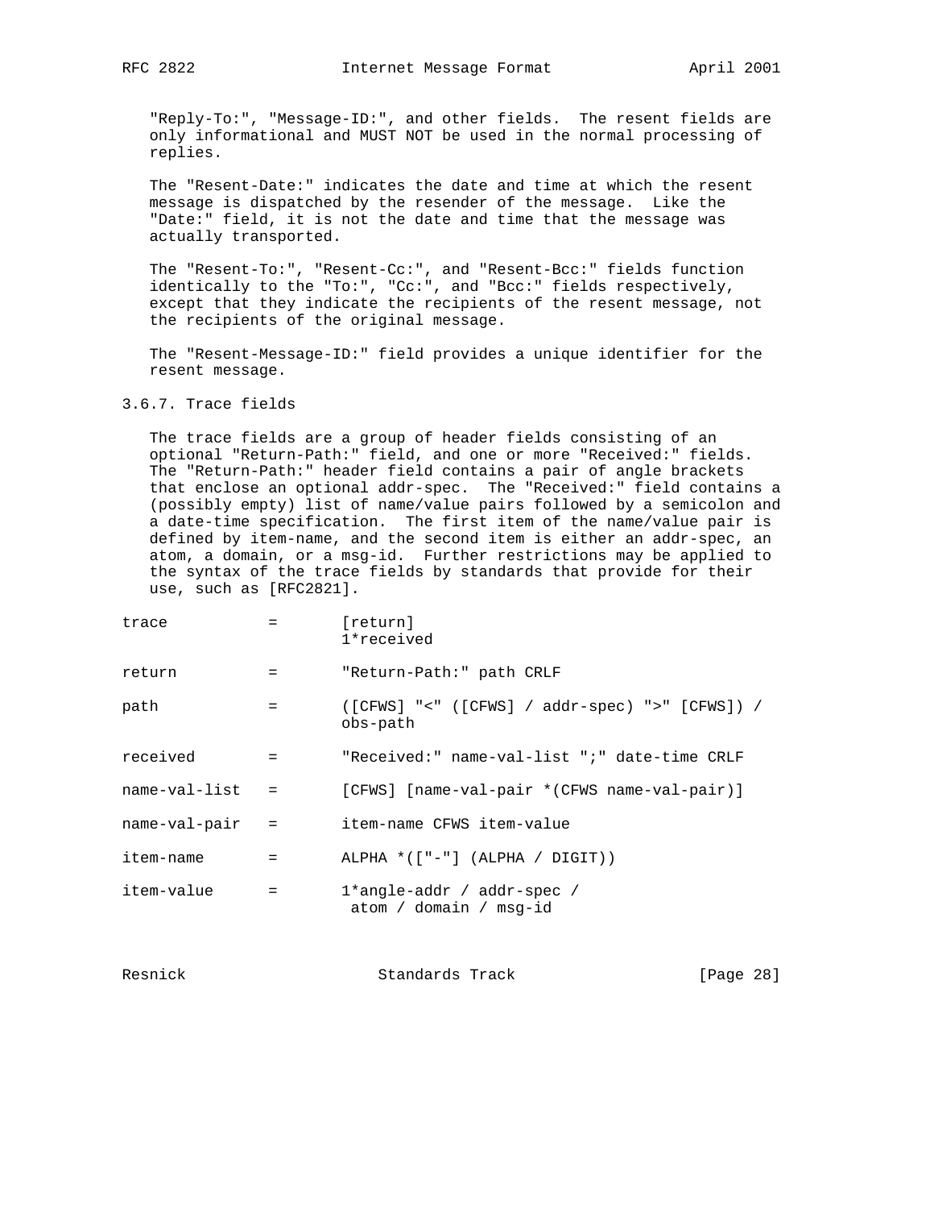"Reply-To:", "Message-ID:", and other fields. The resent fields are only informational and MUST NOT be used in the normal processing of replies.

The "Resent-Date:" indicates the date and time at which the resent message is dispatched by the resender of the message. Like the "Date:" field, it is not the date and time that the message was actually transported.

The "Resent-To:", "Resent-Cc:", and "Resent-Bcc:" fields function identically to the "To:", "Cc:", and "Bcc:" fields respectively, except that they indicate the recipients of the resent message, not the recipients of the original message.

The "Resent-Message-ID:" field provides a unique identifier for the resent message.

### 3.6.7. Trace fields

The trace fields are a group of header fields consisting of an optional "Return-Path:" field, and one or more "Received:" fields. The "Return-Path:" header field contains a pair of angle brackets that enclose an optional addr-spec. The "Received:" field contains a (possibly empty) list of name/value pairs followed by a semicolon and a date-time specification. The first item of the name/value pair is defined by item-name, and the second item is either an addr-spec, an atom, a domain, or a msg-id. Further restrictions may be applied to the syntax of the trace fields by standards that provide for their use, such as [RFC2821].

```
trace           =       [return]
                        1*received

return          =       "Return-Path:" path CRLF

path            =       ([CFWS] "<" ([CFWS] / addr-spec) ">" [CFWS]) /
                        obs-path

received        =       "Received:" name-val-list ";" date-time CRLF

name-val-list   =       [CFWS] [name-val-pair *(CFWS name-val-pair)]

name-val-pair   =       item-name CFWS item-value

item-name       =       ALPHA *(["-"] (ALPHA / DIGIT))

item-value      =       1*angle-addr / addr-spec /
                         atom / domain / msg-id
```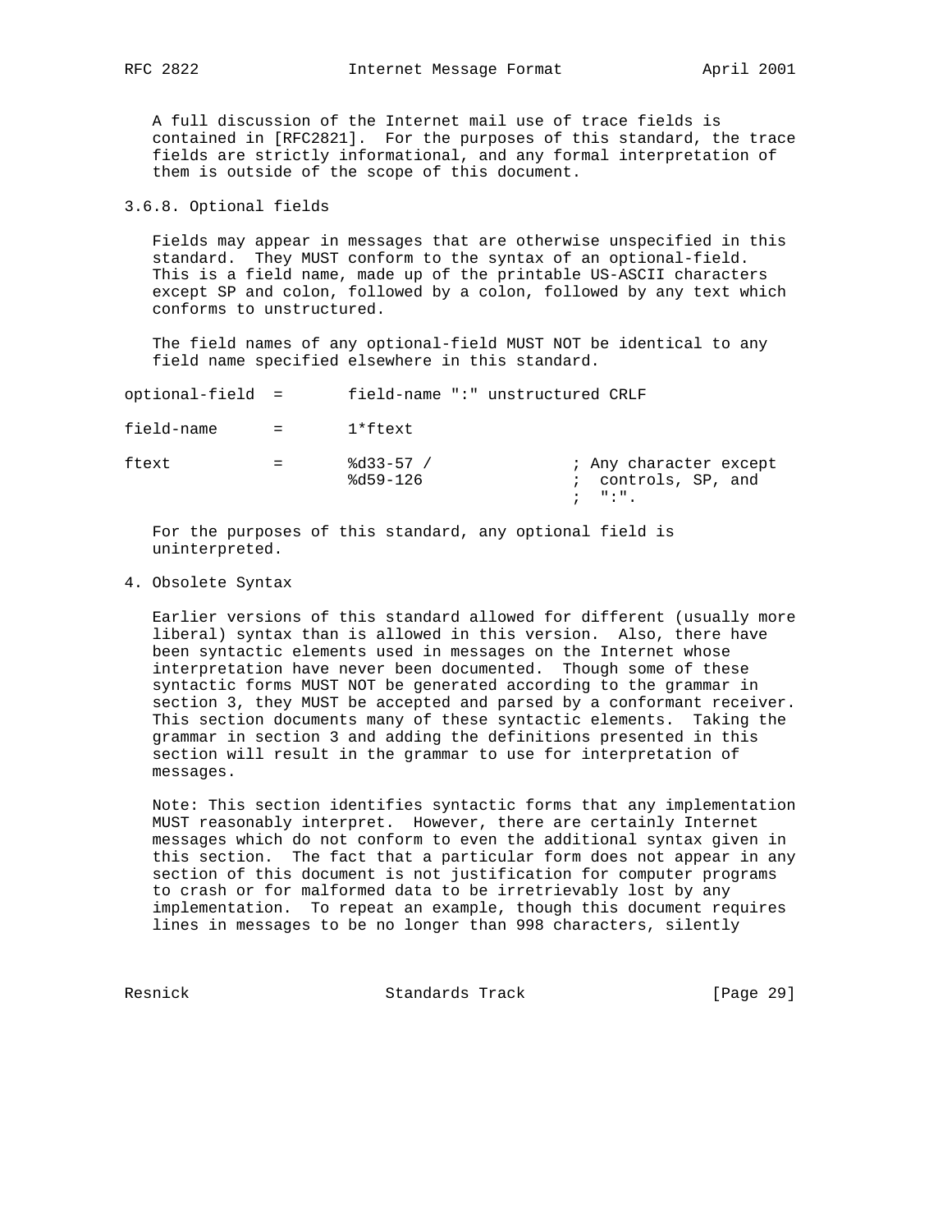A full discussion of the Internet mail use of trace fields is contained in [RFC2821]. For the purposes of this standard, the trace fields are strictly informational, and any formal interpretation of them is outside of the scope of this document.

### 3.6.8. Optional fields

Fields may appear in messages that are otherwise unspecified in this standard. They MUST conform to the syntax of an optional-field. This is a field name, made up of the printable US-ASCII characters except SP and colon, followed by a colon, followed by any text which conforms to unstructured.

The field names of any optional-field MUST NOT be identical to any field name specified elsewhere in this standard.

```
optional-field  =       field-name ":" unstructured CRLF

field-name      =       1*ftext

ftext           =       %d33-57 /               ; Any character except
                        %d59-126                ;  controls, SP, and
                                                ;  ":".
```

For the purposes of this standard, any optional field is uninterpreted.

## 4. Obsolete Syntax

Earlier versions of this standard allowed for different (usually more liberal) syntax than is allowed in this version. Also, there have been syntactic elements used in messages on the Internet whose interpretation have never been documented. Though some of these syntactic forms MUST NOT be generated according to the grammar in section 3, they MUST be accepted and parsed by a conformant receiver. This section documents many of these syntactic elements. Taking the grammar in section 3 and adding the definitions presented in this section will result in the grammar to use for interpretation of messages.

Note: This section identifies syntactic forms that any implementation MUST reasonably interpret. However, there are certainly Internet messages which do not conform to even the additional syntax given in this section. The fact that a particular form does not appear in any section of this document is not justification for computer programs to crash or for malformed data to be irretrievably lost by any implementation. To repeat an example, though this document requires lines in messages to be no longer than 998 characters, silently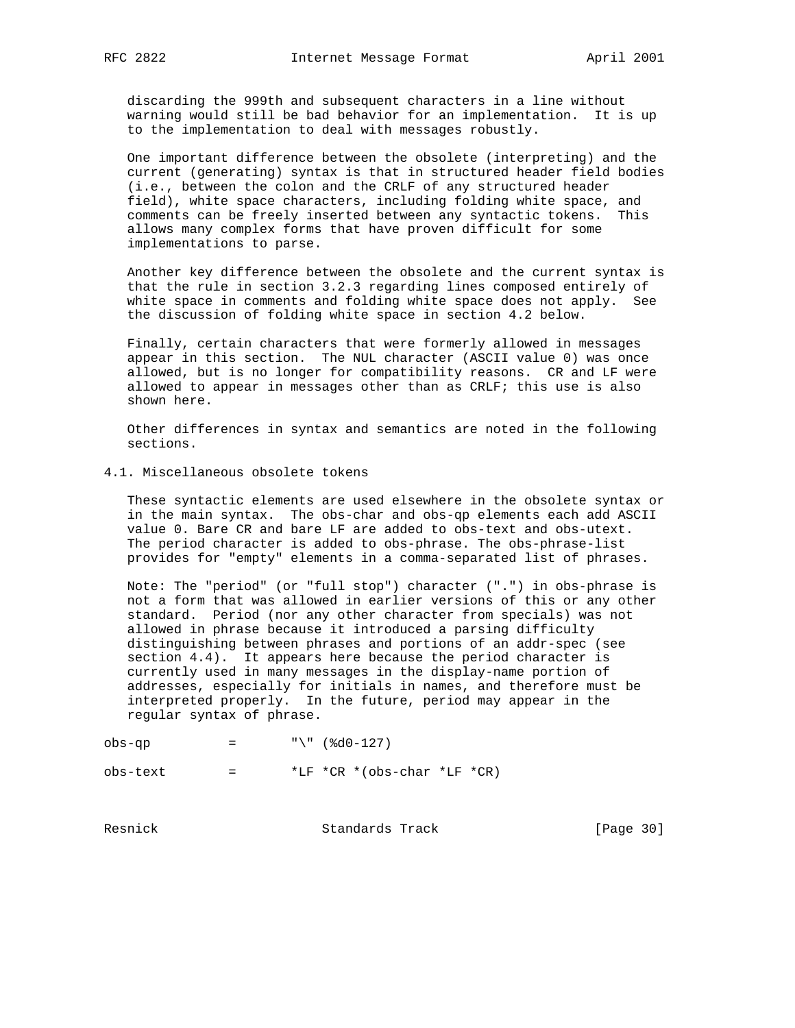discarding the 999th and subsequent characters in a line without warning would still be bad behavior for an implementation. It is up to the implementation to deal with messages robustly.

One important difference between the obsolete (interpreting) and the current (generating) syntax is that in structured header field bodies (i.e., between the colon and the CRLF of any structured header field), white space characters, including folding white space, and comments can be freely inserted between any syntactic tokens. This allows many complex forms that have proven difficult for some implementations to parse.

Another key difference between the obsolete and the current syntax is that the rule in section 3.2.3 regarding lines composed entirely of white space in comments and folding white space does not apply. See the discussion of folding white space in section 4.2 below.

Finally, certain characters that were formerly allowed in messages appear in this section. The NUL character (ASCII value 0) was once allowed, but is no longer for compatibility reasons. CR and LF were allowed to appear in messages other than as CRLF; this use is also shown here.

Other differences in syntax and semantics are noted in the following sections.

## 4.1. Miscellaneous obsolete tokens

These syntactic elements are used elsewhere in the obsolete syntax or in the main syntax. The obs-char and obs-qp elements each add ASCII value 0. Bare CR and bare LF are added to obs-text and obs-utext. The period character is added to obs-phrase. The obs-phrase-list provides for "empty" elements in a comma-separated list of phrases.

Note: The "period" (or "full stop") character (".") in obs-phrase is not a form that was allowed in earlier versions of this or any other standard. Period (nor any other character from specials) was not allowed in phrase because it introduced a parsing difficulty distinguishing between phrases and portions of an addr-spec (see section 4.4). It appears here because the period character is currently used in many messages in the display-name portion of addresses, especially for initials in names, and therefore must be interpreted properly. In the future, period may appear in the regular syntax of phrase.

```
obs-qp          =       "\" (%d0-127)

obs-text        =       *LF *CR *(obs-char *LF *CR)
```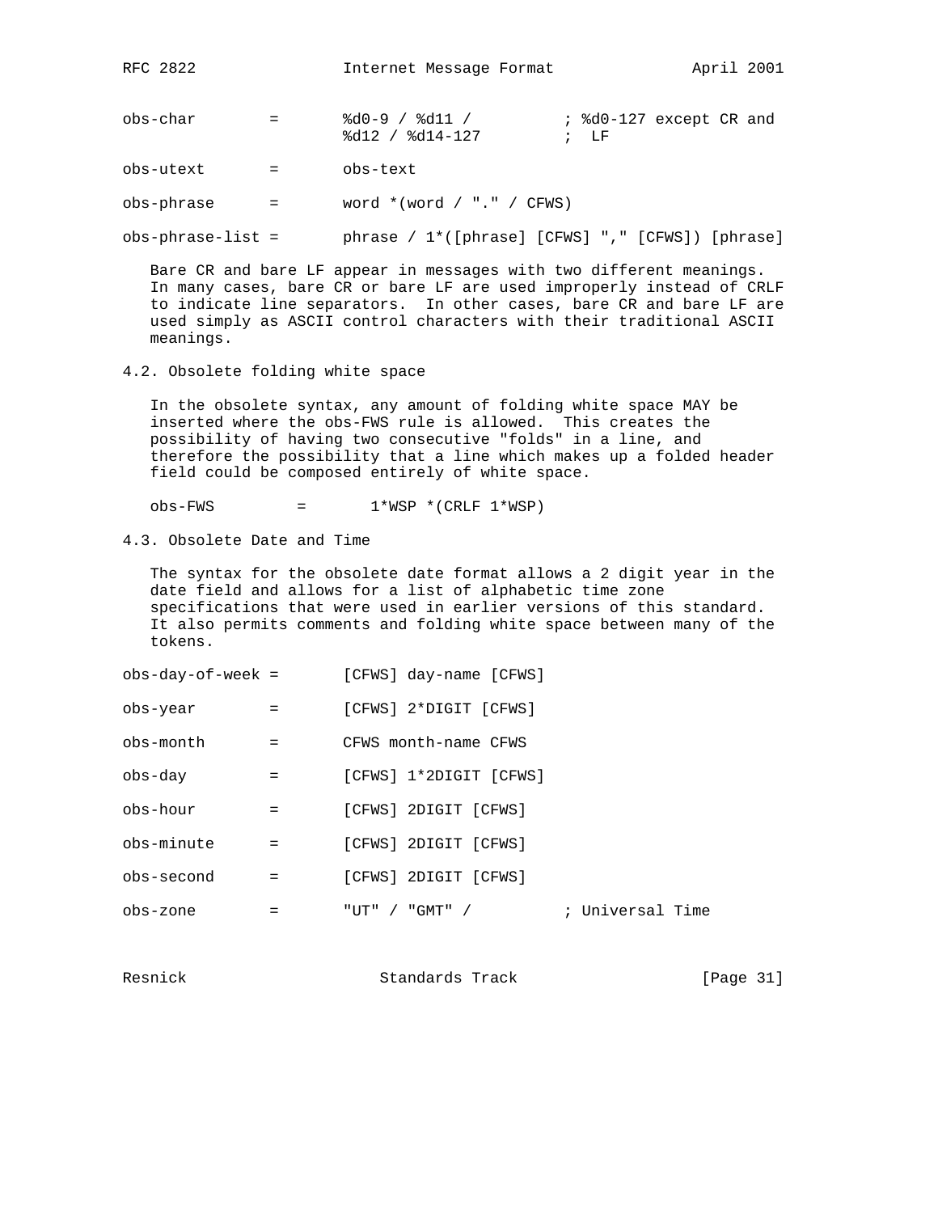```
obs-char        =       %d0-9 / %d11 /          ; %d0-127 except CR and
                        %d12 / %d14-127         ;  LF

obs-utext       =       obs-text

obs-phrase      =       word *(word / "." / CFWS)

obs-phrase-list =       phrase / 1*([phrase] [CFWS] "," [CFWS]) [phrase]
```

Bare CR and bare LF appear in messages with two different meanings. In many cases, bare CR or bare LF are used improperly instead of CRLF to indicate line separators. In other cases, bare CR and bare LF are used simply as ASCII control characters with their traditional ASCII meanings.

## 4.2. Obsolete folding white space

In the obsolete syntax, any amount of folding white space MAY be inserted where the obs-FWS rule is allowed. This creates the possibility of having two consecutive "folds" in a line, and therefore the possibility that a line which makes up a folded header field could be composed entirely of white space.

```
obs-FWS         =       1*WSP *(CRLF 1*WSP)
```

## 4.3. Obsolete Date and Time

The syntax for the obsolete date format allows a 2 digit year in the date field and allows for a list of alphabetic time zone specifications that were used in earlier versions of this standard. It also permits comments and folding white space between many of the tokens.

```
obs-day-of-week =       [CFWS] day-name [CFWS]

obs-year        =       [CFWS] 2*DIGIT [CFWS]

obs-month       =       CFWS month-name CFWS

obs-day         =       [CFWS] 1*2DIGIT [CFWS]

obs-hour        =       [CFWS] 2DIGIT [CFWS]

obs-minute      =       [CFWS] 2DIGIT [CFWS]

obs-second      =       [CFWS] 2DIGIT [CFWS]

obs-zone        =       "UT" / "GMT" /          ; Universal Time
```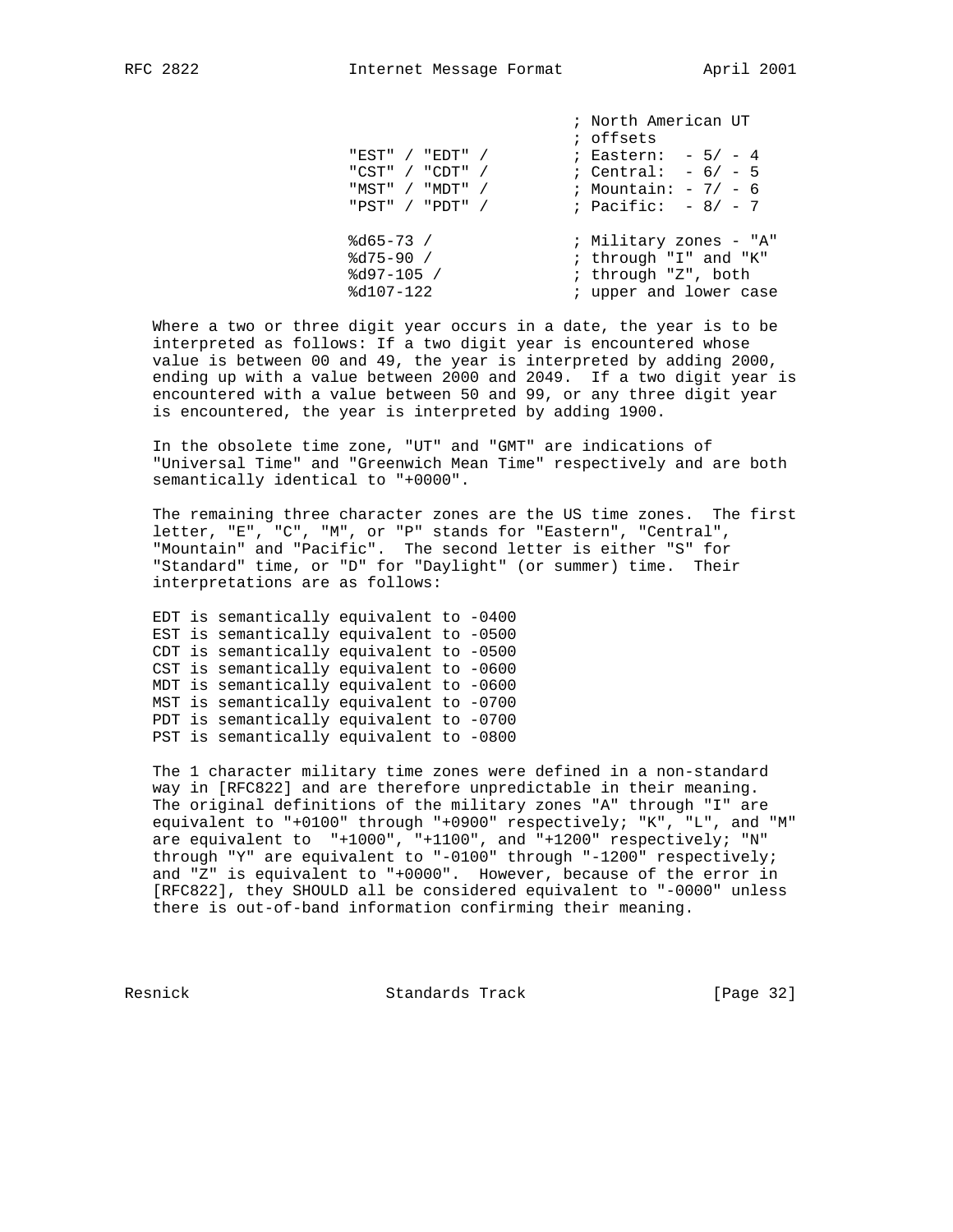```
                                  ; North American UT
                                  ; offsets
                "EST" / "EDT" /   ; Eastern:  - 5/ - 4
                "CST" / "CDT" /   ; Central:  - 6/ - 5
                "MST" / "MDT" /   ; Mountain: - 7/ - 6
                "PST" / "PDT" /   ; Pacific:  - 8/ - 7

                %d65-73 /         ; Military zones - "A"
                %d75-90 /         ; through "I" and "K"
                %d97-105 /        ; through "Z", both
                %d107-122         ; upper and lower case
```

Where a two or three digit year occurs in a date, the year is to be interpreted as follows: If a two digit year is encountered whose value is between 00 and 49, the year is interpreted by adding 2000, ending up with a value between 2000 and 2049. If a two digit year is encountered with a value between 50 and 99, or any three digit year is encountered, the year is interpreted by adding 1900.

In the obsolete time zone, "UT" and "GMT" are indications of "Universal Time" and "Greenwich Mean Time" respectively and are both semantically identical to "+0000".

The remaining three character zones are the US time zones. The first letter, "E", "C", "M", or "P" stands for "Eastern", "Central", "Mountain" and "Pacific". The second letter is either "S" for "Standard" time, or "D" for "Daylight" (or summer) time. Their interpretations are as follows:

```
EDT is semantically equivalent to -0400
EST is semantically equivalent to -0500
CDT is semantically equivalent to -0500
CST is semantically equivalent to -0600
MDT is semantically equivalent to -0600
MST is semantically equivalent to -0700
PDT is semantically equivalent to -0700
PST is semantically equivalent to -0800
```

The 1 character military time zones were defined in a non-standard way in [RFC822] and are therefore unpredictable in their meaning. The original definitions of the military zones "A" through "I" are equivalent to "+0100" through "+0900" respectively; "K", "L", and "M" are equivalent to "+1000", "+1100", and "+1200" respectively; "N" through "Y" are equivalent to "-0100" through "-1200" respectively; and "Z" is equivalent to "+0000". However, because of the error in [RFC822], they SHOULD all be considered equivalent to "-0000" unless there is out-of-band information confirming their meaning.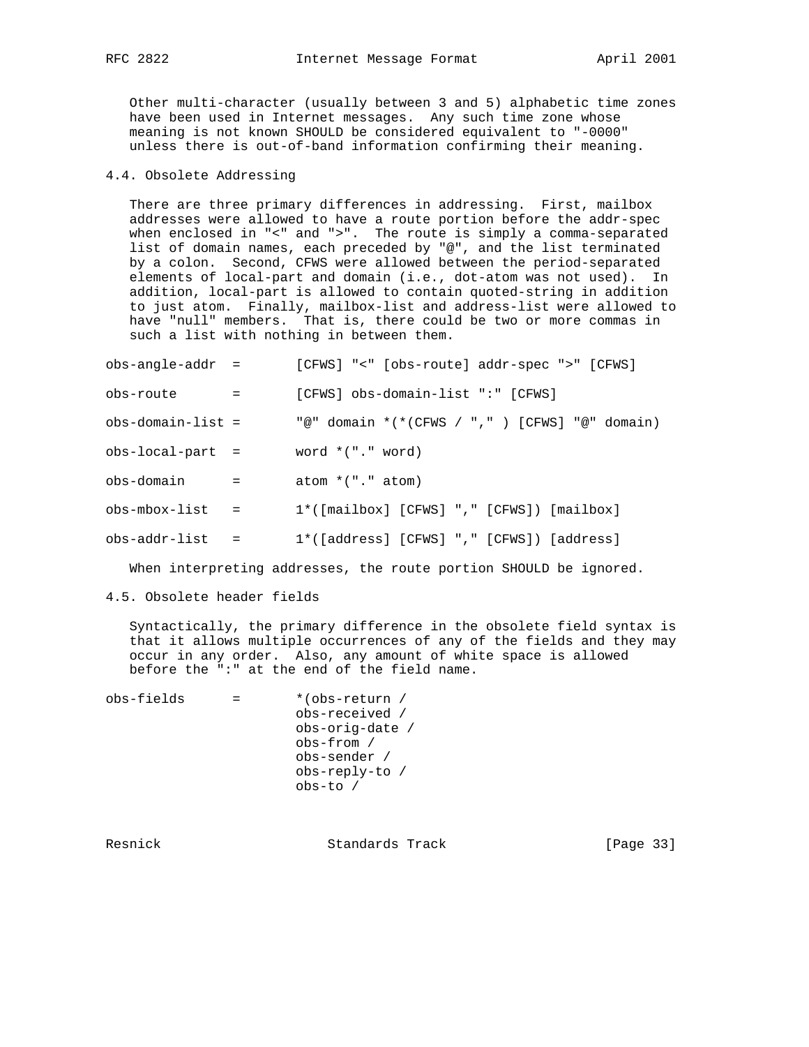Other multi-character (usually between 3 and 5) alphabetic time zones have been used in Internet messages. Any such time zone whose meaning is not known SHOULD be considered equivalent to "-0000" unless there is out-of-band information confirming their meaning.

## 4.4. Obsolete Addressing

There are three primary differences in addressing. First, mailbox addresses were allowed to have a route portion before the addr-spec when enclosed in "<" and ">". The route is simply a comma-separated list of domain names, each preceded by "@", and the list terminated by a colon. Second, CFWS were allowed between the period-separated elements of local-part and domain (i.e., dot-atom was not used). In addition, local-part is allowed to contain quoted-string in addition to just atom. Finally, mailbox-list and address-list were allowed to have "null" members. That is, there could be two or more commas in such a list with nothing in between them.

```
obs-angle-addr  =       [CFWS] "<" [obs-route] addr-spec ">" [CFWS]

obs-route       =       [CFWS] obs-domain-list ":" [CFWS]

obs-domain-list =       "@" domain *(*(CFWS / "," ) [CFWS] "@" domain)

obs-local-part  =       word *("." word)

obs-domain      =       atom *("." atom)

obs-mbox-list   =       1*([mailbox] [CFWS] "," [CFWS]) [mailbox]

obs-addr-list   =       1*([address] [CFWS] "," [CFWS]) [address]
```

When interpreting addresses, the route portion SHOULD be ignored.

## 4.5. Obsolete header fields

Syntactically, the primary difference in the obsolete field syntax is that it allows multiple occurrences of any of the fields and they may occur in any order. Also, any amount of white space is allowed before the ":" at the end of the field name.

```
obs-fields      =       *(obs-return /
                        obs-received /
                        obs-orig-date /
                        obs-from /
                        obs-sender /
                        obs-reply-to /
                        obs-to /
```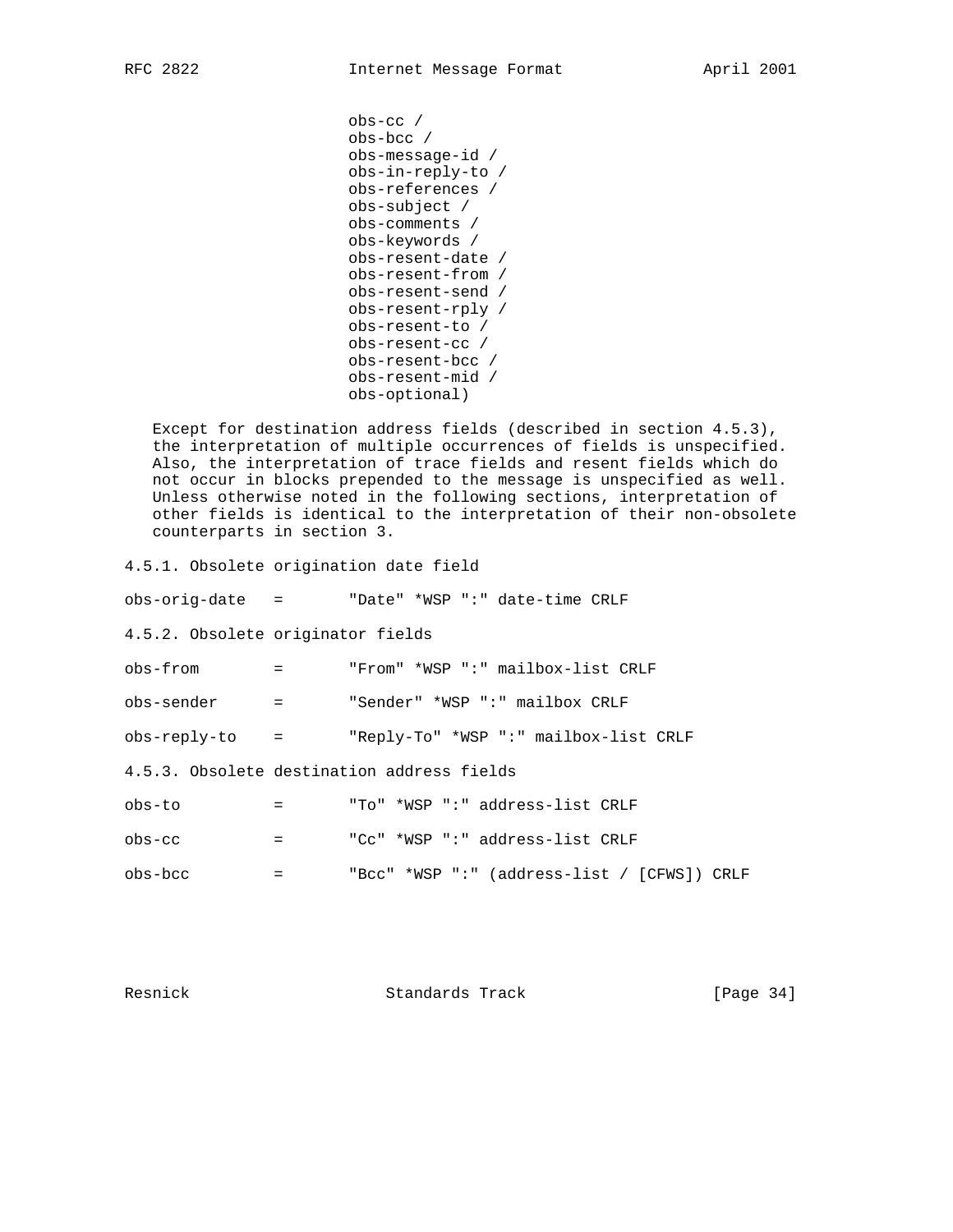```
                        obs-cc /
                        obs-bcc /
                        obs-message-id /
                        obs-in-reply-to /
                        obs-references /
                        obs-subject /
                        obs-comments /
                        obs-keywords /
                        obs-resent-date /
                        obs-resent-from /
                        obs-resent-send /
                        obs-resent-rply /
                        obs-resent-to /
                        obs-resent-cc /
                        obs-resent-bcc /
                        obs-resent-mid /
                        obs-optional)
```

Except for destination address fields (described in section 4.5.3), the interpretation of multiple occurrences of fields is unspecified. Also, the interpretation of trace fields and resent fields which do not occur in blocks prepended to the message is unspecified as well. Unless otherwise noted in the following sections, interpretation of other fields is identical to the interpretation of their non-obsolete counterparts in section 3.

### 4.5.1. Obsolete origination date field

```
obs-orig-date   =       "Date" *WSP ":" date-time CRLF
```

### 4.5.2. Obsolete originator fields

```
obs-from        =       "From" *WSP ":" mailbox-list CRLF

obs-sender      =       "Sender" *WSP ":" mailbox CRLF

obs-reply-to    =       "Reply-To" *WSP ":" mailbox-list CRLF
```

### 4.5.3. Obsolete destination address fields

```
obs-to          =       "To" *WSP ":" address-list CRLF

obs-cc          =       "Cc" *WSP ":" address-list CRLF

obs-bcc         =       "Bcc" *WSP ":" (address-list / [CFWS]) CRLF
```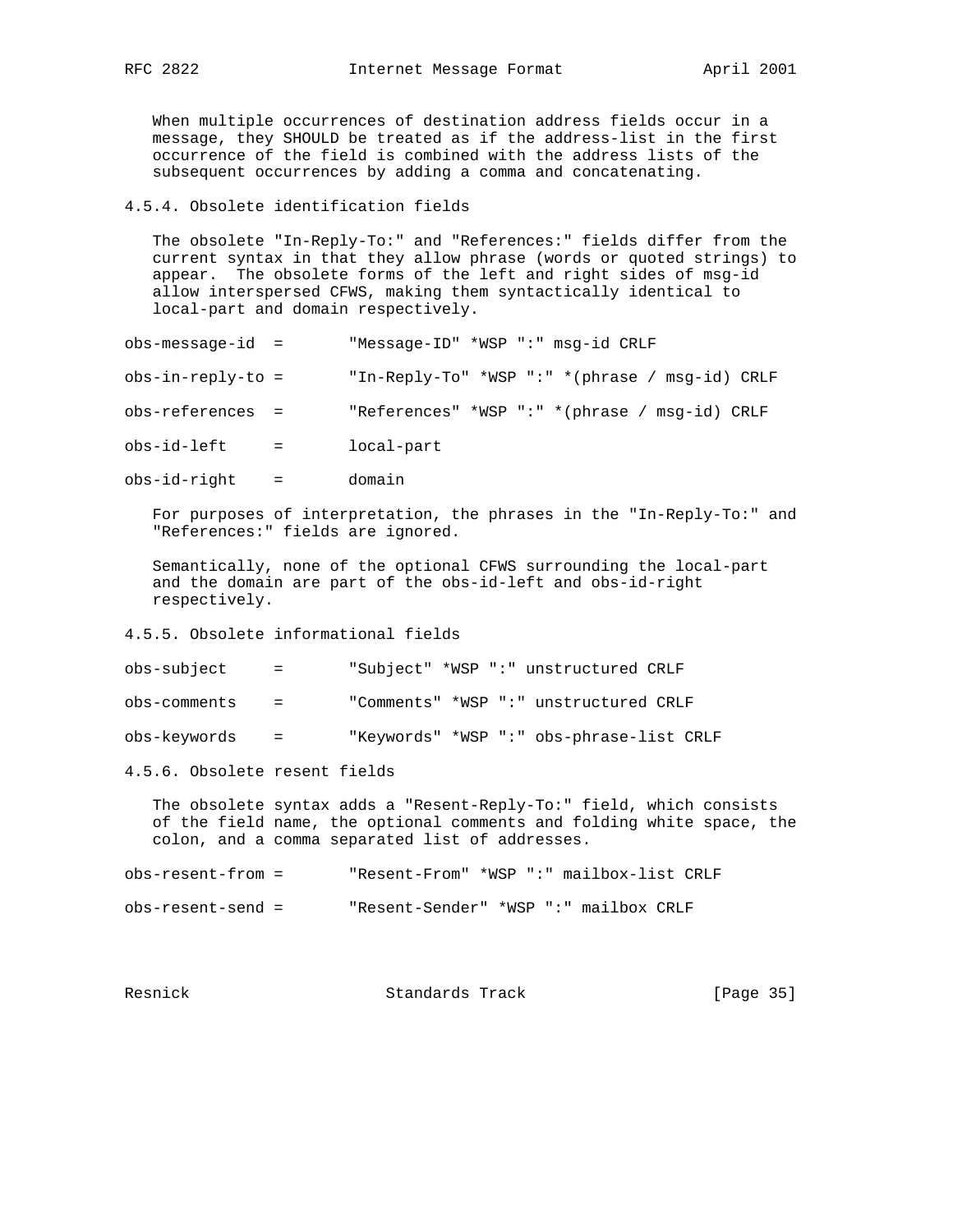When multiple occurrences of destination address fields occur in a message, they SHOULD be treated as if the address-list in the first occurrence of the field is combined with the address lists of the subsequent occurrences by adding a comma and concatenating.

### 4.5.4. Obsolete identification fields

The obsolete "In-Reply-To:" and "References:" fields differ from the current syntax in that they allow phrase (words or quoted strings) to appear. The obsolete forms of the left and right sides of msg-id allow interspersed CFWS, making them syntactically identical to local-part and domain respectively.

```
obs-message-id  =       "Message-ID" *WSP ":" msg-id CRLF

obs-in-reply-to =       "In-Reply-To" *WSP ":" *(phrase / msg-id) CRLF

obs-references  =       "References" *WSP ":" *(phrase / msg-id) CRLF

obs-id-left     =       local-part

obs-id-right    =       domain
```

For purposes of interpretation, the phrases in the "In-Reply-To:" and "References:" fields are ignored.

Semantically, none of the optional CFWS surrounding the local-part and the domain are part of the obs-id-left and obs-id-right respectively.

### 4.5.5. Obsolete informational fields

```
obs-subject     =       "Subject" *WSP ":" unstructured CRLF

obs-comments    =       "Comments" *WSP ":" unstructured CRLF

obs-keywords    =       "Keywords" *WSP ":" obs-phrase-list CRLF
```

### 4.5.6. Obsolete resent fields

The obsolete syntax adds a "Resent-Reply-To:" field, which consists of the field name, the optional comments and folding white space, the colon, and a comma separated list of addresses.

```
obs-resent-from =       "Resent-From" *WSP ":" mailbox-list CRLF

obs-resent-send =       "Resent-Sender" *WSP ":" mailbox CRLF
```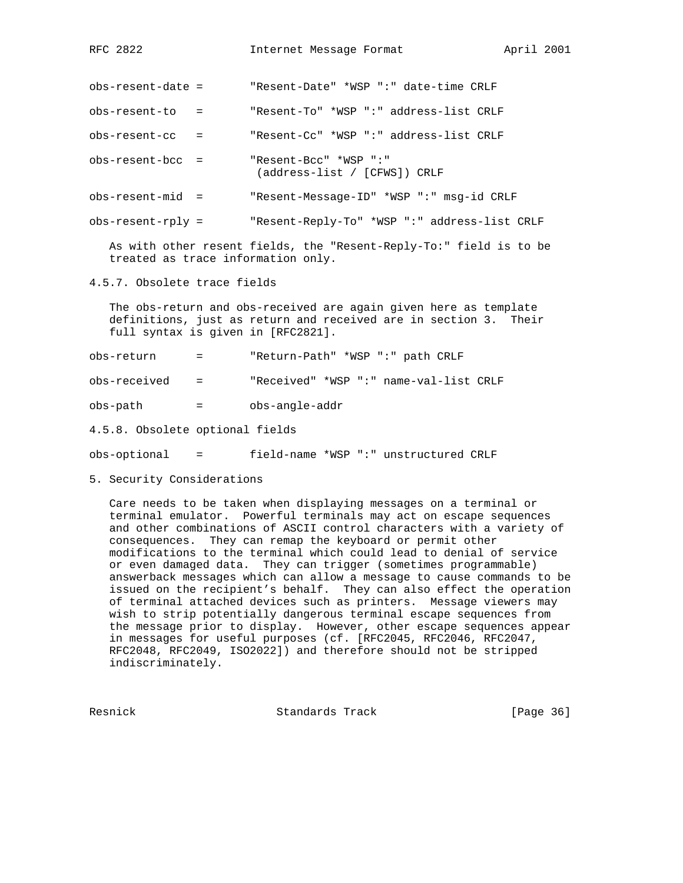```
obs-resent-date =       "Resent-Date" *WSP ":" date-time CRLF

obs-resent-to   =       "Resent-To" *WSP ":" address-list CRLF

obs-resent-cc   =       "Resent-Cc" *WSP ":" address-list CRLF

obs-resent-bcc  =       "Resent-Bcc" *WSP ":"
                         (address-list / [CFWS]) CRLF

obs-resent-mid  =       "Resent-Message-ID" *WSP ":" msg-id CRLF

obs-resent-rply =       "Resent-Reply-To" *WSP ":" address-list CRLF
```

As with other resent fields, the "Resent-Reply-To:" field is to be treated as trace information only.

### 4.5.7. Obsolete trace fields

The obs-return and obs-received are again given here as template definitions, just as return and received are in section 3. Their full syntax is given in [RFC2821].

```
obs-return      =       "Return-Path" *WSP ":" path CRLF

obs-received    =       "Received" *WSP ":" name-val-list CRLF

obs-path        =       obs-angle-addr
```

### 4.5.8. Obsolete optional fields

```
obs-optional    =       field-name *WSP ":" unstructured CRLF
```

## 5. Security Considerations

Care needs to be taken when displaying messages on a terminal or terminal emulator. Powerful terminals may act on escape sequences and other combinations of ASCII control characters with a variety of consequences. They can remap the keyboard or permit other modifications to the terminal which could lead to denial of service or even damaged data. They can trigger (sometimes programmable) answerback messages which can allow a message to cause commands to be issued on the recipient’s behalf. They can also effect the operation of terminal attached devices such as printers. Message viewers may wish to strip potentially dangerous terminal escape sequences from the message prior to display. However, other escape sequences appear in messages for useful purposes (cf. [RFC2045, RFC2046, RFC2047, RFC2048, RFC2049, ISO2022]) and therefore should not be stripped indiscriminately.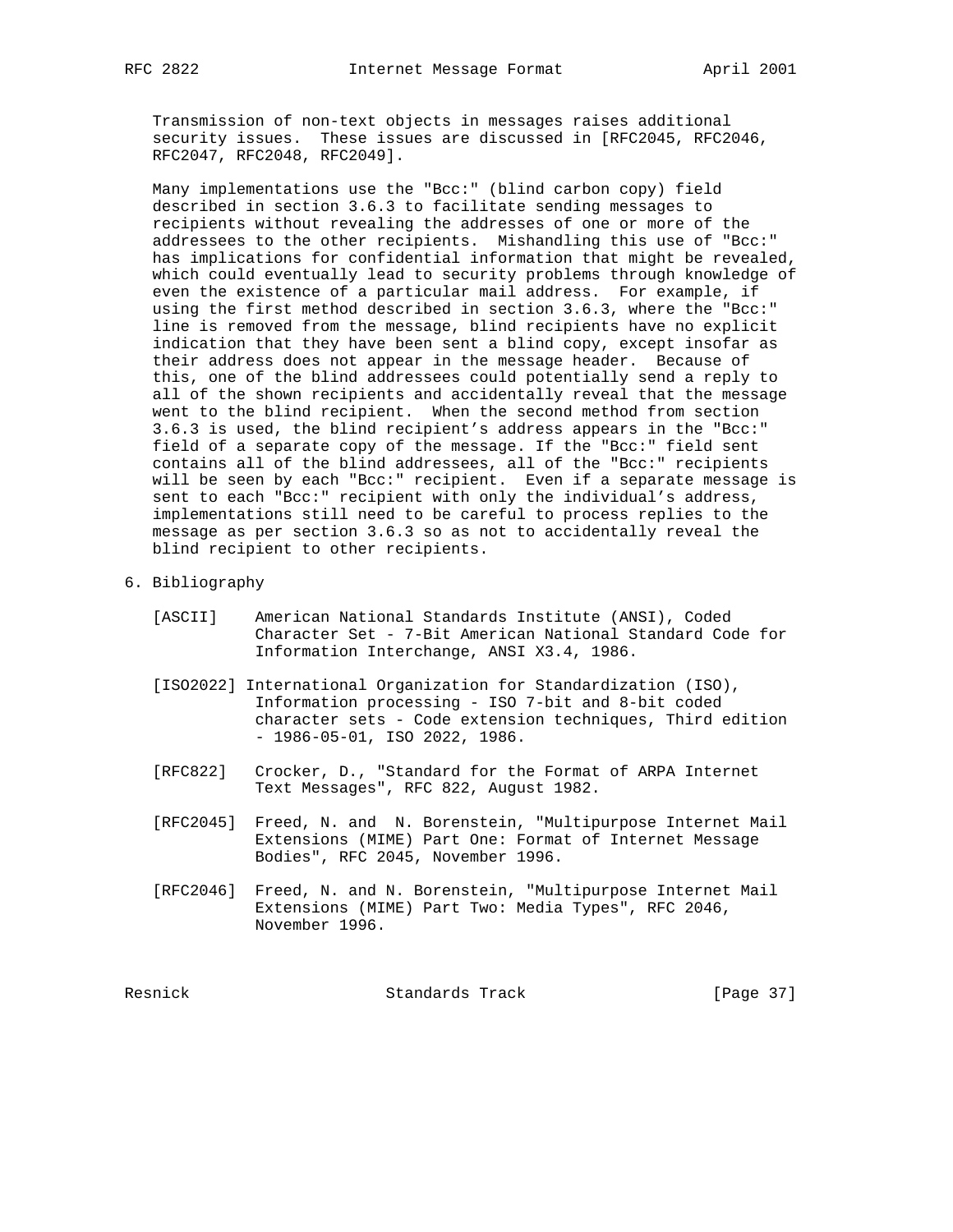Transmission of non-text objects in messages raises additional security issues. These issues are discussed in [RFC2045, RFC2046, RFC2047, RFC2048, RFC2049].

Many implementations use the "Bcc:" (blind carbon copy) field described in section 3.6.3 to facilitate sending messages to recipients without revealing the addresses of one or more of the addressees to the other recipients. Mishandling this use of "Bcc:" has implications for confidential information that might be revealed, which could eventually lead to security problems through knowledge of even the existence of a particular mail address. For example, if using the first method described in section 3.6.3, where the "Bcc:" line is removed from the message, blind recipients have no explicit indication that they have been sent a blind copy, except insofar as their address does not appear in the message header. Because of this, one of the blind addressees could potentially send a reply to all of the shown recipients and accidentally reveal that the message went to the blind recipient. When the second method from section 3.6.3 is used, the blind recipient's address appears in the "Bcc:" field of a separate copy of the message. If the "Bcc:" field sent contains all of the blind addressees, all of the "Bcc:" recipients will be seen by each "Bcc:" recipient. Even if a separate message is sent to each "Bcc:" recipient with only the individual's address, implementations still need to be careful to process replies to the message as per section 3.6.3 so as not to accidentally reveal the blind recipient to other recipients.

# 6. Bibliography

[ASCII] American National Standards Institute (ANSI), Coded Character Set - 7-Bit American National Standard Code for Information Interchange, ANSI X3.4, 1986.

[ISO2022] International Organization for Standardization (ISO), Information processing - ISO 7-bit and 8-bit coded character sets - Code extension techniques, Third edition - 1986-05-01, ISO 2022, 1986.

[RFC822] Crocker, D., "Standard for the Format of ARPA Internet Text Messages", RFC 822, August 1982.

[RFC2045] Freed, N. and N. Borenstein, "Multipurpose Internet Mail Extensions (MIME) Part One: Format of Internet Message Bodies", RFC 2045, November 1996.

[RFC2046] Freed, N. and N. Borenstein, "Multipurpose Internet Mail Extensions (MIME) Part Two: Media Types", RFC 2046, November 1996.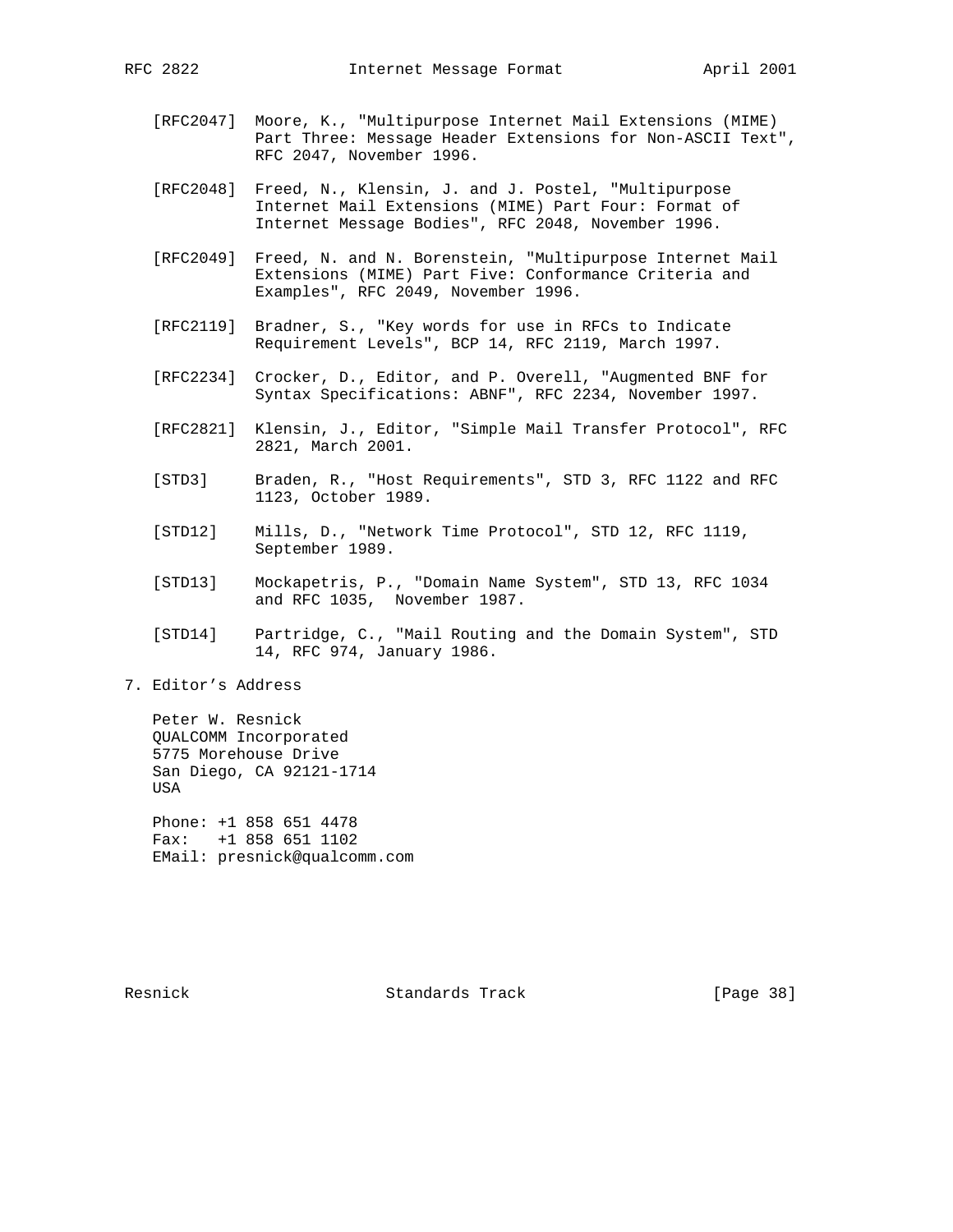[RFC2047] Moore, K., "Multipurpose Internet Mail Extensions (MIME) Part Three: Message Header Extensions for Non-ASCII Text", RFC 2047, November 1996.

[RFC2048] Freed, N., Klensin, J. and J. Postel, "Multipurpose Internet Mail Extensions (MIME) Part Four: Format of Internet Message Bodies", RFC 2048, November 1996.

[RFC2049] Freed, N. and N. Borenstein, "Multipurpose Internet Mail Extensions (MIME) Part Five: Conformance Criteria and Examples", RFC 2049, November 1996.

[RFC2119] Bradner, S., "Key words for use in RFCs to Indicate Requirement Levels", BCP 14, RFC 2119, March 1997.

[RFC2234] Crocker, D., Editor, and P. Overell, "Augmented BNF for Syntax Specifications: ABNF", RFC 2234, November 1997.

[RFC2821] Klensin, J., Editor, "Simple Mail Transfer Protocol", RFC 2821, March 2001.

[STD3] Braden, R., "Host Requirements", STD 3, RFC 1122 and RFC 1123, October 1989.

[STD12] Mills, D., "Network Time Protocol", STD 12, RFC 1119, September 1989.

[STD13] Mockapetris, P., "Domain Name System", STD 13, RFC 1034 and RFC 1035, November 1987.

[STD14] Partridge, C., "Mail Routing and the Domain System", STD 14, RFC 974, January 1986.

## 7. Editor's Address

Peter W. Resnick
QUALCOMM Incorporated
5775 Morehouse Drive
San Diego, CA 92121-1714
USA

Phone: +1 858 651 4478
Fax: +1 858 651 1102
EMail: presnick@qualcomm.com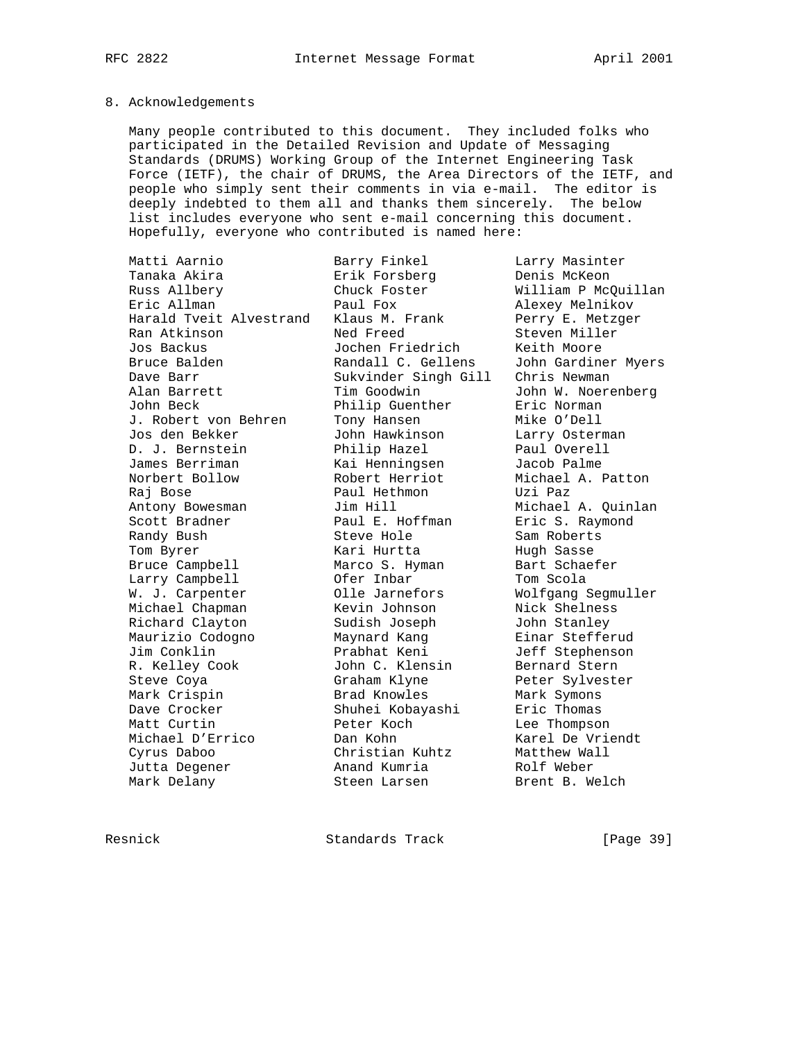## 8. Acknowledgements

Many people contributed to this document. They included folks who participated in the Detailed Revision and Update of Messaging Standards (DRUMS) Working Group of the Internet Engineering Task Force (IETF), the chair of DRUMS, the Area Directors of the IETF, and people who simply sent their comments in via e-mail. The editor is deeply indebted to them all and thanks them sincerely. The below list includes everyone who sent e-mail concerning this document. Hopefully, everyone who contributed is named here:

```
Matti Aarnio             Barry Finkel           Larry Masinter
Tanaka Akira             Erik Forsberg          Denis McKeon
Russ Allbery             Chuck Foster           William P McQuillan
Eric Allman              Paul Fox               Alexey Melnikov
Harald Tveit Alvestrand  Klaus M. Frank         Perry E. Metzger
Ran Atkinson             Ned Freed              Steven Miller
Jos Backus               Jochen Friedrich       Keith Moore
Bruce Balden             Randall C. Gellens     John Gardiner Myers
Dave Barr                Sukvinder Singh Gill   Chris Newman
Alan Barrett             Tim Goodwin            John W. Noerenberg
John Beck                Philip Guenther        Eric Norman
J. Robert von Behren     Tony Hansen            Mike O'Dell
Jos den Bekker           John Hawkinson         Larry Osterman
D. J. Bernstein          Philip Hazel           Paul Overell
James Berriman           Kai Henningsen         Jacob Palme
Norbert Bollow           Robert Herriot         Michael A. Patton
Raj Bose                 Paul Hethmon           Uzi Paz
Antony Bowesman          Jim Hill               Michael A. Quinlan
Scott Bradner            Paul E. Hoffman        Eric S. Raymond
Randy Bush               Steve Hole             Sam Roberts
Tom Byrer                Kari Hurtta            Hugh Sasse
Bruce Campbell           Marco S. Hyman         Bart Schaefer
Larry Campbell           Ofer Inbar             Tom Scola
W. J. Carpenter          Olle Jarnefors         Wolfgang Segmuller
Michael Chapman          Kevin Johnson          Nick Shelness
Richard Clayton          Sudish Joseph          John Stanley
Maurizio Codogno         Maynard Kang           Einar Stefferud
Jim Conklin              Prabhat Keni           Jeff Stephenson
R. Kelley Cook           John C. Klensin        Bernard Stern
Steve Coya               Graham Klyne           Peter Sylvester
Mark Crispin             Brad Knowles           Mark Symons
Dave Crocker             Shuhei Kobayashi       Eric Thomas
Matt Curtin              Peter Koch             Lee Thompson
Michael D'Errico         Dan Kohn               Karel De Vriendt
Cyrus Daboo              Christian Kuhtz        Matthew Wall
Jutta Degener            Anand Kumria           Rolf Weber
Mark Delany              Steen Larsen           Brent B. Welch
```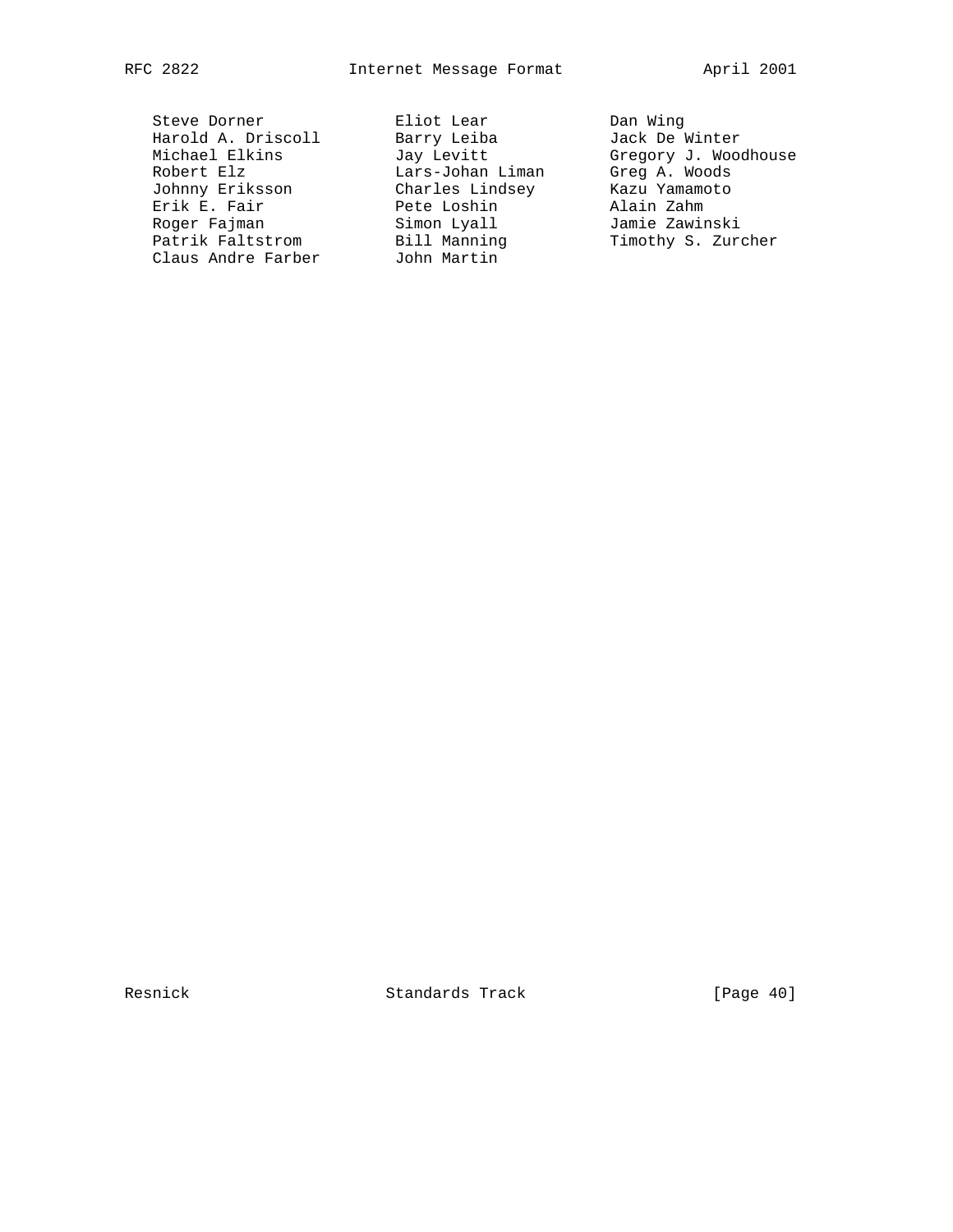```
   Steve Dorner             Eliot Lear              Dan Wing
   Harold A. Driscoll       Barry Leiba             Jack De Winter
   Michael Elkins           Jay Levitt              Gregory J. Woodhouse
   Robert Elz               Lars-Johan Liman        Greg A. Woods
   Johnny Eriksson          Charles Lindsey         Kazu Yamamoto
   Erik E. Fair             Pete Loshin             Alain Zahm
   Roger Fajman             Simon Lyall             Jamie Zawinski
   Patrik Faltstrom         Bill Manning            Timothy S. Zurcher
   Claus Andre Farber       John Martin
```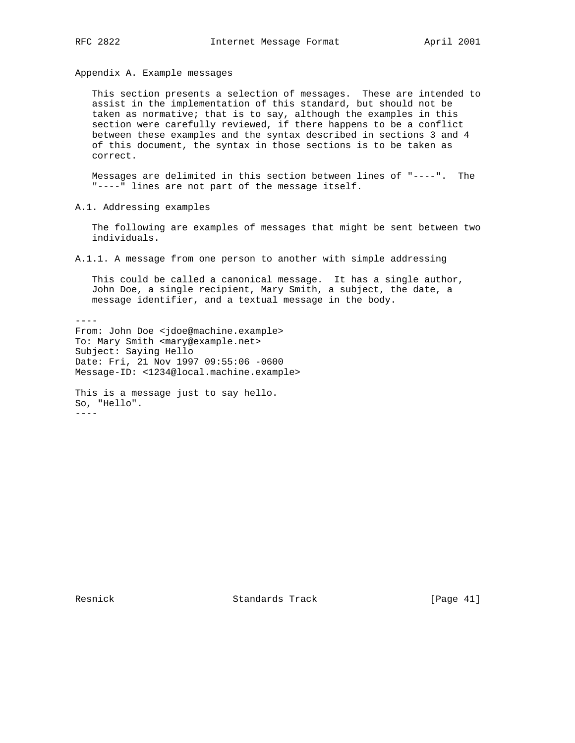# Appendix A. Example messages

This section presents a selection of messages. These are intended to assist in the implementation of this standard, but should not be taken as normative; that is to say, although the examples in this section were carefully reviewed, if there happens to be a conflict between these examples and the syntax described in sections 3 and 4 of this document, the syntax in those sections is to be taken as correct.

Messages are delimited in this section between lines of "----". The "----" lines are not part of the message itself.

## A.1. Addressing examples

The following are examples of messages that might be sent between two individuals.

### A.1.1. A message from one person to another with simple addressing

This could be called a canonical message. It has a single author, John Doe, a single recipient, Mary Smith, a subject, the date, a message identifier, and a textual message in the body.

```
----
From: John Doe <jdoe@machine.example>
To: Mary Smith <mary@example.net>
Subject: Saying Hello
Date: Fri, 21 Nov 1997 09:55:06 -0600
Message-ID: <1234@local.machine.example>

This is a message just to say hello.
So, "Hello".
----
```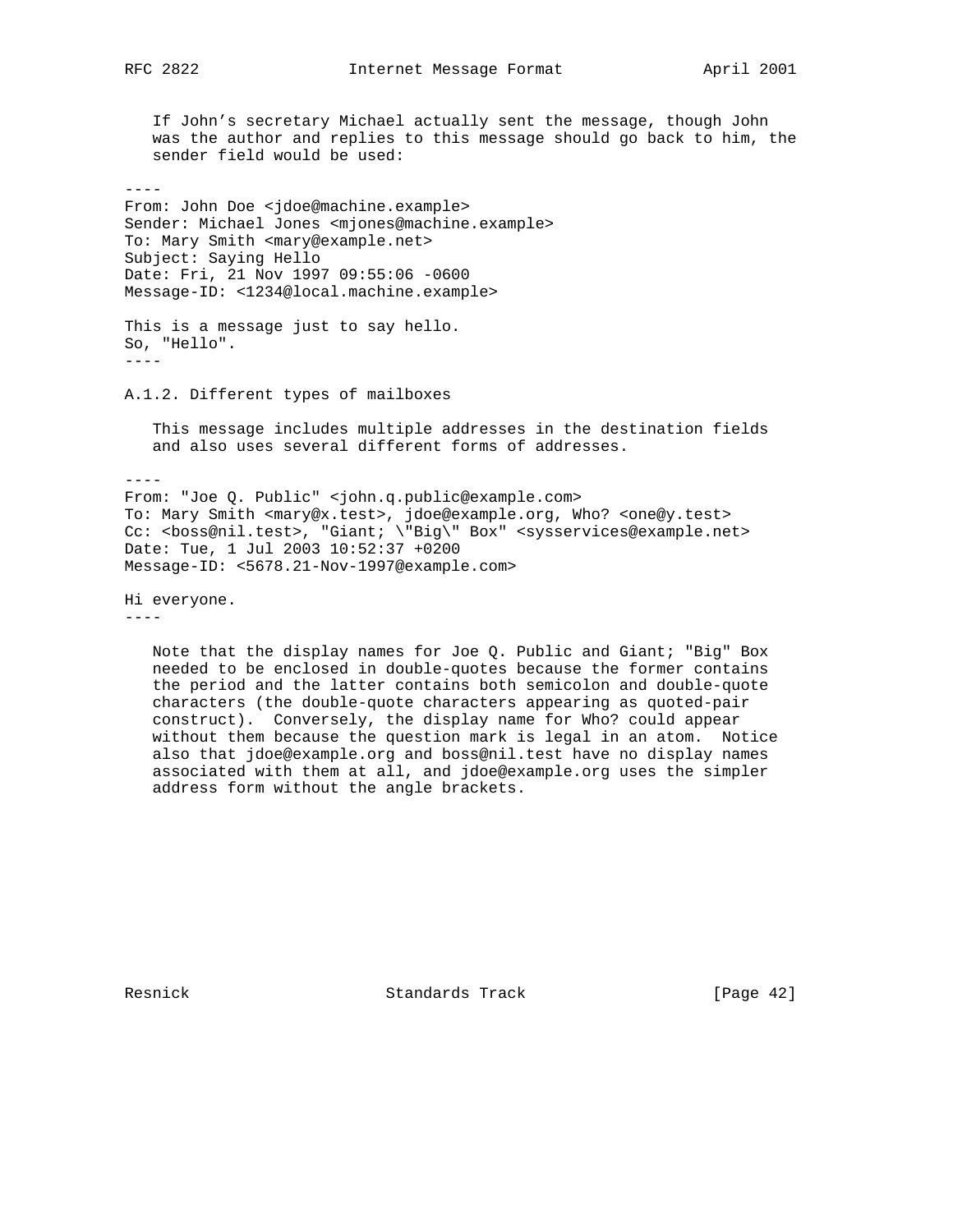If John's secretary Michael actually sent the message, though John was the author and replies to this message should go back to him, the sender field would be used:

```
----
From: John Doe <jdoe@machine.example>
Sender: Michael Jones <mjones@machine.example>
To: Mary Smith <mary@example.net>
Subject: Saying Hello
Date: Fri, 21 Nov 1997 09:55:06 -0600
Message-ID: <1234@local.machine.example>

This is a message just to say hello.
So, "Hello".
----
```

### A.1.2. Different types of mailboxes

This message includes multiple addresses in the destination fields and also uses several different forms of addresses.

```
----
From: "Joe Q. Public" <john.q.public@example.com>
To: Mary Smith <mary@x.test>, jdoe@example.org, Who? <one@y.test>
Cc: <boss@nil.test>, "Giant; \"Big\" Box" <sysservices@example.net>
Date: Tue, 1 Jul 2003 10:52:37 +0200
Message-ID: <5678.21-Nov-1997@example.com>

Hi everyone.
----
```

Note that the display names for Joe Q. Public and Giant; "Big" Box needed to be enclosed in double-quotes because the former contains the period and the latter contains both semicolon and double-quote characters (the double-quote characters appearing as quoted-pair construct). Conversely, the display name for Who? could appear without them because the question mark is legal in an atom. Notice also that jdoe@example.org and boss@nil.test have no display names associated with them at all, and jdoe@example.org uses the simpler address form without the angle brackets.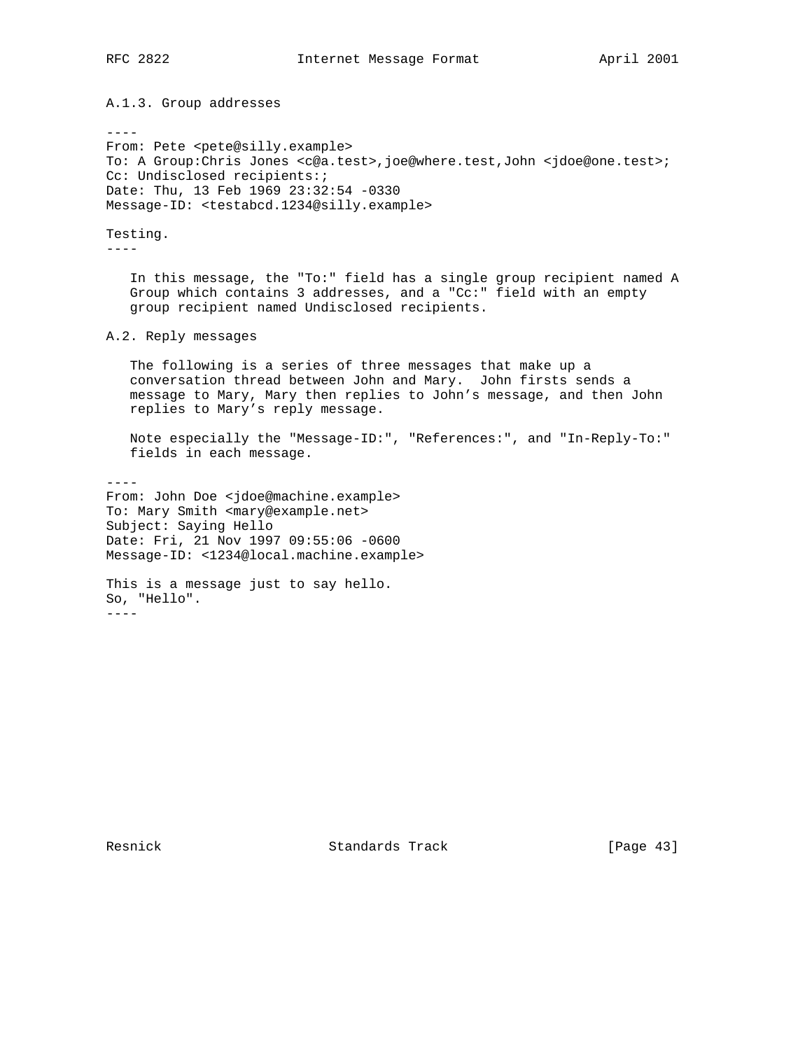### A.1.3. Group addresses

```
----
From: Pete <pete@silly.example>
To: A Group:Chris Jones <c@a.test>,joe@where.test,John <jdoe@one.test>;
Cc: Undisclosed recipients:;
Date: Thu, 13 Feb 1969 23:32:54 -0330
Message-ID: <testabcd.1234@silly.example>

Testing.
----
```

In this message, the "To:" field has a single group recipient named A Group which contains 3 addresses, and a "Cc:" field with an empty group recipient named Undisclosed recipients.

### A.2. Reply messages

The following is a series of three messages that make up a conversation thread between John and Mary. John firsts sends a message to Mary, Mary then replies to John's message, and then John replies to Mary's reply message.

Note especially the "Message-ID:", "References:", and "In-Reply-To:" fields in each message.

```
----
From: John Doe <jdoe@machine.example>
To: Mary Smith <mary@example.net>
Subject: Saying Hello
Date: Fri, 21 Nov 1997 09:55:06 -0600
Message-ID: <1234@local.machine.example>

This is a message just to say hello.
So, "Hello".
----
```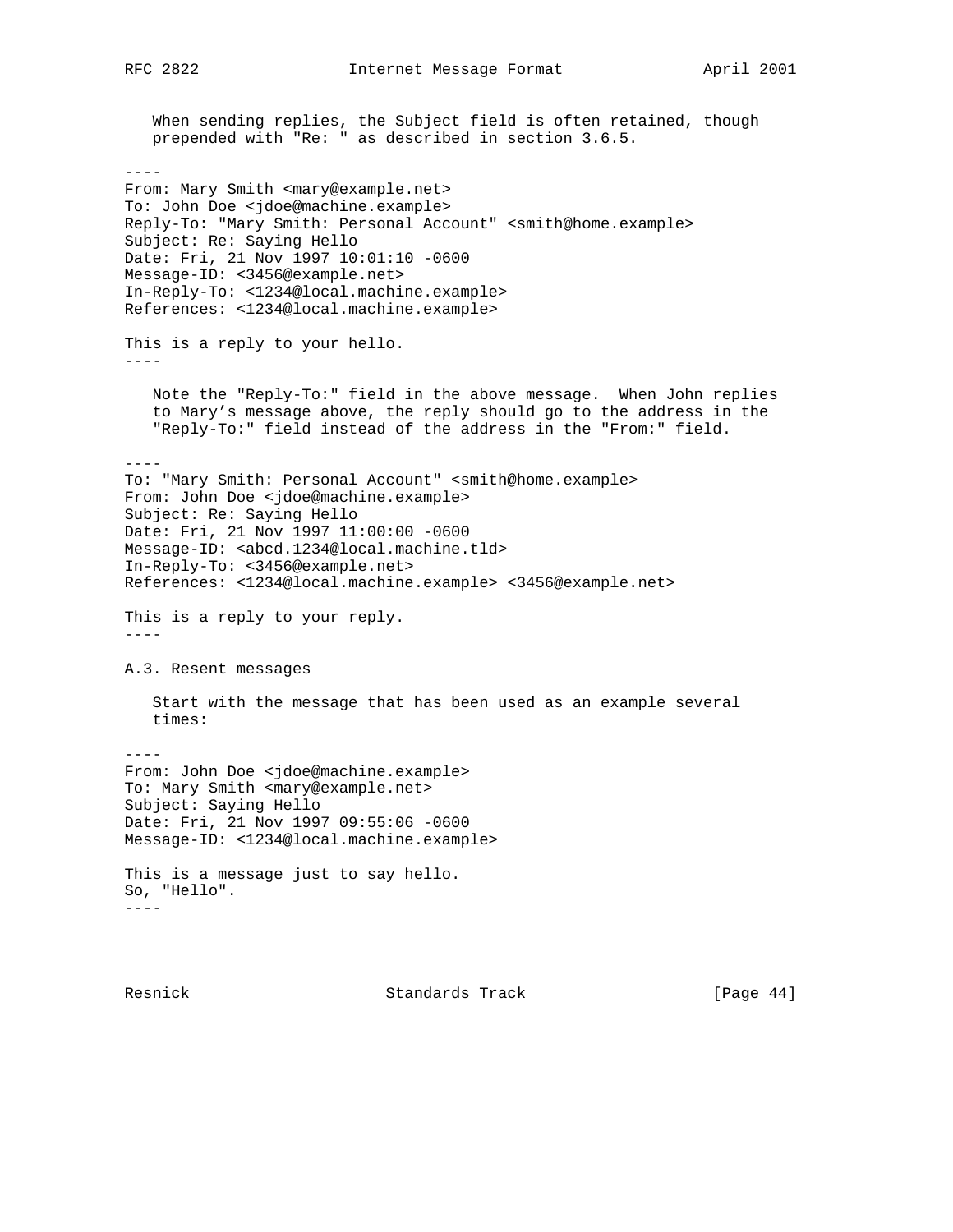When sending replies, the Subject field is often retained, though prepended with "Re: " as described in section 3.6.5.

```
----
From: Mary Smith <mary@example.net>
To: John Doe <jdoe@machine.example>
Reply-To: "Mary Smith: Personal Account" <smith@home.example>
Subject: Re: Saying Hello
Date: Fri, 21 Nov 1997 10:01:10 -0600
Message-ID: <3456@example.net>
In-Reply-To: <1234@local.machine.example>
References: <1234@local.machine.example>

This is a reply to your hello.
----
```

Note the "Reply-To:" field in the above message. When John replies to Mary's message above, the reply should go to the address in the "Reply-To:" field instead of the address in the "From:" field.

```
----
To: "Mary Smith: Personal Account" <smith@home.example>
From: John Doe <jdoe@machine.example>
Subject: Re: Saying Hello
Date: Fri, 21 Nov 1997 11:00:00 -0600
Message-ID: <abcd.1234@local.machine.tld>
In-Reply-To: <3456@example.net>
References: <1234@local.machine.example> <3456@example.net>

This is a reply to your reply.
----
```

## A.3. Resent messages

Start with the message that has been used as an example several times:

```
----
From: John Doe <jdoe@machine.example>
To: Mary Smith <mary@example.net>
Subject: Saying Hello
Date: Fri, 21 Nov 1997 09:55:06 -0600
Message-ID: <1234@local.machine.example>

This is a message just to say hello.
So, "Hello".
----
```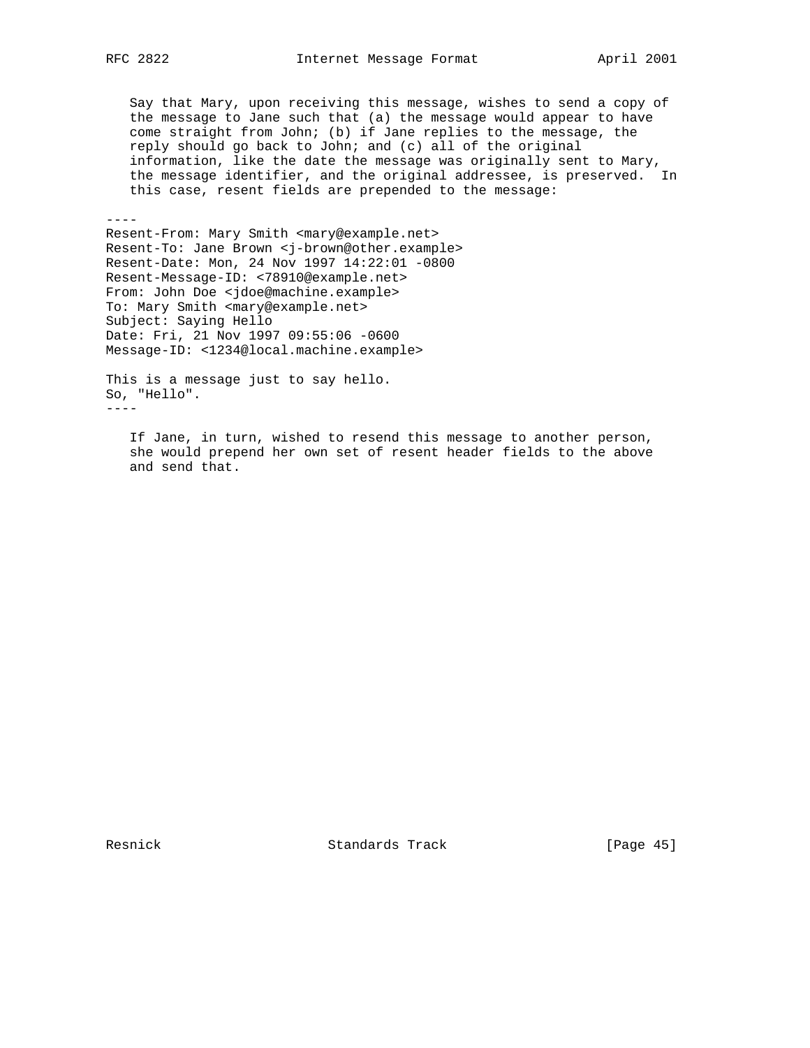Say that Mary, upon receiving this message, wishes to send a copy of the message to Jane such that (a) the message would appear to have come straight from John; (b) if Jane replies to the message, the reply should go back to John; and (c) all of the original information, like the date the message was originally sent to Mary, the message identifier, and the original addressee, is preserved.  In this case, resent fields are prepended to the message:

```
----
Resent-From: Mary Smith <mary@example.net>
Resent-To: Jane Brown <j-brown@other.example>
Resent-Date: Mon, 24 Nov 1997 14:22:01 -0800
Resent-Message-ID: <78910@example.net>
From: John Doe <jdoe@machine.example>
To: Mary Smith <mary@example.net>
Subject: Saying Hello
Date: Fri, 21 Nov 1997 09:55:06 -0600
Message-ID: <1234@local.machine.example>

This is a message just to say hello.
So, "Hello".
----
```

If Jane, in turn, wished to resend this message to another person, she would prepend her own set of resent header fields to the above and send that.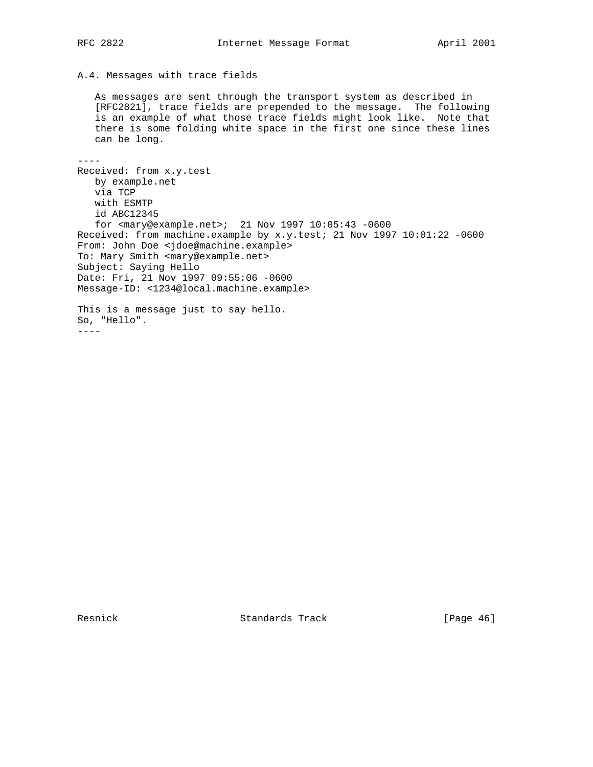## A.4. Messages with trace fields

As messages are sent through the transport system as described in [RFC2821], trace fields are prepended to the message. The following is an example of what those trace fields might look like. Note that there is some folding white space in the first one since these lines can be long.

```
----
Received: from x.y.test
   by example.net
   via TCP
   with ESMTP
   id ABC12345
   for <mary@example.net>;  21 Nov 1997 10:05:43 -0600
Received: from machine.example by x.y.test; 21 Nov 1997 10:01:22 -0600
From: John Doe <jdoe@machine.example>
To: Mary Smith <mary@example.net>
Subject: Saying Hello
Date: Fri, 21 Nov 1997 09:55:06 -0600
Message-ID: <1234@local.machine.example>

This is a message just to say hello.
So, "Hello".
----
```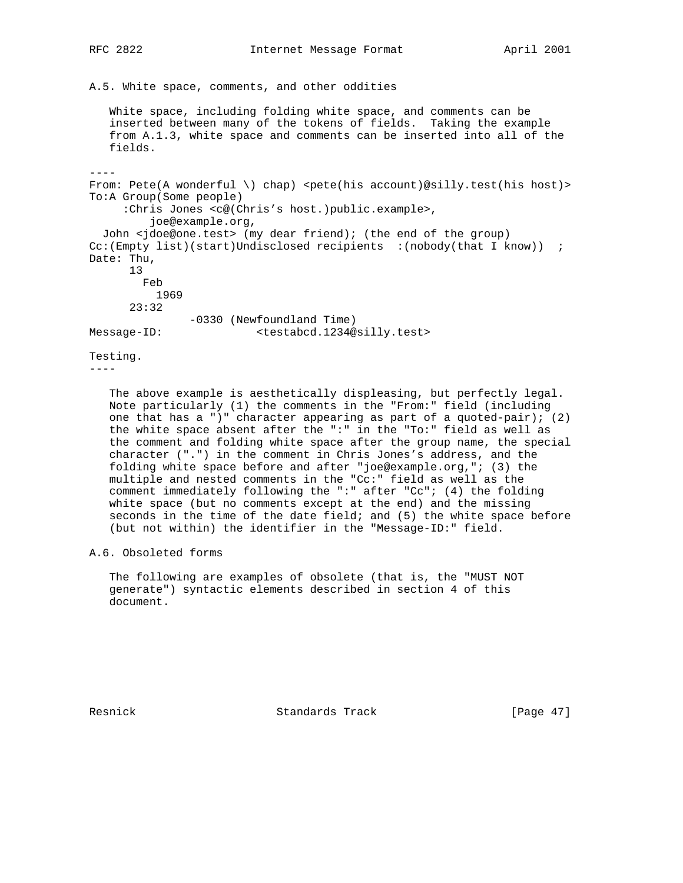### A.5. White space, comments, and other oddities

White space, including folding white space, and comments can be inserted between many of the tokens of fields. Taking the example from A.1.3, white space and comments can be inserted into all of the fields.

```
----
From: Pete(A wonderful \) chap) <pete(his account)@silly.test(his host)>
To:A Group(Some people)
     :Chris Jones <c@(Chris's host.)public.example>,
         joe@example.org,
  John <jdoe@one.test> (my dear friend); (the end of the group)
Cc:(Empty list)(start)Undisclosed recipients  :(nobody(that I know))  ;
Date: Thu,
      13
        Feb
          1969
      23:32
               -0330 (Newfoundland Time)
Message-ID:              <testabcd.1234@silly.test>

Testing.
----
```

The above example is aesthetically displeasing, but perfectly legal. Note particularly (1) the comments in the "From:" field (including one that has a ")" character appearing as part of a quoted-pair); (2) the white space absent after the ":" in the "To:" field as well as the comment and folding white space after the group name, the special character (".") in the comment in Chris Jones's address, and the folding white space before and after "joe@example.org,"; (3) the multiple and nested comments in the "Cc:" field as well as the comment immediately following the ":" after "Cc"; (4) the folding white space (but no comments except at the end) and the missing seconds in the time of the date field; and (5) the white space before (but not within) the identifier in the "Message-ID:" field.

### A.6. Obsoleted forms

The following are examples of obsolete (that is, the "MUST NOT generate") syntactic elements described in section 4 of this document.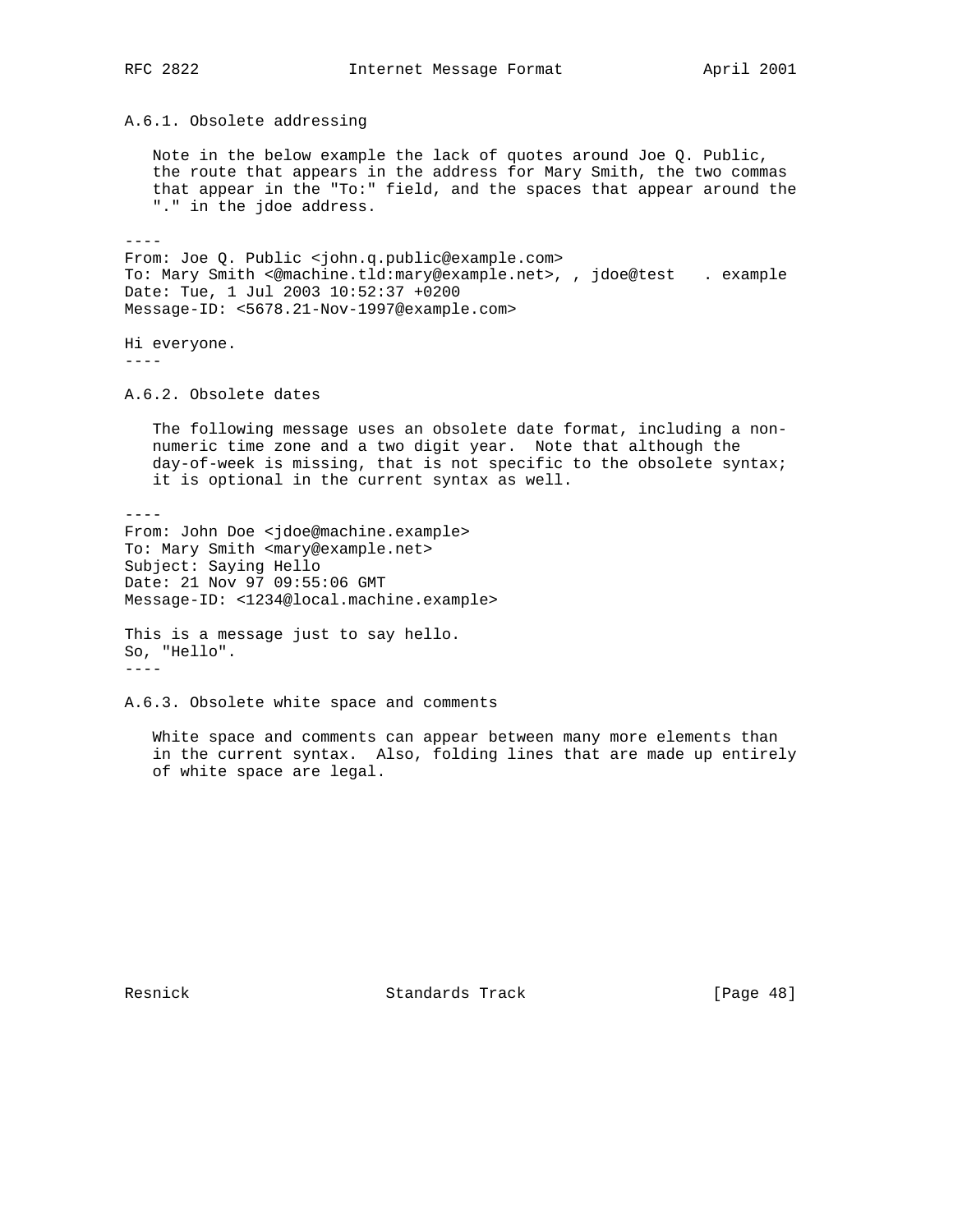### A.6.1. Obsolete addressing

Note in the below example the lack of quotes around Joe Q. Public, the route that appears in the address for Mary Smith, the two commas that appear in the "To:" field, and the spaces that appear around the "." in the jdoe address.

```
----
From: Joe Q. Public <john.q.public@example.com>
To: Mary Smith <@machine.tld:mary@example.net>, , jdoe@test   . example
Date: Tue, 1 Jul 2003 10:52:37 +0200
Message-ID: <5678.21-Nov-1997@example.com>

Hi everyone.
----
```

### A.6.2. Obsolete dates

The following message uses an obsolete date format, including a non-numeric time zone and a two digit year. Note that although the day-of-week is missing, that is not specific to the obsolete syntax; it is optional in the current syntax as well.

```
----
From: John Doe <jdoe@machine.example>
To: Mary Smith <mary@example.net>
Subject: Saying Hello
Date: 21 Nov 97 09:55:06 GMT
Message-ID: <1234@local.machine.example>

This is a message just to say hello.
So, "Hello".
----
```

### A.6.3. Obsolete white space and comments

White space and comments can appear between many more elements than in the current syntax. Also, folding lines that are made up entirely of white space are legal.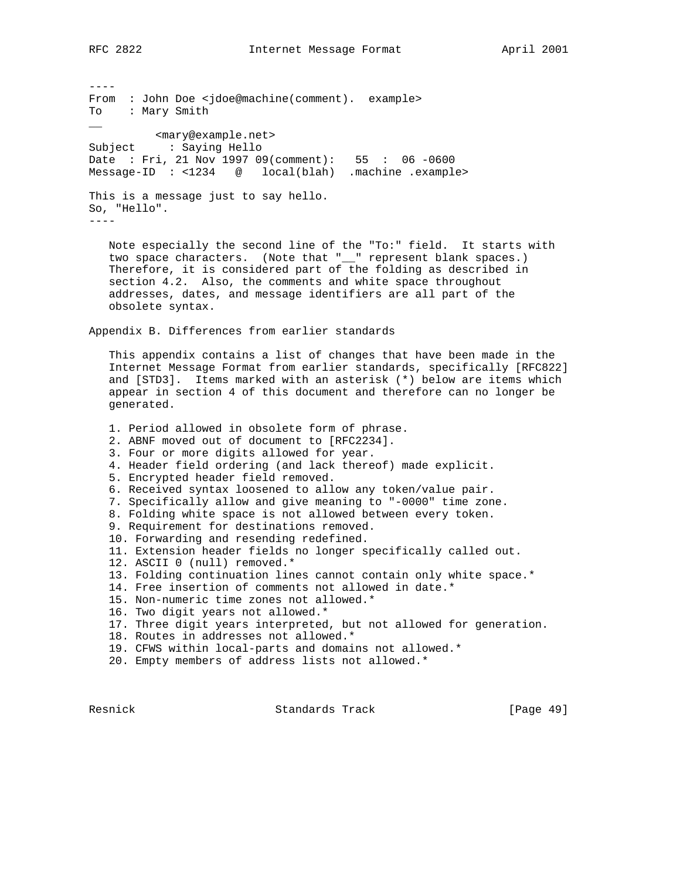```
----
From  : John Doe <jdoe@machine(comment).  example>
To    : Mary Smith
__
          <mary@example.net>
Subject     : Saying Hello
Date  : Fri, 21 Nov 1997 09(comment):   55  :  06 -0600
Message-ID  : <1234   @   local(blah)  .machine .example>

This is a message just to say hello.
So, "Hello".
----
```

Note especially the second line of the "To:" field. It starts with two space characters. (Note that "__" represent blank spaces.) Therefore, it is considered part of the folding as described in section 4.2. Also, the comments and white space throughout addresses, dates, and message identifiers are all part of the obsolete syntax.

## Appendix B. Differences from earlier standards

This appendix contains a list of changes that have been made in the Internet Message Format from earlier standards, specifically [RFC822] and [STD3]. Items marked with an asterisk (*) below are items which appear in section 4 of this document and therefore can no longer be generated.

1. Period allowed in obsolete form of phrase.
2. ABNF moved out of document to [RFC2234].
3. Four or more digits allowed for year.
4. Header field ordering (and lack thereof) made explicit.
5. Encrypted header field removed.
6. Received syntax loosened to allow any token/value pair.
7. Specifically allow and give meaning to "-0000" time zone.
8. Folding white space is not allowed between every token.
9. Requirement for destinations removed.
10. Forwarding and resending redefined.
11. Extension header fields no longer specifically called out.
12. ASCII 0 (null) removed.*
13. Folding continuation lines cannot contain only white space.*
14. Free insertion of comments not allowed in date.*
15. Non-numeric time zones not allowed.*
16. Two digit years not allowed.*
17. Three digit years interpreted, but not allowed for generation.
18. Routes in addresses not allowed.*
19. CFWS within local-parts and domains not allowed.*
20. Empty members of address lists not allowed.*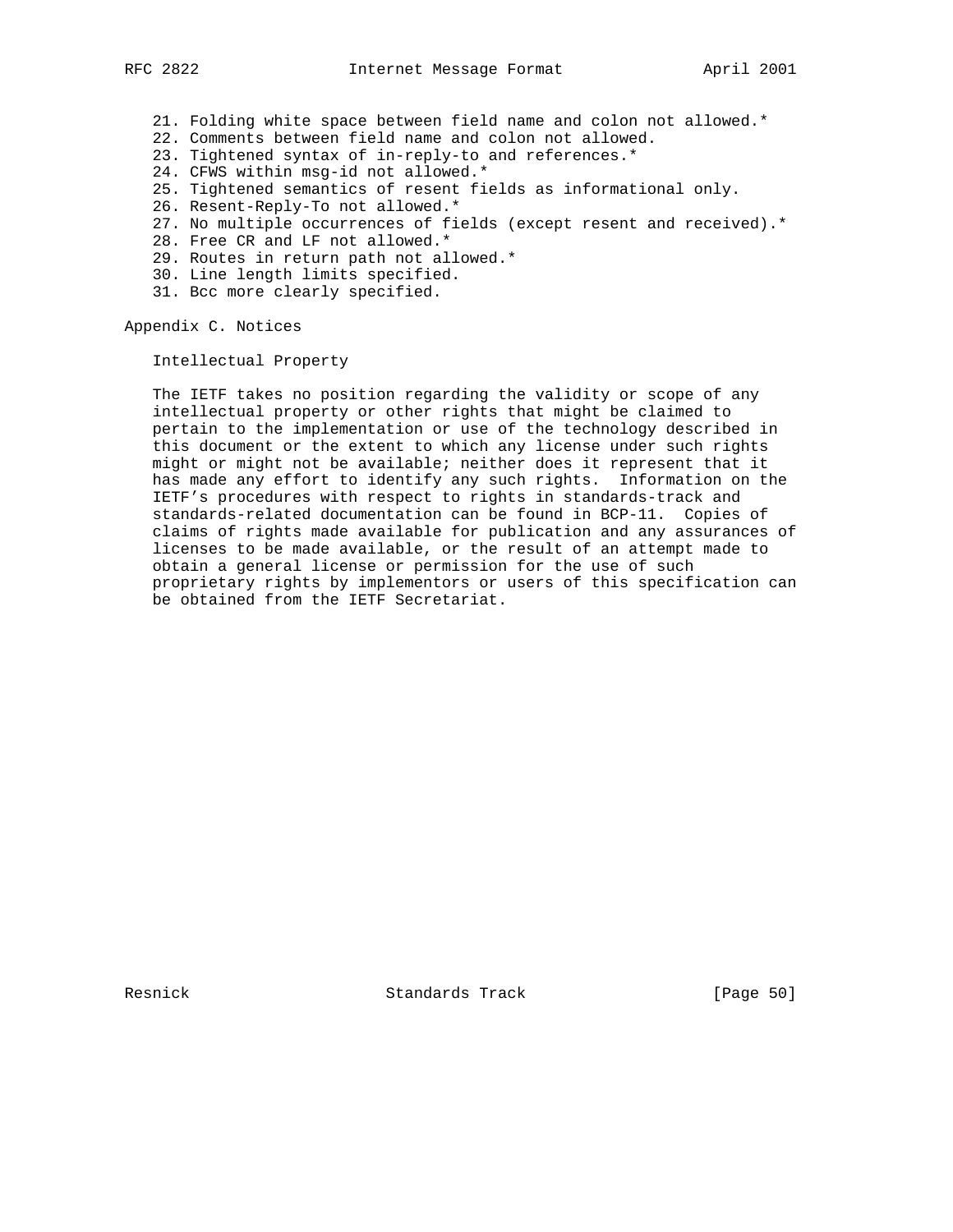21. Folding white space between field name and colon not allowed.*
22. Comments between field name and colon not allowed.
23. Tightened syntax of in-reply-to and references.*
24. CFWS within msg-id not allowed.*
25. Tightened semantics of resent fields as informational only.
26. Resent-Reply-To not allowed.*
27. No multiple occurrences of fields (except resent and received).*
28. Free CR and LF not allowed.*
29. Routes in return path not allowed.*
30. Line length limits specified.
31. Bcc more clearly specified.

## Appendix C. Notices

### Intellectual Property

The IETF takes no position regarding the validity or scope of any intellectual property or other rights that might be claimed to pertain to the implementation or use of the technology described in this document or the extent to which any license under such rights might or might not be available; neither does it represent that it has made any effort to identify any such rights. Information on the IETF's procedures with respect to rights in standards-track and standards-related documentation can be found in BCP-11. Copies of claims of rights made available for publication and any assurances of licenses to be made available, or the result of an attempt made to obtain a general license or permission for the use of such proprietary rights by implementors or users of this specification can be obtained from the IETF Secretariat.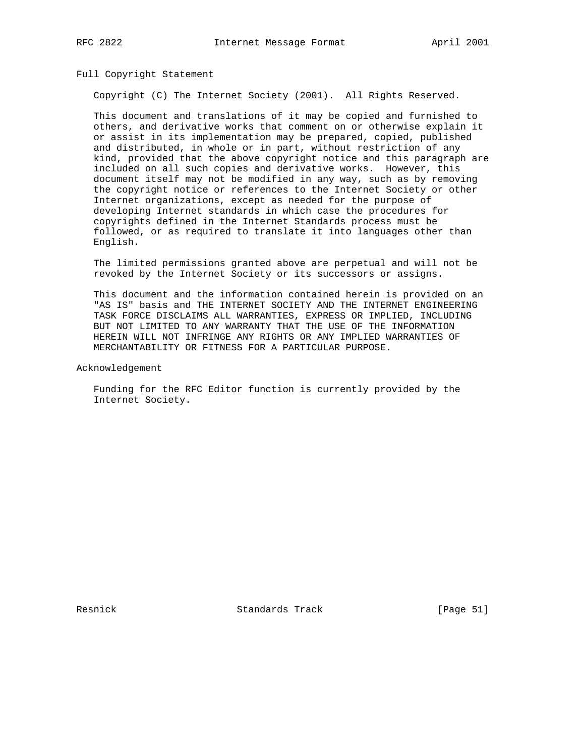## Full Copyright Statement

Copyright (C) The Internet Society (2001). All Rights Reserved.

This document and translations of it may be copied and furnished to others, and derivative works that comment on or otherwise explain it or assist in its implementation may be prepared, copied, published and distributed, in whole or in part, without restriction of any kind, provided that the above copyright notice and this paragraph are included on all such copies and derivative works. However, this document itself may not be modified in any way, such as by removing the copyright notice or references to the Internet Society or other Internet organizations, except as needed for the purpose of developing Internet standards in which case the procedures for copyrights defined in the Internet Standards process must be followed, or as required to translate it into languages other than English.

The limited permissions granted above are perpetual and will not be revoked by the Internet Society or its successors or assigns.

This document and the information contained herein is provided on an "AS IS" basis and THE INTERNET SOCIETY AND THE INTERNET ENGINEERING TASK FORCE DISCLAIMS ALL WARRANTIES, EXPRESS OR IMPLIED, INCLUDING BUT NOT LIMITED TO ANY WARRANTY THAT THE USE OF THE INFORMATION HEREIN WILL NOT INFRINGE ANY RIGHTS OR ANY IMPLIED WARRANTIES OF MERCHANTABILITY OR FITNESS FOR A PARTICULAR PURPOSE.

## Acknowledgement

Funding for the RFC Editor function is currently provided by the Internet Society.